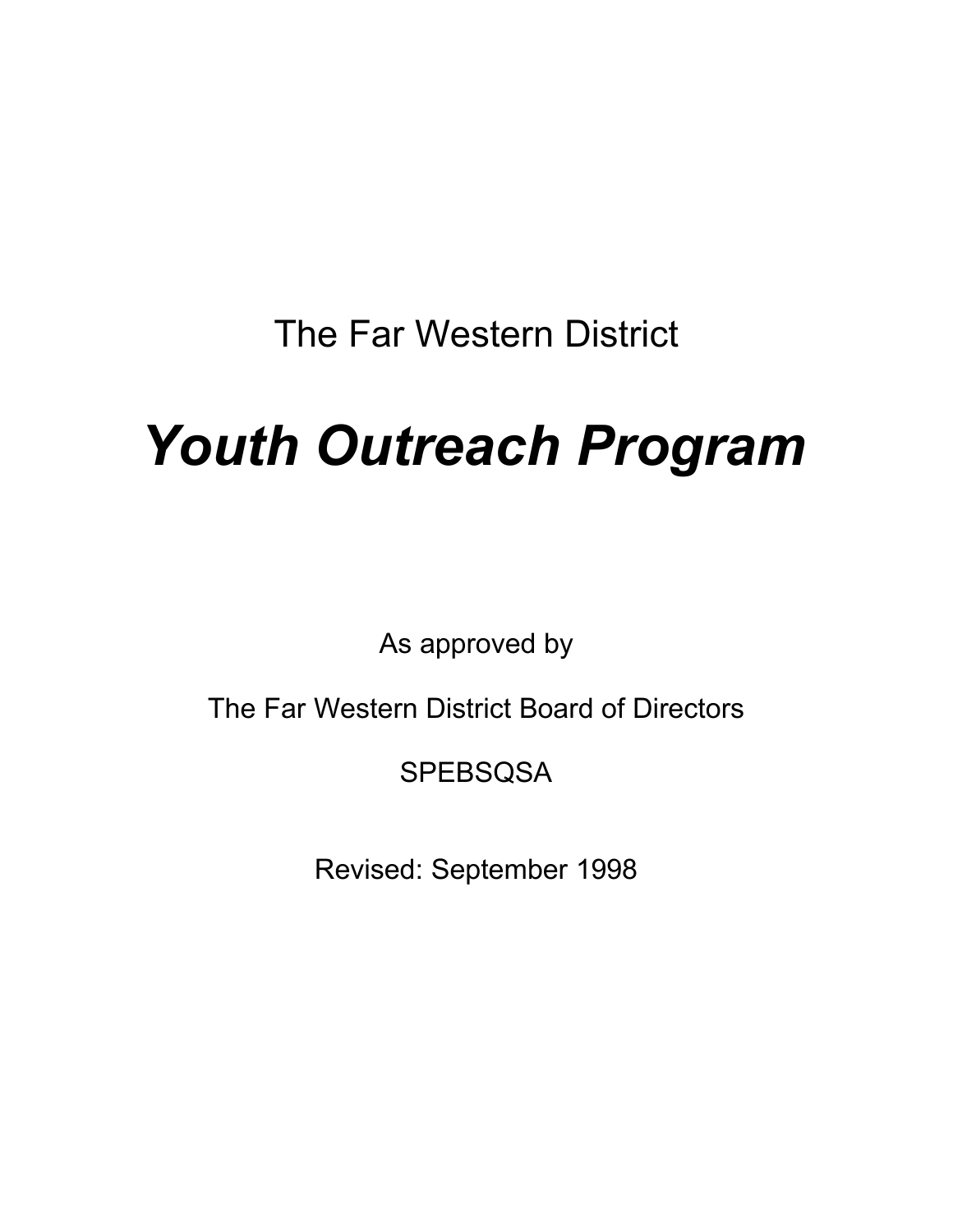The Far Western District

# *Youth Outreach Program*

As approved by

The Far Western District Board of Directors

SPEBSQSA

Revised: September 1998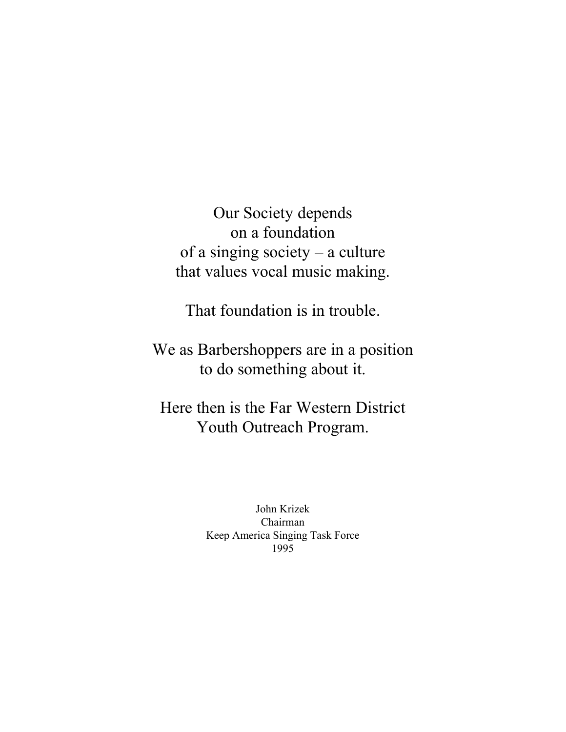Our Society depends
on a foundation
of a singing society – a culture
that values vocal music making.

That foundation is in trouble.

We as Barbershoppers are in a position
to do something about it.

Here then is the Far Western District
Youth Outreach Program.

John Krizek
Chairman
Keep America Singing Task Force
1995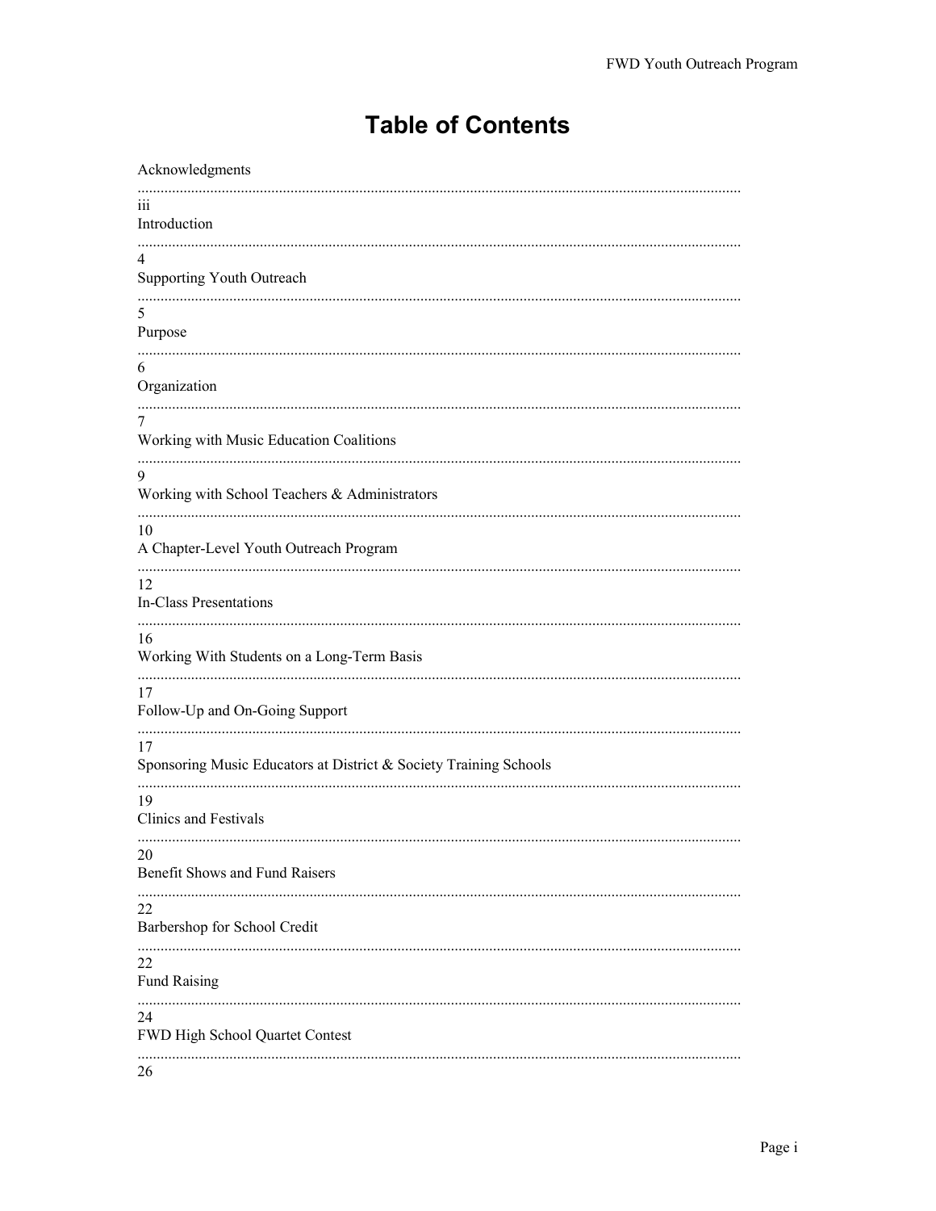# Table of Contents

| Section | Page |
| --- | --- |
| Acknowledgments | iii |
| Introduction | 4 |
| Supporting Youth Outreach | 5 |
| Purpose | 6 |
| Organization | 7 |
| Working with Music Education Coalitions | 9 |
| Working with School Teachers & Administrators | 10 |
| A Chapter-Level Youth Outreach Program | 12 |
| In-Class Presentations | 16 |
| Working With Students on a Long-Term Basis | 17 |
| Follow-Up and On-Going Support | 17 |
| Sponsoring Music Educators at District & Society Training Schools | 19 |
| Clinics and Festivals | 20 |
| Benefit Shows and Fund Raisers | 22 |
| Barbershop for School Credit | 22 |
| Fund Raising | 24 |
| FWD High School Quartet Contest | 26 |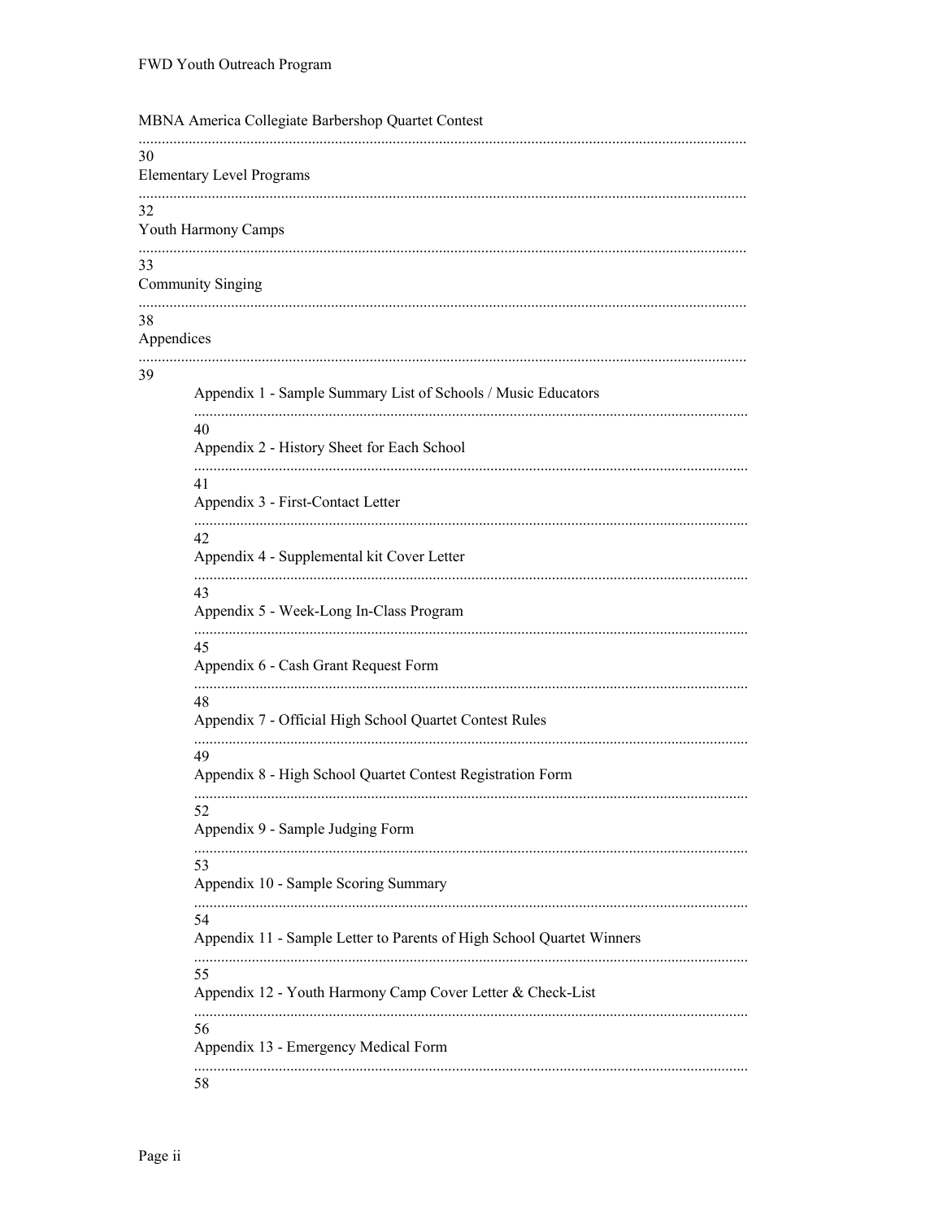MBNA America Collegiate Barbershop Quartet Contest ........................................................................................................ 30

Elementary Level Programs ........................................................................................................ 32

Youth Harmony Camps ........................................................................................................ 33

Community Singing ........................................................................................................ 38

Appendices ........................................................................................................ 39

- Appendix 1 - Sample Summary List of Schools / Music Educators ........................................................................................................ 40
- Appendix 2 - History Sheet for Each School ........................................................................................................ 41
- Appendix 3 - First-Contact Letter ........................................................................................................ 42
- Appendix 4 - Supplemental kit Cover Letter ........................................................................................................ 43
- Appendix 5 - Week-Long In-Class Program ........................................................................................................ 45
- Appendix 6 - Cash Grant Request Form ........................................................................................................ 48
- Appendix 7 - Official High School Quartet Contest Rules ........................................................................................................ 49
- Appendix 8 - High School Quartet Contest Registration Form ........................................................................................................ 52
- Appendix 9 - Sample Judging Form ........................................................................................................ 53
- Appendix 10 - Sample Scoring Summary ........................................................................................................ 54
- Appendix 11 - Sample Letter to Parents of High School Quartet Winners ........................................................................................................ 55
- Appendix 12 - Youth Harmony Camp Cover Letter & Check-List ........................................................................................................ 56
- Appendix 13 - Emergency Medical Form ........................................................................................................ 58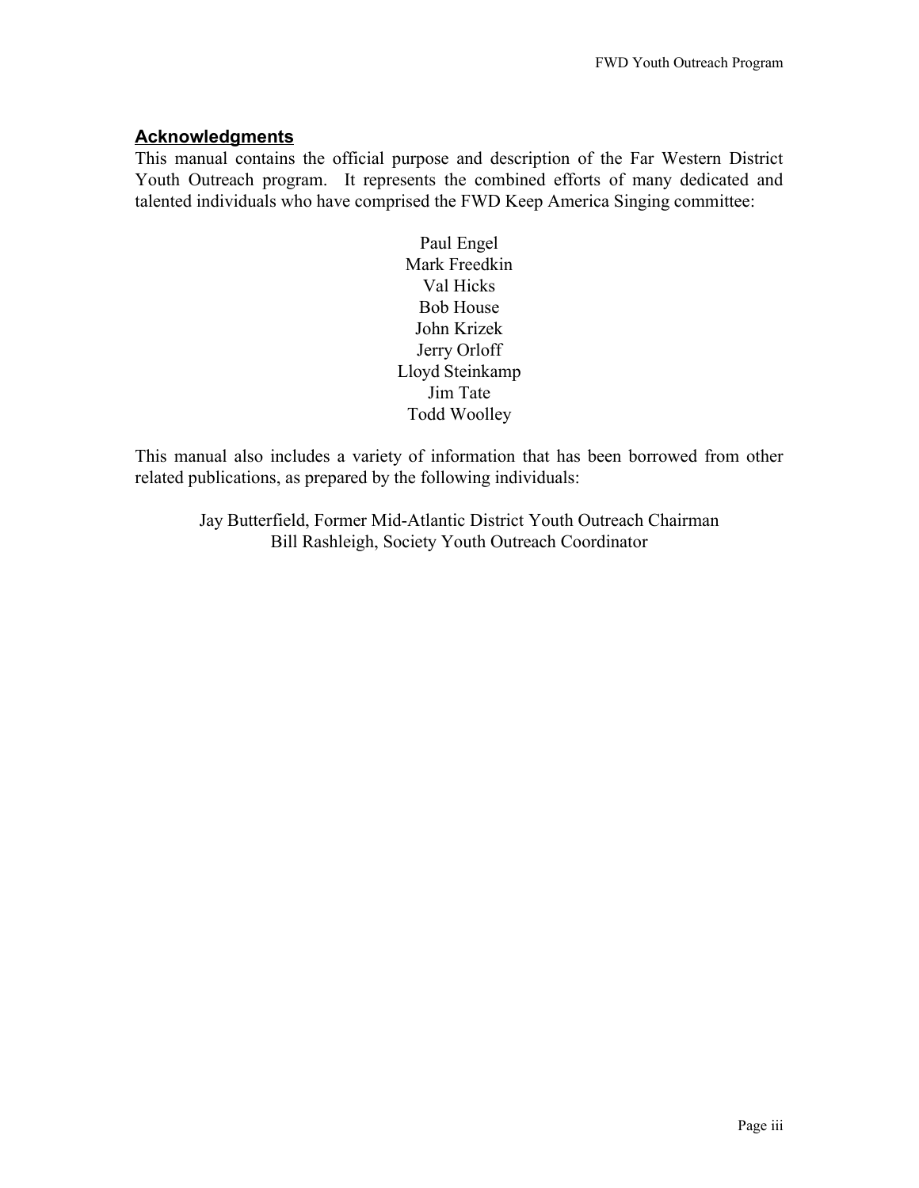## Acknowledgments

This manual contains the official purpose and description of the Far Western District Youth Outreach program. It represents the combined efforts of many dedicated and talented individuals who have comprised the FWD Keep America Singing committee:

Paul Engel
Mark Freedkin
Val Hicks
Bob House
John Krizek
Jerry Orloff
Lloyd Steinkamp
Jim Tate
Todd Woolley

This manual also includes a variety of information that has been borrowed from other related publications, as prepared by the following individuals:

Jay Butterfield, Former Mid-Atlantic District Youth Outreach Chairman
Bill Rashleigh, Society Youth Outreach Coordinator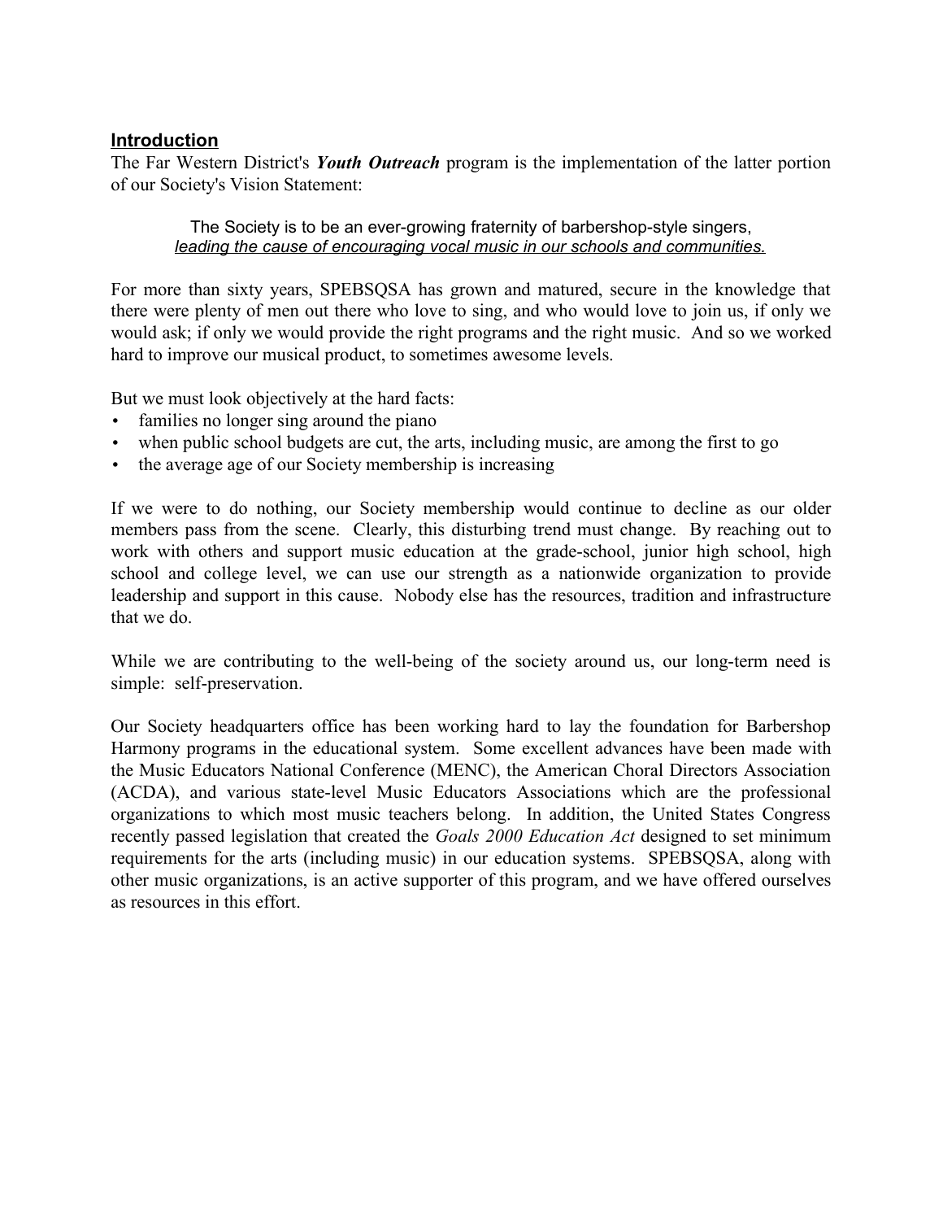## Introduction

The Far Western District's ***Youth Outreach*** program is the implementation of the latter portion of our Society's Vision Statement:

> The Society is to be an ever-growing fraternity of barbershop-style singers,
> <u>*leading the cause of encouraging vocal music in our schools and communities.*</u>

For more than sixty years, SPEBSQSA has grown and matured, secure in the knowledge that there were plenty of men out there who love to sing, and who would love to join us, if only we would ask; if only we would provide the right programs and the right music. And so we worked hard to improve our musical product, to sometimes awesome levels.

But we must look objectively at the hard facts:

- families no longer sing around the piano
- when public school budgets are cut, the arts, including music, are among the first to go
- the average age of our Society membership is increasing

If we were to do nothing, our Society membership would continue to decline as our older members pass from the scene. Clearly, this disturbing trend must change. By reaching out to work with others and support music education at the grade-school, junior high school, high school and college level, we can use our strength as a nationwide organization to provide leadership and support in this cause. Nobody else has the resources, tradition and infrastructure that we do.

While we are contributing to the well-being of the society around us, our long-term need is simple: self-preservation.

Our Society headquarters office has been working hard to lay the foundation for Barbershop Harmony programs in the educational system. Some excellent advances have been made with the Music Educators National Conference (MENC), the American Choral Directors Association (ACDA), and various state-level Music Educators Associations which are the professional organizations to which most music teachers belong. In addition, the United States Congress recently passed legislation that created the *Goals 2000 Education Act* designed to set minimum requirements for the arts (including music) in our education systems. SPEBSQSA, along with other music organizations, is an active supporter of this program, and we have offered ourselves as resources in this effort.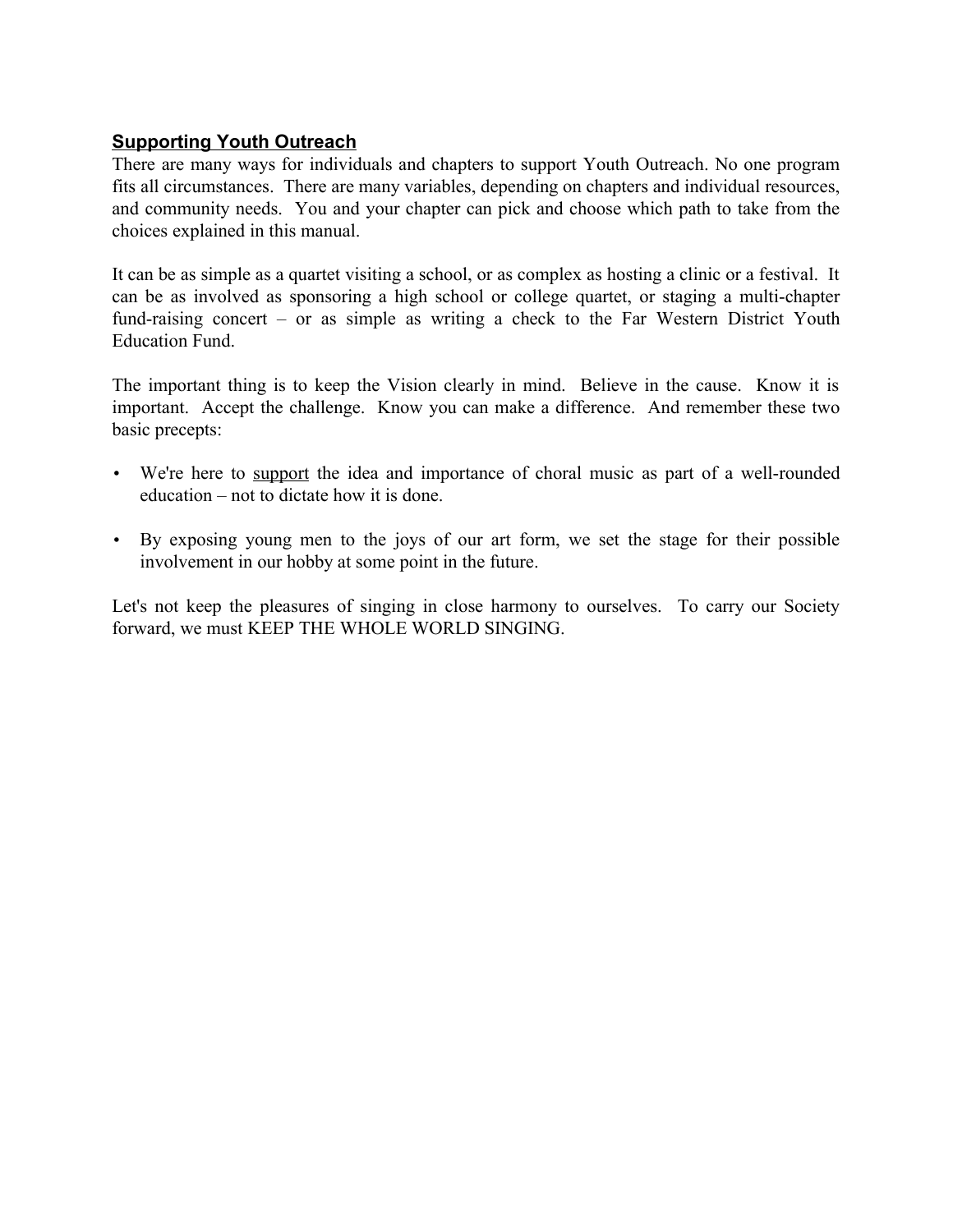## Supporting Youth Outreach

There are many ways for individuals and chapters to support Youth Outreach. No one program fits all circumstances. There are many variables, depending on chapters and individual resources, and community needs. You and your chapter can pick and choose which path to take from the choices explained in this manual.

It can be as simple as a quartet visiting a school, or as complex as hosting a clinic or a festival. It can be as involved as sponsoring a high school or college quartet, or staging a multi-chapter fund-raising concert – or as simple as writing a check to the Far Western District Youth Education Fund.

The important thing is to keep the Vision clearly in mind. Believe in the cause. Know it is important. Accept the challenge. Know you can make a difference. And remember these two basic precepts:

- We're here to <u>support</u> the idea and importance of choral music as part of a well-rounded education – not to dictate how it is done.

- By exposing young men to the joys of our art form, we set the stage for their possible involvement in our hobby at some point in the future.

Let's not keep the pleasures of singing in close harmony to ourselves. To carry our Society forward, we must KEEP THE WHOLE WORLD SINGING.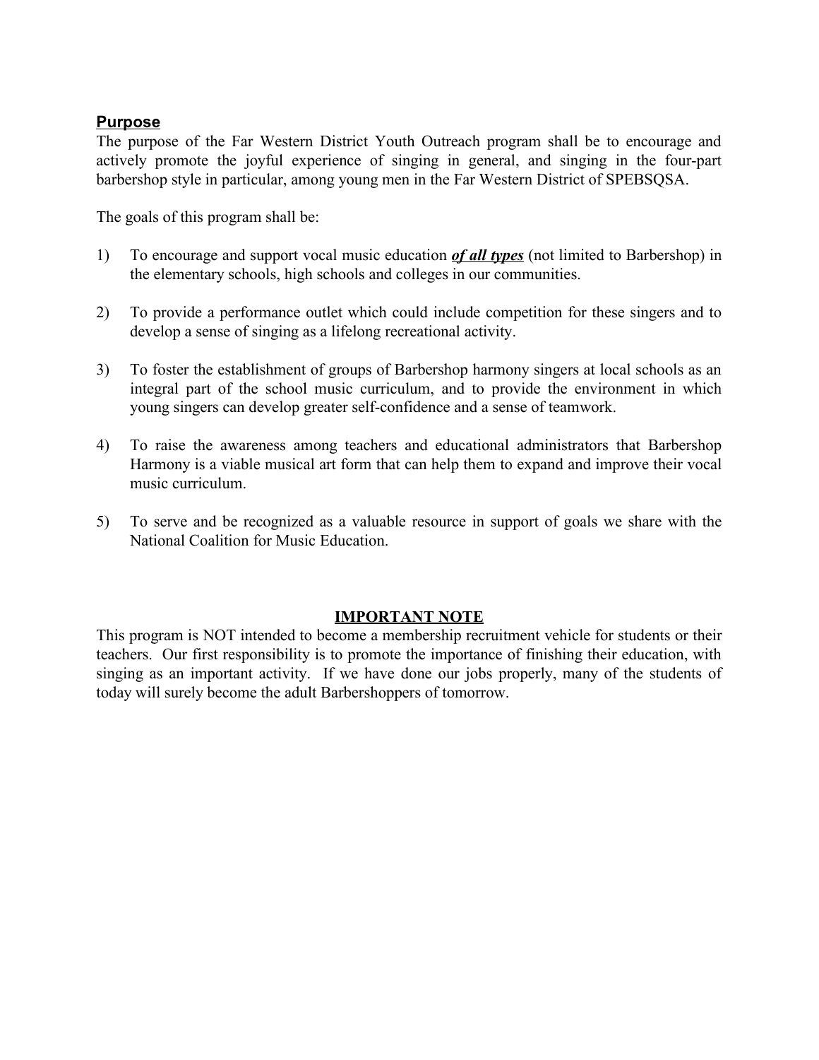## Purpose

The purpose of the Far Western District Youth Outreach program shall be to encourage and actively promote the joyful experience of singing in general, and singing in the four-part barbershop style in particular, among young men in the Far Western District of SPEBSQSA.

The goals of this program shall be:

1) To encourage and support vocal music education ***<u>of all types</u>*** (not limited to Barbershop) in the elementary schools, high schools and colleges in our communities.

2) To provide a performance outlet which could include competition for these singers and to develop a sense of singing as a lifelong recreational activity.

3) To foster the establishment of groups of Barbershop harmony singers at local schools as an integral part of the school music curriculum, and to provide the environment in which young singers can develop greater self-confidence and a sense of teamwork.

4) To raise the awareness among teachers and educational administrators that Barbershop Harmony is a viable musical art form that can help them to expand and improve their vocal music curriculum.

5) To serve and be recognized as a valuable resource in support of goals we share with the National Coalition for Music Education.

### IMPORTANT NOTE

This program is NOT intended to become a membership recruitment vehicle for students or their teachers. Our first responsibility is to promote the importance of finishing their education, with singing as an important activity. If we have done our jobs properly, many of the students of today will surely become the adult Barbershoppers of tomorrow.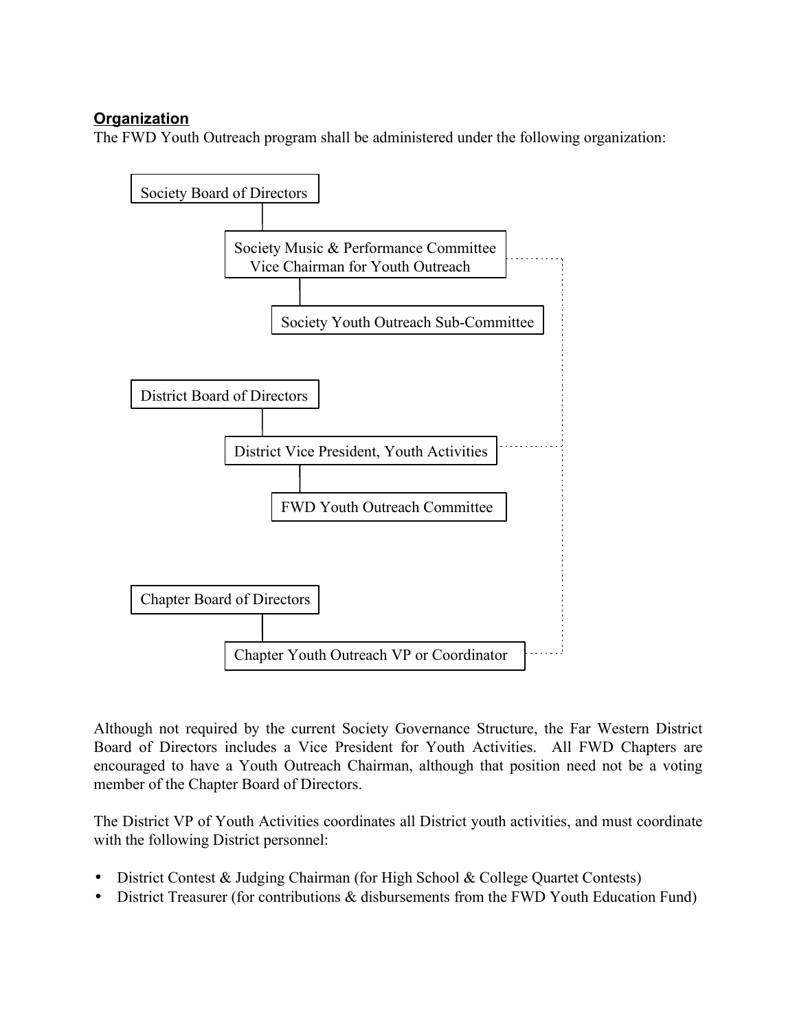## Organization

The FWD Youth Outreach program shall be administered under the following organization:

- Society Board of Directors
  - Society Music & Performance Committee Vice Chairman for Youth Outreach
    - Society Youth Outreach Sub-Committee
- District Board of Directors
  - District Vice President, Youth Activities
    - FWD Youth Outreach Committee
- Chapter Board of Directors
  - Chapter Youth Outreach VP or Coordinator

Although not required by the current Society Governance Structure, the Far Western District Board of Directors includes a Vice President for Youth Activities. All FWD Chapters are encouraged to have a Youth Outreach Chairman, although that position need not be a voting member of the Chapter Board of Directors.

The District VP of Youth Activities coordinates all District youth activities, and must coordinate with the following District personnel:

- District Contest & Judging Chairman (for High School & College Quartet Contests)
- District Treasurer (for contributions & disbursements from the FWD Youth Education Fund)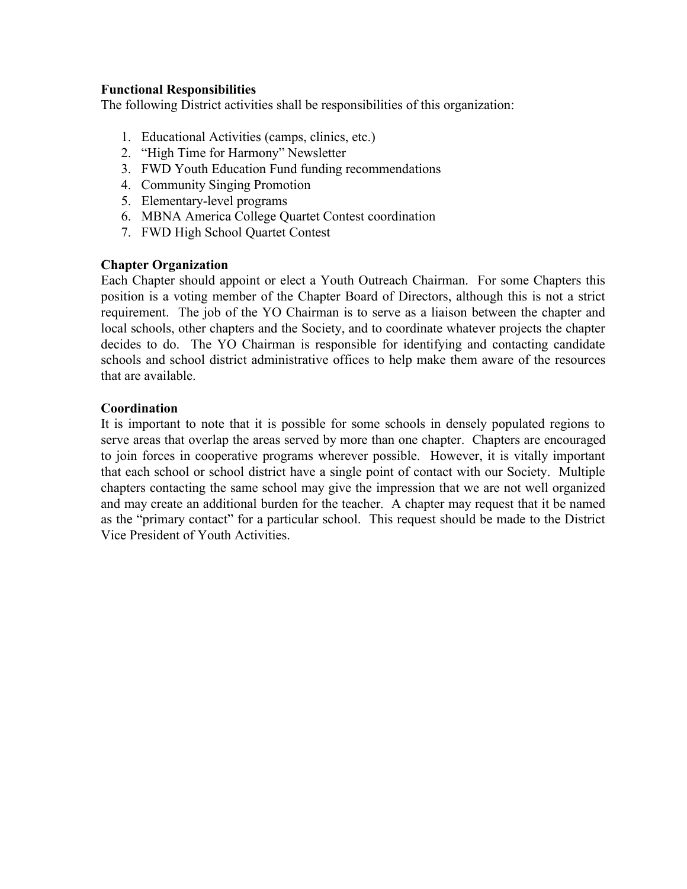**Functional Responsibilities**

The following District activities shall be responsibilities of this organization:

1. Educational Activities (camps, clinics, etc.)
2. "High Time for Harmony" Newsletter
3. FWD Youth Education Fund funding recommendations
4. Community Singing Promotion
5. Elementary-level programs
6. MBNA America College Quartet Contest coordination
7. FWD High School Quartet Contest

**Chapter Organization**

Each Chapter should appoint or elect a Youth Outreach Chairman. For some Chapters this position is a voting member of the Chapter Board of Directors, although this is not a strict requirement. The job of the YO Chairman is to serve as a liaison between the chapter and local schools, other chapters and the Society, and to coordinate whatever projects the chapter decides to do. The YO Chairman is responsible for identifying and contacting candidate schools and school district administrative offices to help make them aware of the resources that are available.

**Coordination**

It is important to note that it is possible for some schools in densely populated regions to serve areas that overlap the areas served by more than one chapter. Chapters are encouraged to join forces in cooperative programs wherever possible. However, it is vitally important that each school or school district have a single point of contact with our Society. Multiple chapters contacting the same school may give the impression that we are not well organized and may create an additional burden for the teacher. A chapter may request that it be named as the "primary contact" for a particular school. This request should be made to the District Vice President of Youth Activities.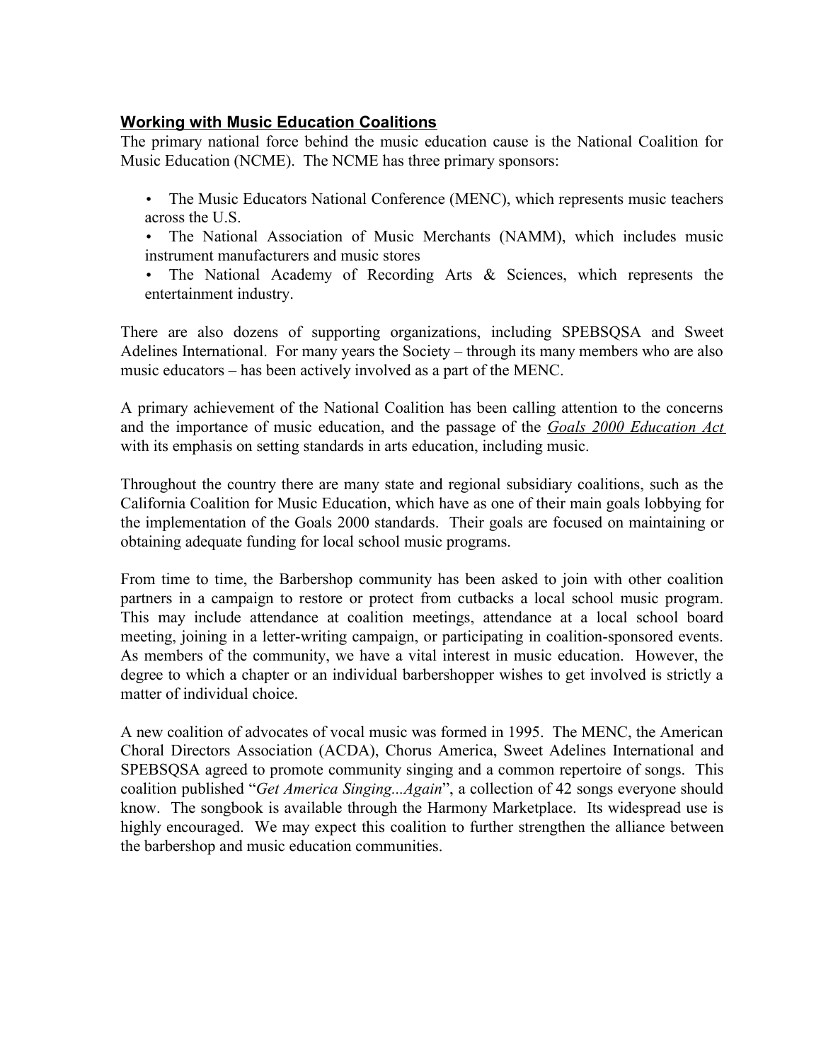## Working with Music Education Coalitions

The primary national force behind the music education cause is the National Coalition for Music Education (NCME). The NCME has three primary sponsors:

- The Music Educators National Conference (MENC), which represents music teachers across the U.S.
- The National Association of Music Merchants (NAMM), which includes music instrument manufacturers and music stores
- The National Academy of Recording Arts & Sciences, which represents the entertainment industry.

There are also dozens of supporting organizations, including SPEBSQSA and Sweet Adelines International. For many years the Society – through its many members who are also music educators – has been actively involved as a part of the MENC.

A primary achievement of the National Coalition has been calling attention to the concerns and the importance of music education, and the passage of the *Goals 2000 Education Act* with its emphasis on setting standards in arts education, including music.

Throughout the country there are many state and regional subsidiary coalitions, such as the California Coalition for Music Education, which have as one of their main goals lobbying for the implementation of the Goals 2000 standards. Their goals are focused on maintaining or obtaining adequate funding for local school music programs.

From time to time, the Barbershop community has been asked to join with other coalition partners in a campaign to restore or protect from cutbacks a local school music program. This may include attendance at coalition meetings, attendance at a local school board meeting, joining in a letter-writing campaign, or participating in coalition-sponsored events. As members of the community, we have a vital interest in music education. However, the degree to which a chapter or an individual barbershopper wishes to get involved is strictly a matter of individual choice.

A new coalition of advocates of vocal music was formed in 1995. The MENC, the American Choral Directors Association (ACDA), Chorus America, Sweet Adelines International and SPEBSQSA agreed to promote community singing and a common repertoire of songs. This coalition published "*Get America Singing...Again*", a collection of 42 songs everyone should know. The songbook is available through the Harmony Marketplace. Its widespread use is highly encouraged. We may expect this coalition to further strengthen the alliance between the barbershop and music education communities.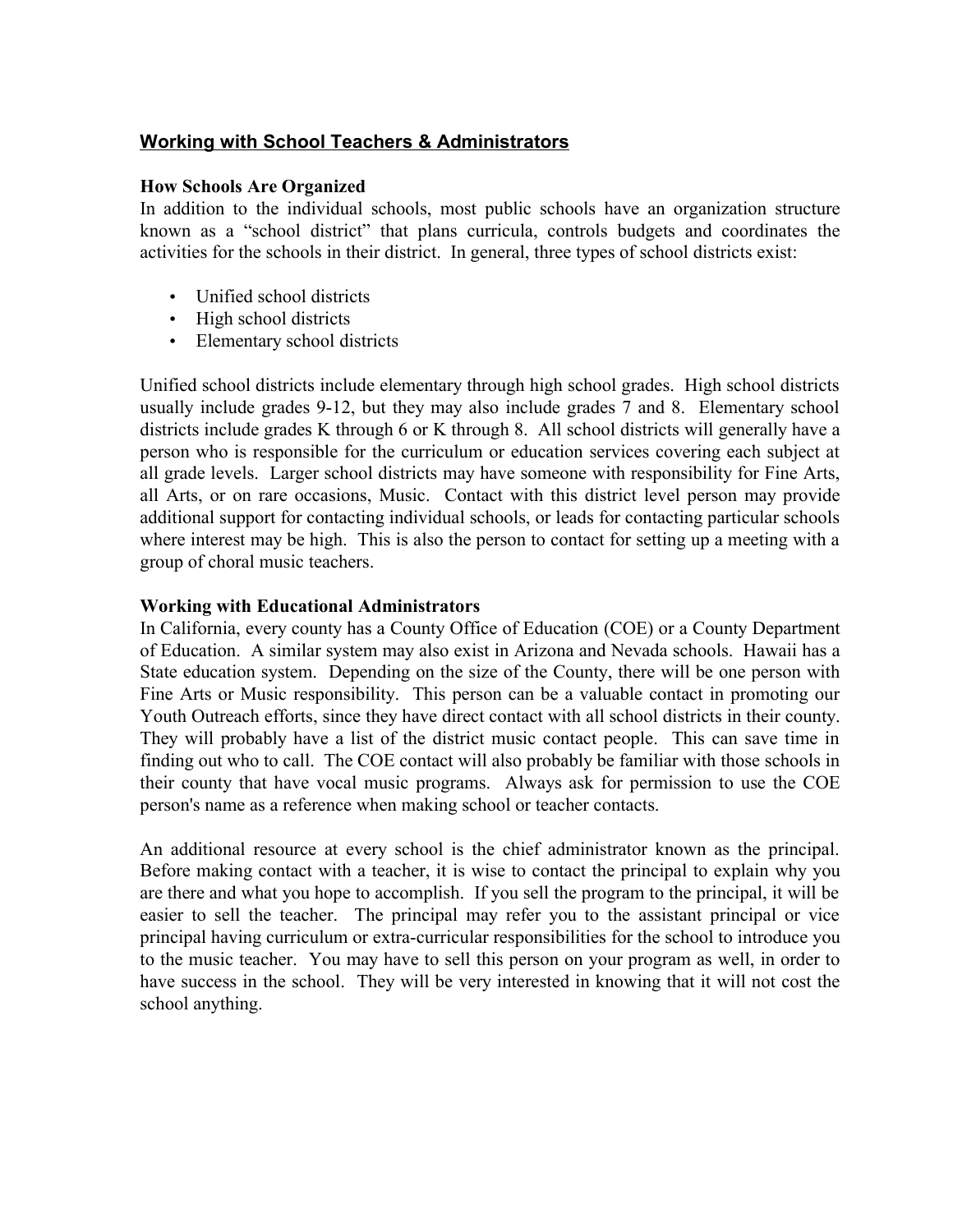## Working with School Teachers & Administrators

### How Schools Are Organized

In addition to the individual schools, most public schools have an organization structure known as a "school district" that plans curricula, controls budgets and coordinates the activities for the schools in their district. In general, three types of school districts exist:

- Unified school districts
- High school districts
- Elementary school districts

Unified school districts include elementary through high school grades. High school districts usually include grades 9-12, but they may also include grades 7 and 8. Elementary school districts include grades K through 6 or K through 8. All school districts will generally have a person who is responsible for the curriculum or education services covering each subject at all grade levels. Larger school districts may have someone with responsibility for Fine Arts, all Arts, or on rare occasions, Music. Contact with this district level person may provide additional support for contacting individual schools, or leads for contacting particular schools where interest may be high. This is also the person to contact for setting up a meeting with a group of choral music teachers.

### Working with Educational Administrators

In California, every county has a County Office of Education (COE) or a County Department of Education. A similar system may also exist in Arizona and Nevada schools. Hawaii has a State education system. Depending on the size of the County, there will be one person with Fine Arts or Music responsibility. This person can be a valuable contact in promoting our Youth Outreach efforts, since they have direct contact with all school districts in their county. They will probably have a list of the district music contact people. This can save time in finding out who to call. The COE contact will also probably be familiar with those schools in their county that have vocal music programs. Always ask for permission to use the COE person's name as a reference when making school or teacher contacts.

An additional resource at every school is the chief administrator known as the principal. Before making contact with a teacher, it is wise to contact the principal to explain why you are there and what you hope to accomplish. If you sell the program to the principal, it will be easier to sell the teacher. The principal may refer you to the assistant principal or vice principal having curriculum or extra-curricular responsibilities for the school to introduce you to the music teacher. You may have to sell this person on your program as well, in order to have success in the school. They will be very interested in knowing that it will not cost the school anything.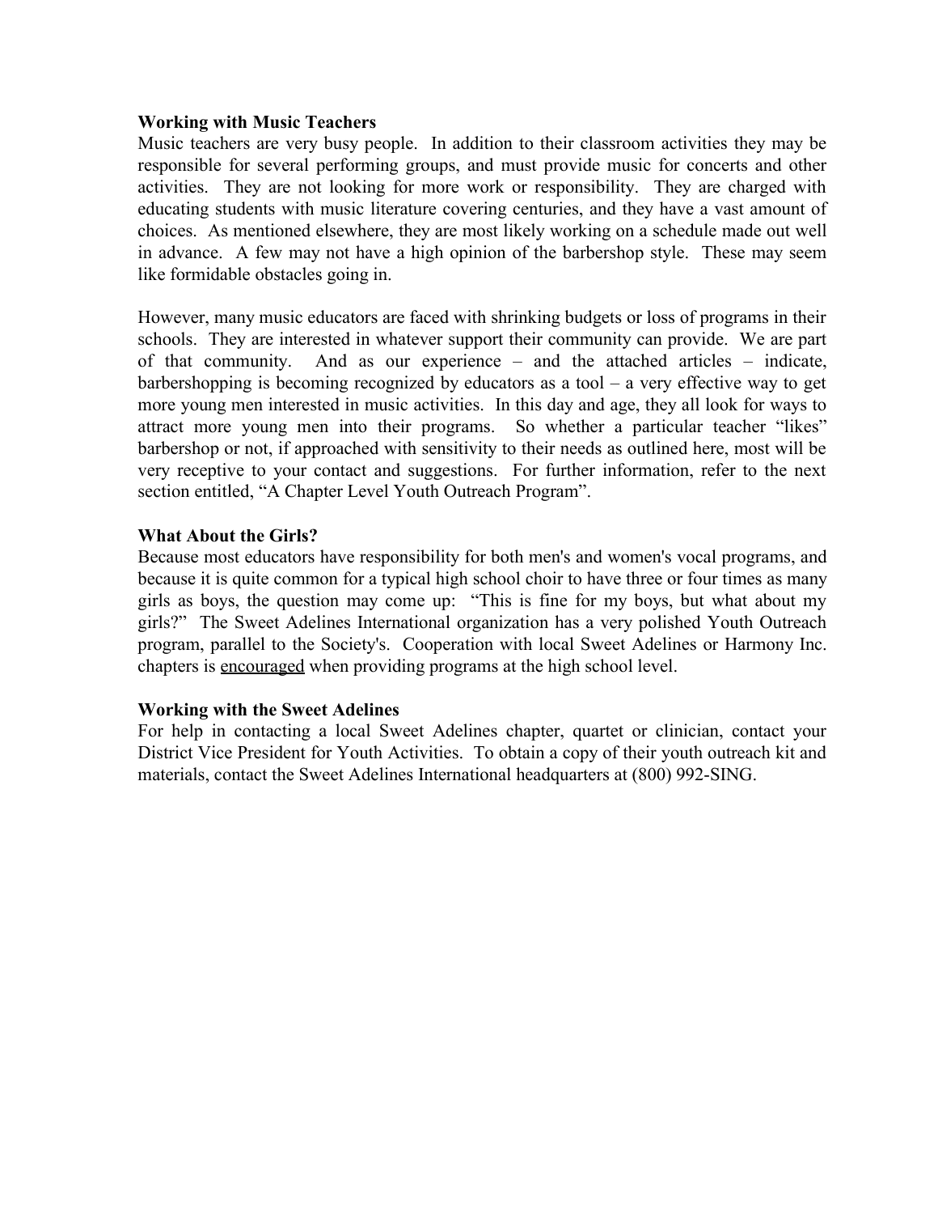**Working with Music Teachers**

Music teachers are very busy people. In addition to their classroom activities they may be responsible for several performing groups, and must provide music for concerts and other activities. They are not looking for more work or responsibility. They are charged with educating students with music literature covering centuries, and they have a vast amount of choices. As mentioned elsewhere, they are most likely working on a schedule made out well in advance. A few may not have a high opinion of the barbershop style. These may seem like formidable obstacles going in.

However, many music educators are faced with shrinking budgets or loss of programs in their schools. They are interested in whatever support their community can provide. We are part of that community. And as our experience – and the attached articles – indicate, barbershopping is becoming recognized by educators as a tool – a very effective way to get more young men interested in music activities. In this day and age, they all look for ways to attract more young men into their programs. So whether a particular teacher "likes" barbershop or not, if approached with sensitivity to their needs as outlined here, most will be very receptive to your contact and suggestions. For further information, refer to the next section entitled, "A Chapter Level Youth Outreach Program".

**What About the Girls?**

Because most educators have responsibility for both men's and women's vocal programs, and because it is quite common for a typical high school choir to have three or four times as many girls as boys, the question may come up: "This is fine for my boys, but what about my girls?" The Sweet Adelines International organization has a very polished Youth Outreach program, parallel to the Society's. Cooperation with local Sweet Adelines or Harmony Inc. chapters is <u>encouraged</u> when providing programs at the high school level.

**Working with the Sweet Adelines**

For help in contacting a local Sweet Adelines chapter, quartet or clinician, contact your District Vice President for Youth Activities. To obtain a copy of their youth outreach kit and materials, contact the Sweet Adelines International headquarters at (800) 992-SING.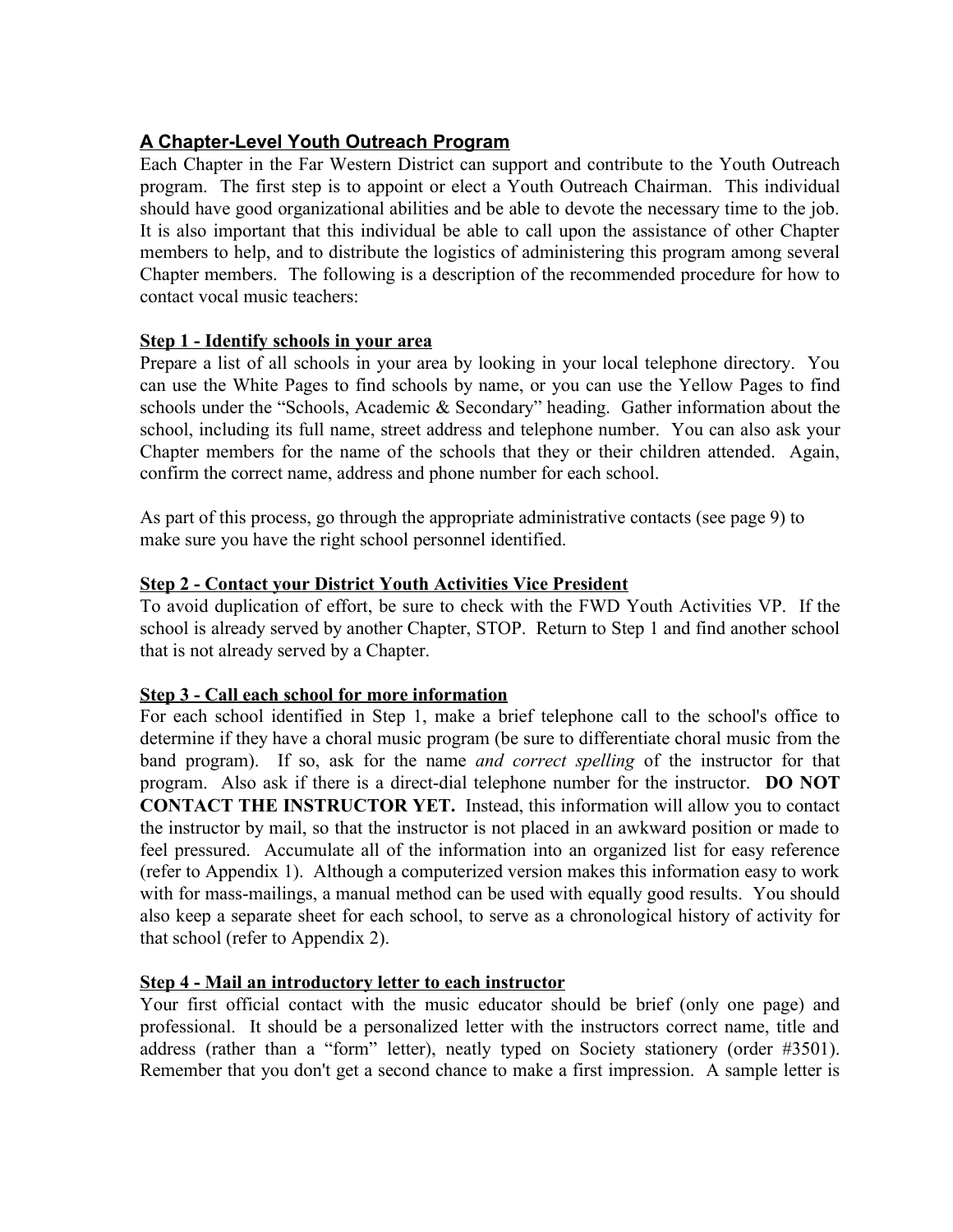## A Chapter-Level Youth Outreach Program

Each Chapter in the Far Western District can support and contribute to the Youth Outreach program. The first step is to appoint or elect a Youth Outreach Chairman. This individual should have good organizational abilities and be able to devote the necessary time to the job. It is also important that this individual be able to call upon the assistance of other Chapter members to help, and to distribute the logistics of administering this program among several Chapter members. The following is a description of the recommended procedure for how to contact vocal music teachers:

### Step 1 - Identify schools in your area

Prepare a list of all schools in your area by looking in your local telephone directory. You can use the White Pages to find schools by name, or you can use the Yellow Pages to find schools under the "Schools, Academic & Secondary" heading. Gather information about the school, including its full name, street address and telephone number. You can also ask your Chapter members for the name of the schools that they or their children attended. Again, confirm the correct name, address and phone number for each school.

As part of this process, go through the appropriate administrative contacts (see page 9) to make sure you have the right school personnel identified.

### Step 2 - Contact your District Youth Activities Vice President

To avoid duplication of effort, be sure to check with the FWD Youth Activities VP. If the school is already served by another Chapter, STOP. Return to Step 1 and find another school that is not already served by a Chapter.

### Step 3 - Call each school for more information

For each school identified in Step 1, make a brief telephone call to the school's office to determine if they have a choral music program (be sure to differentiate choral music from the band program). If so, ask for the name *and correct spelling* of the instructor for that program. Also ask if there is a direct-dial telephone number for the instructor. **DO NOT CONTACT THE INSTRUCTOR YET.** Instead, this information will allow you to contact the instructor by mail, so that the instructor is not placed in an awkward position or made to feel pressured. Accumulate all of the information into an organized list for easy reference (refer to Appendix 1). Although a computerized version makes this information easy to work with for mass-mailings, a manual method can be used with equally good results. You should also keep a separate sheet for each school, to serve as a chronological history of activity for that school (refer to Appendix 2).

### Step 4 - Mail an introductory letter to each instructor

Your first official contact with the music educator should be brief (only one page) and professional. It should be a personalized letter with the instructors correct name, title and address (rather than a "form" letter), neatly typed on Society stationery (order #3501). Remember that you don't get a second chance to make a first impression. A sample letter is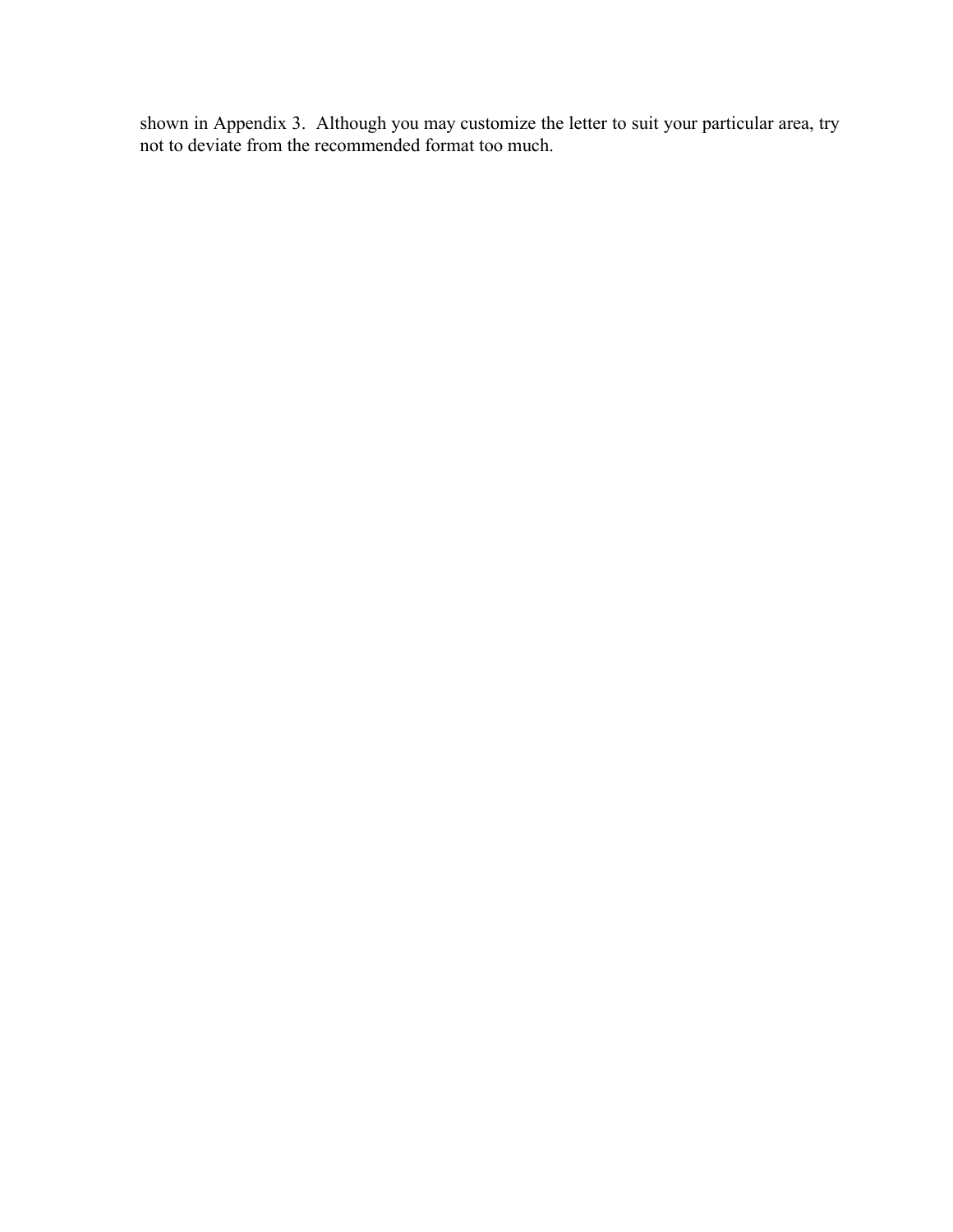shown in Appendix 3.  Although you may customize the letter to suit your particular area, try not to deviate from the recommended format too much.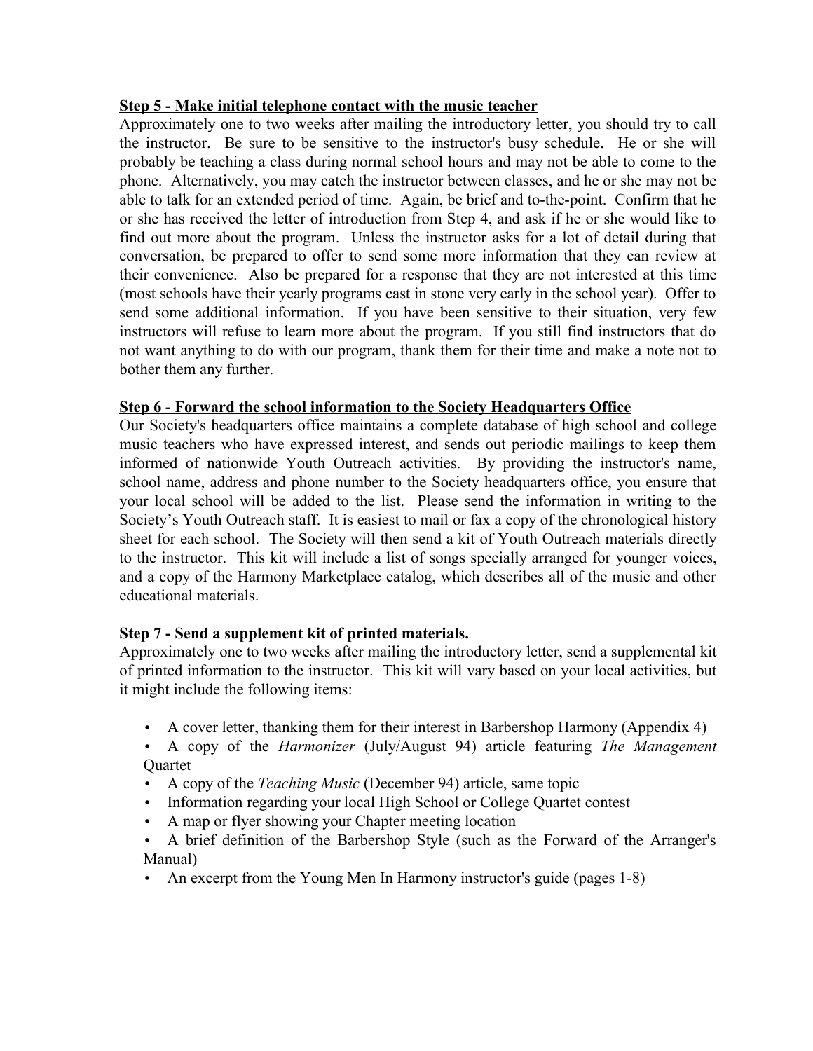**Step 5 - Make initial telephone contact with the music teacher**

Approximately one to two weeks after mailing the introductory letter, you should try to call the instructor. Be sure to be sensitive to the instructor's busy schedule. He or she will probably be teaching a class during normal school hours and may not be able to come to the phone. Alternatively, you may catch the instructor between classes, and he or she may not be able to talk for an extended period of time. Again, be brief and to-the-point. Confirm that he or she has received the letter of introduction from Step 4, and ask if he or she would like to find out more about the program. Unless the instructor asks for a lot of detail during that conversation, be prepared to offer to send some more information that they can review at their convenience. Also be prepared for a response that they are not interested at this time (most schools have their yearly programs cast in stone very early in the school year). Offer to send some additional information. If you have been sensitive to their situation, very few instructors will refuse to learn more about the program. If you still find instructors that do not want anything to do with our program, thank them for their time and make a note not to bother them any further.

**Step 6 - Forward the school information to the Society Headquarters Office**

Our Society's headquarters office maintains a complete database of high school and college music teachers who have expressed interest, and sends out periodic mailings to keep them informed of nationwide Youth Outreach activities. By providing the instructor's name, school name, address and phone number to the Society headquarters office, you ensure that your local school will be added to the list. Please send the information in writing to the Society's Youth Outreach staff. It is easiest to mail or fax a copy of the chronological history sheet for each school. The Society will then send a kit of Youth Outreach materials directly to the instructor. This kit will include a list of songs specially arranged for younger voices, and a copy of the Harmony Marketplace catalog, which describes all of the music and other educational materials.

**Step 7 - Send a supplement kit of printed materials.**

Approximately one to two weeks after mailing the introductory letter, send a supplemental kit of printed information to the instructor. This kit will vary based on your local activities, but it might include the following items:

- A cover letter, thanking them for their interest in Barbershop Harmony (Appendix 4)
- A copy of the *Harmonizer* (July/August 94) article featuring *The Management* Quartet
- A copy of the *Teaching Music* (December 94) article, same topic
- Information regarding your local High School or College Quartet contest
- A map or flyer showing your Chapter meeting location
- A brief definition of the Barbershop Style (such as the Forward of the Arranger's Manual)
- An excerpt from the Young Men In Harmony instructor's guide (pages 1-8)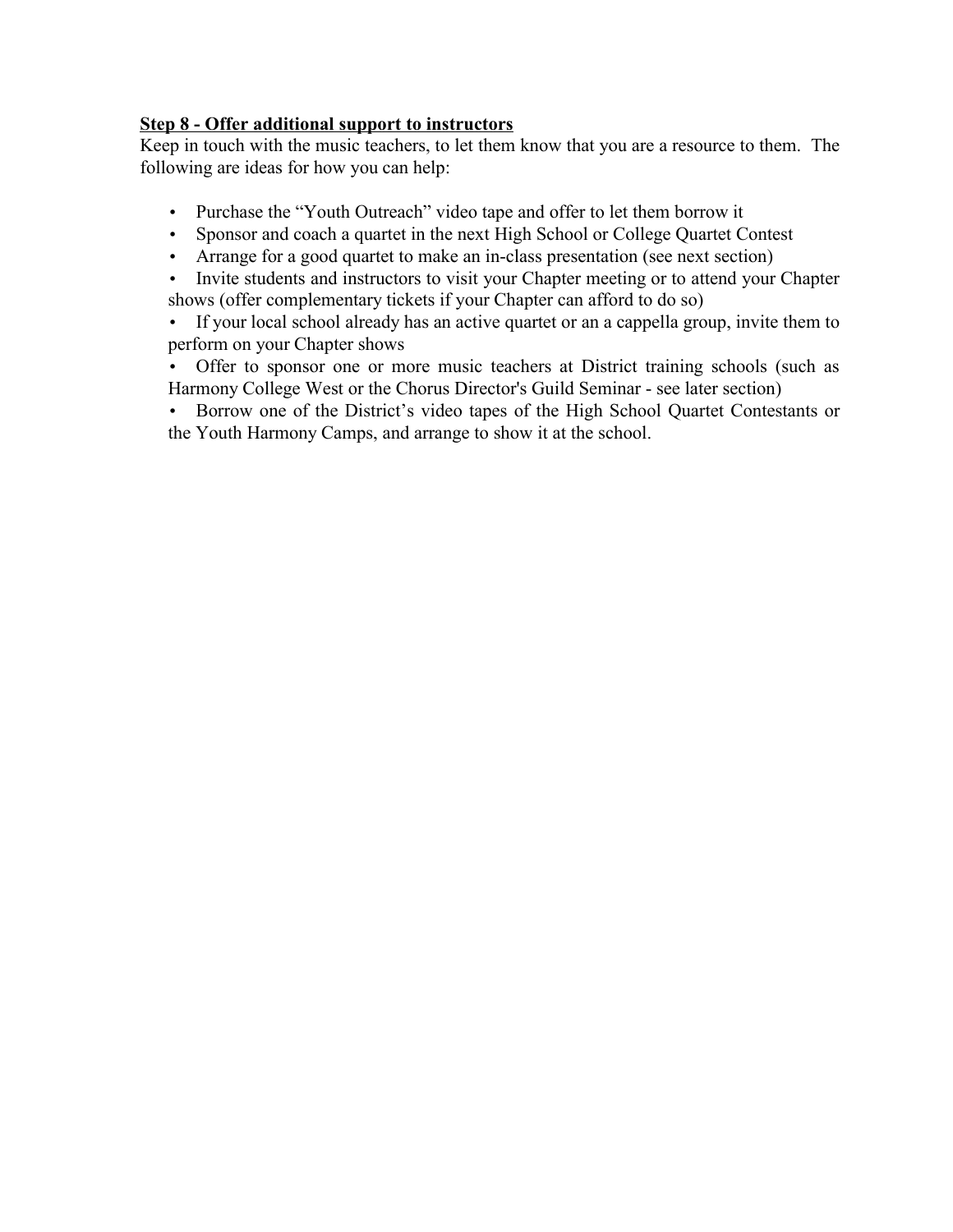**Step 8 - Offer additional support to instructors**

Keep in touch with the music teachers, to let them know that you are a resource to them. The following are ideas for how you can help:

- Purchase the “Youth Outreach” video tape and offer to let them borrow it
- Sponsor and coach a quartet in the next High School or College Quartet Contest
- Arrange for a good quartet to make an in-class presentation (see next section)
- Invite students and instructors to visit your Chapter meeting or to attend your Chapter shows (offer complementary tickets if your Chapter can afford to do so)
- If your local school already has an active quartet or an a cappella group, invite them to perform on your Chapter shows
- Offer to sponsor one or more music teachers at District training schools (such as Harmony College West or the Chorus Director's Guild Seminar - see later section)
- Borrow one of the District’s video tapes of the High School Quartet Contestants or the Youth Harmony Camps, and arrange to show it at the school.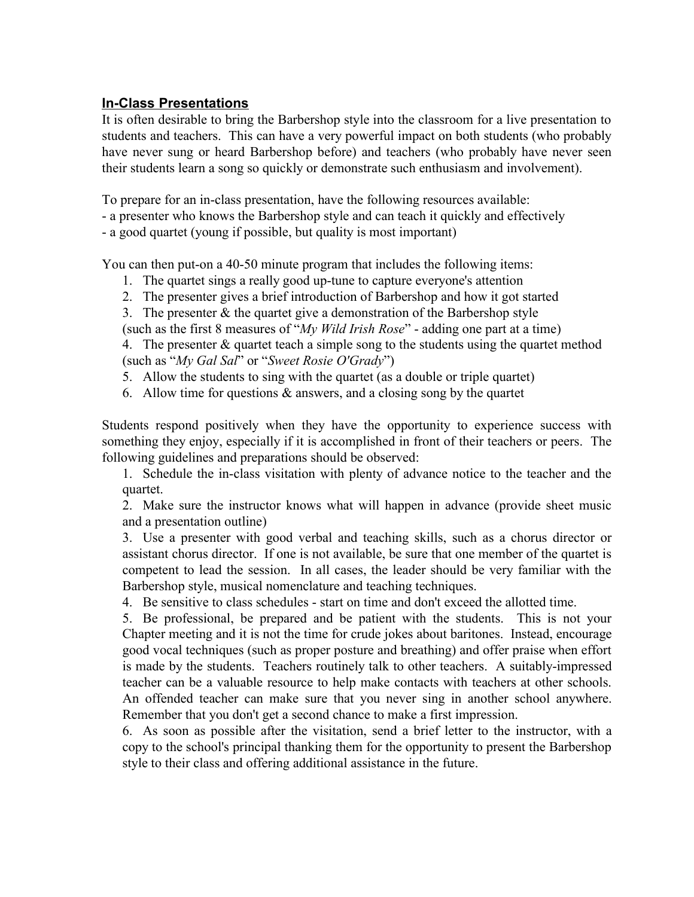## In-Class Presentations

It is often desirable to bring the Barbershop style into the classroom for a live presentation to students and teachers. This can have a very powerful impact on both students (who probably have never sung or heard Barbershop before) and teachers (who probably have never seen their students learn a song so quickly or demonstrate such enthusiasm and involvement).

To prepare for an in-class presentation, have the following resources available:
- a presenter who knows the Barbershop style and can teach it quickly and effectively
- a good quartet (young if possible, but quality is most important)

You can then put-on a 40-50 minute program that includes the following items:

1. The quartet sings a really good up-tune to capture everyone's attention
2. The presenter gives a brief introduction of Barbershop and how it got started
3. The presenter & the quartet give a demonstration of the Barbershop style (such as the first 8 measures of "*My Wild Irish Rose*" - adding one part at a time)
4. The presenter & quartet teach a simple song to the students using the quartet method (such as "*My Gal Sal*" or "*Sweet Rosie O'Grady*")
5. Allow the students to sing with the quartet (as a double or triple quartet)
6. Allow time for questions & answers, and a closing song by the quartet

Students respond positively when they have the opportunity to experience success with something they enjoy, especially if it is accomplished in front of their teachers or peers. The following guidelines and preparations should be observed:

1. Schedule the in-class visitation with plenty of advance notice to the teacher and the quartet.
2. Make sure the instructor knows what will happen in advance (provide sheet music and a presentation outline)
3. Use a presenter with good verbal and teaching skills, such as a chorus director or assistant chorus director. If one is not available, be sure that one member of the quartet is competent to lead the session. In all cases, the leader should be very familiar with the Barbershop style, musical nomenclature and teaching techniques.
4. Be sensitive to class schedules - start on time and don't exceed the allotted time.
5. Be professional, be prepared and be patient with the students. This is not your Chapter meeting and it is not the time for crude jokes about baritones. Instead, encourage good vocal techniques (such as proper posture and breathing) and offer praise when effort is made by the students. Teachers routinely talk to other teachers. A suitably-impressed teacher can be a valuable resource to help make contacts with teachers at other schools. An offended teacher can make sure that you never sing in another school anywhere. Remember that you don't get a second chance to make a first impression.
6. As soon as possible after the visitation, send a brief letter to the instructor, with a copy to the school's principal thanking them for the opportunity to present the Barbershop style to their class and offering additional assistance in the future.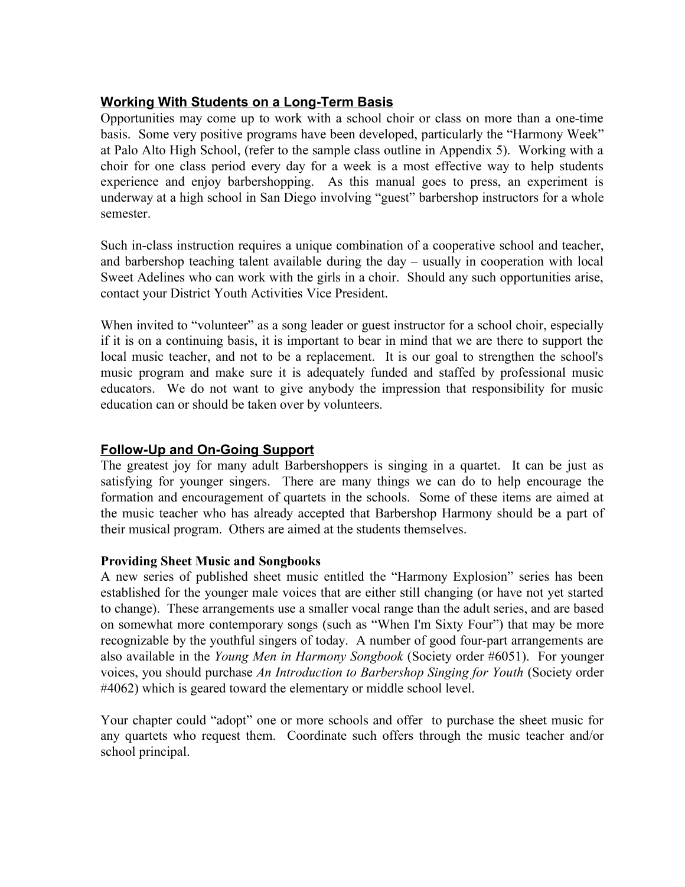## Working With Students on a Long-Term Basis

Opportunities may come up to work with a school choir or class on more than a one-time basis. Some very positive programs have been developed, particularly the "Harmony Week" at Palo Alto High School, (refer to the sample class outline in Appendix 5). Working with a choir for one class period every day for a week is a most effective way to help students experience and enjoy barbershopping. As this manual goes to press, an experiment is underway at a high school in San Diego involving "guest" barbershop instructors for a whole semester.

Such in-class instruction requires a unique combination of a cooperative school and teacher, and barbershop teaching talent available during the day – usually in cooperation with local Sweet Adelines who can work with the girls in a choir. Should any such opportunities arise, contact your District Youth Activities Vice President.

When invited to "volunteer" as a song leader or guest instructor for a school choir, especially if it is on a continuing basis, it is important to bear in mind that we are there to support the local music teacher, and not to be a replacement. It is our goal to strengthen the school's music program and make sure it is adequately funded and staffed by professional music educators. We do not want to give anybody the impression that responsibility for music education can or should be taken over by volunteers.

## Follow-Up and On-Going Support

The greatest joy for many adult Barbershoppers is singing in a quartet. It can be just as satisfying for younger singers. There are many things we can do to help encourage the formation and encouragement of quartets in the schools. Some of these items are aimed at the music teacher who has already accepted that Barbershop Harmony should be a part of their musical program. Others are aimed at the students themselves.

### Providing Sheet Music and Songbooks

A new series of published sheet music entitled the "Harmony Explosion" series has been established for the younger male voices that are either still changing (or have not yet started to change). These arrangements use a smaller vocal range than the adult series, and are based on somewhat more contemporary songs (such as "When I'm Sixty Four") that may be more recognizable by the youthful singers of today. A number of good four-part arrangements are also available in the *Young Men in Harmony Songbook* (Society order #6051). For younger voices, you should purchase *An Introduction to Barbershop Singing for Youth* (Society order #4062) which is geared toward the elementary or middle school level.

Your chapter could "adopt" one or more schools and offer to purchase the sheet music for any quartets who request them. Coordinate such offers through the music teacher and/or school principal.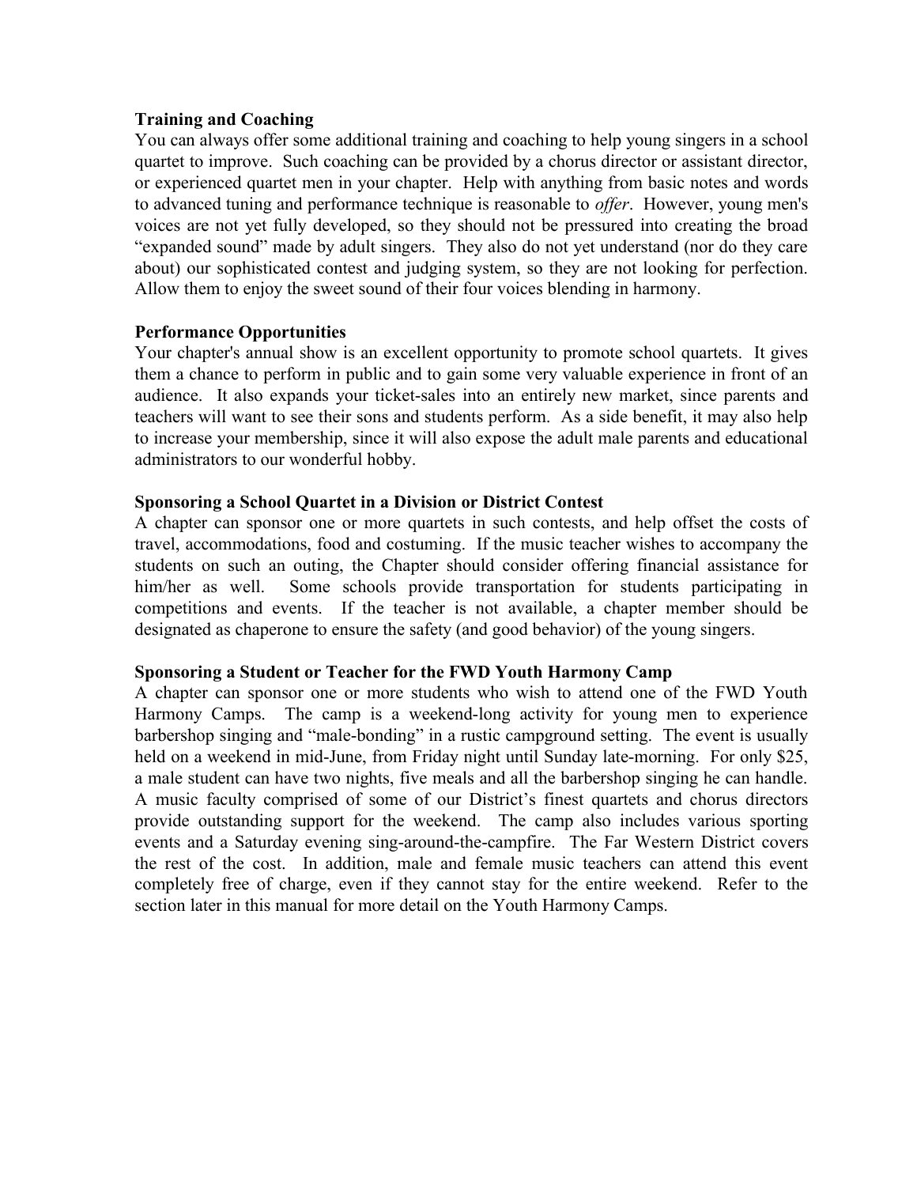**Training and Coaching**

You can always offer some additional training and coaching to help young singers in a school quartet to improve. Such coaching can be provided by a chorus director or assistant director, or experienced quartet men in your chapter. Help with anything from basic notes and words to advanced tuning and performance technique is reasonable to *offer*. However, young men's voices are not yet fully developed, so they should not be pressured into creating the broad "expanded sound" made by adult singers. They also do not yet understand (nor do they care about) our sophisticated contest and judging system, so they are not looking for perfection. Allow them to enjoy the sweet sound of their four voices blending in harmony.

**Performance Opportunities**

Your chapter's annual show is an excellent opportunity to promote school quartets. It gives them a chance to perform in public and to gain some very valuable experience in front of an audience. It also expands your ticket-sales into an entirely new market, since parents and teachers will want to see their sons and students perform. As a side benefit, it may also help to increase your membership, since it will also expose the adult male parents and educational administrators to our wonderful hobby.

**Sponsoring a School Quartet in a Division or District Contest**

A chapter can sponsor one or more quartets in such contests, and help offset the costs of travel, accommodations, food and costuming. If the music teacher wishes to accompany the students on such an outing, the Chapter should consider offering financial assistance for him/her as well. Some schools provide transportation for students participating in competitions and events. If the teacher is not available, a chapter member should be designated as chaperone to ensure the safety (and good behavior) of the young singers.

**Sponsoring a Student or Teacher for the FWD Youth Harmony Camp**

A chapter can sponsor one or more students who wish to attend one of the FWD Youth Harmony Camps. The camp is a weekend-long activity for young men to experience barbershop singing and "male-bonding" in a rustic campground setting. The event is usually held on a weekend in mid-June, from Friday night until Sunday late-morning. For only $25, a male student can have two nights, five meals and all the barbershop singing he can handle. A music faculty comprised of some of our District's finest quartets and chorus directors provide outstanding support for the weekend. The camp also includes various sporting events and a Saturday evening sing-around-the-campfire. The Far Western District covers the rest of the cost. In addition, male and female music teachers can attend this event completely free of charge, even if they cannot stay for the entire weekend. Refer to the section later in this manual for more detail on the Youth Harmony Camps.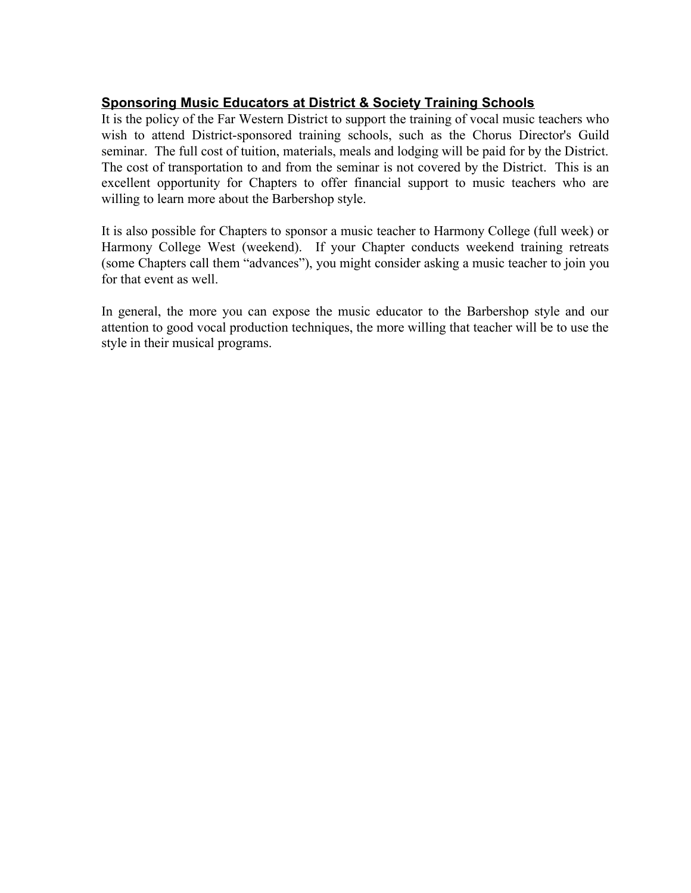## Sponsoring Music Educators at District & Society Training Schools

It is the policy of the Far Western District to support the training of vocal music teachers who wish to attend District-sponsored training schools, such as the Chorus Director's Guild seminar. The full cost of tuition, materials, meals and lodging will be paid for by the District. The cost of transportation to and from the seminar is not covered by the District. This is an excellent opportunity for Chapters to offer financial support to music teachers who are willing to learn more about the Barbershop style.

It is also possible for Chapters to sponsor a music teacher to Harmony College (full week) or Harmony College West (weekend). If your Chapter conducts weekend training retreats (some Chapters call them "advances"), you might consider asking a music teacher to join you for that event as well.

In general, the more you can expose the music educator to the Barbershop style and our attention to good vocal production techniques, the more willing that teacher will be to use the style in their musical programs.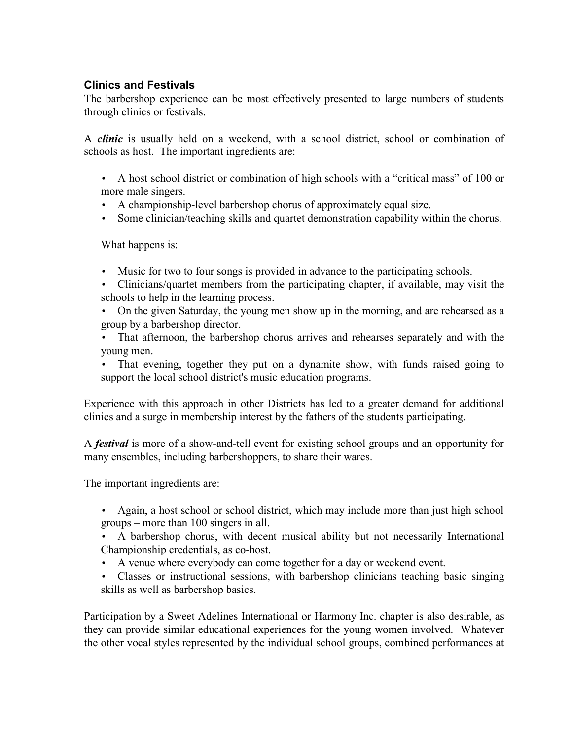## Clinics and Festivals

The barbershop experience can be most effectively presented to large numbers of students through clinics or festivals.

A ***clinic*** is usually held on a weekend, with a school district, school or combination of schools as host. The important ingredients are:

- A host school district or combination of high schools with a "critical mass" of 100 or more male singers.
- A championship-level barbershop chorus of approximately equal size.
- Some clinician/teaching skills and quartet demonstration capability within the chorus.

What happens is:

- Music for two to four songs is provided in advance to the participating schools.
- Clinicians/quartet members from the participating chapter, if available, may visit the schools to help in the learning process.
- On the given Saturday, the young men show up in the morning, and are rehearsed as a group by a barbershop director.
- That afternoon, the barbershop chorus arrives and rehearses separately and with the young men.
- That evening, together they put on a dynamite show, with funds raised going to support the local school district's music education programs.

Experience with this approach in other Districts has led to a greater demand for additional clinics and a surge in membership interest by the fathers of the students participating.

A ***festival*** is more of a show-and-tell event for existing school groups and an opportunity for many ensembles, including barbershoppers, to share their wares.

The important ingredients are:

- Again, a host school or school district, which may include more than just high school groups – more than 100 singers in all.
- A barbershop chorus, with decent musical ability but not necessarily International Championship credentials, as co-host.
- A venue where everybody can come together for a day or weekend event.
- Classes or instructional sessions, with barbershop clinicians teaching basic singing skills as well as barbershop basics.

Participation by a Sweet Adelines International or Harmony Inc. chapter is also desirable, as they can provide similar educational experiences for the young women involved. Whatever the other vocal styles represented by the individual school groups, combined performances at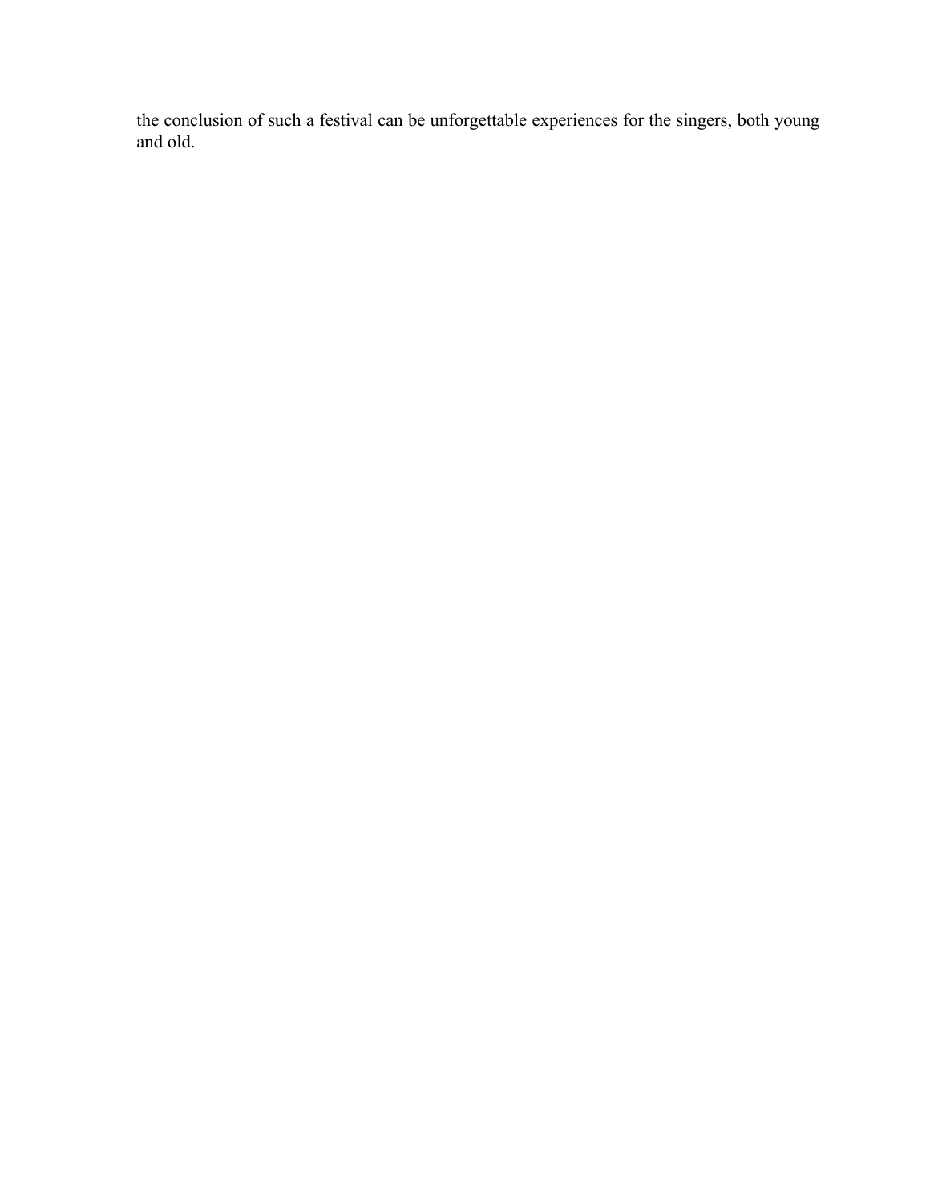the conclusion of such a festival can be unforgettable experiences for the singers, both young and old.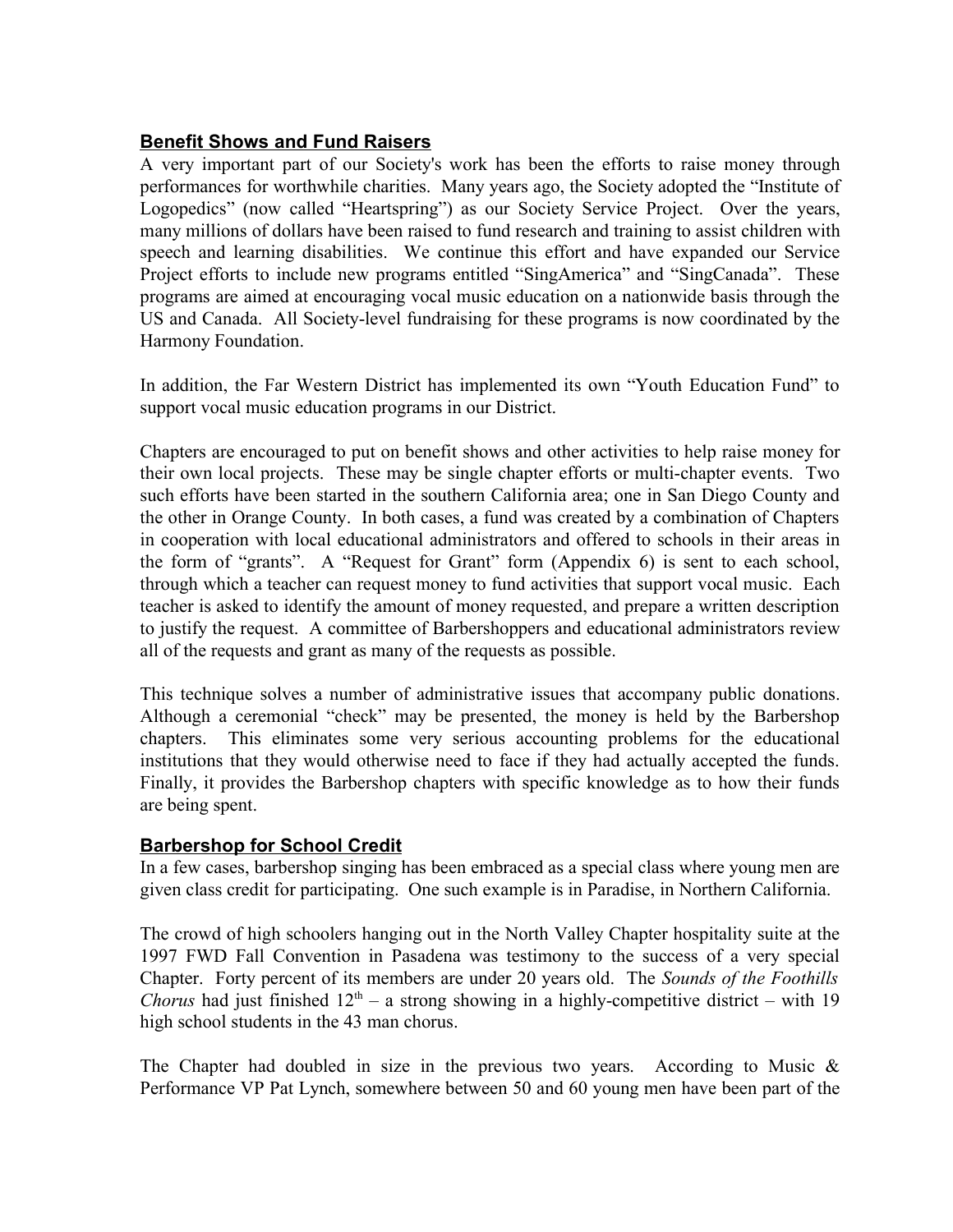## Benefit Shows and Fund Raisers

A very important part of our Society's work has been the efforts to raise money through performances for worthwhile charities. Many years ago, the Society adopted the "Institute of Logopedics" (now called "Heartspring") as our Society Service Project. Over the years, many millions of dollars have been raised to fund research and training to assist children with speech and learning disabilities. We continue this effort and have expanded our Service Project efforts to include new programs entitled "SingAmerica" and "SingCanada". These programs are aimed at encouraging vocal music education on a nationwide basis through the US and Canada. All Society-level fundraising for these programs is now coordinated by the Harmony Foundation.

In addition, the Far Western District has implemented its own "Youth Education Fund" to support vocal music education programs in our District.

Chapters are encouraged to put on benefit shows and other activities to help raise money for their own local projects. These may be single chapter efforts or multi-chapter events. Two such efforts have been started in the southern California area; one in San Diego County and the other in Orange County. In both cases, a fund was created by a combination of Chapters in cooperation with local educational administrators and offered to schools in their areas in the form of "grants". A "Request for Grant" form (Appendix 6) is sent to each school, through which a teacher can request money to fund activities that support vocal music. Each teacher is asked to identify the amount of money requested, and prepare a written description to justify the request. A committee of Barbershoppers and educational administrators review all of the requests and grant as many of the requests as possible.

This technique solves a number of administrative issues that accompany public donations. Although a ceremonial "check" may be presented, the money is held by the Barbershop chapters. This eliminates some very serious accounting problems for the educational institutions that they would otherwise need to face if they had actually accepted the funds. Finally, it provides the Barbershop chapters with specific knowledge as to how their funds are being spent.

## Barbershop for School Credit

In a few cases, barbershop singing has been embraced as a special class where young men are given class credit for participating. One such example is in Paradise, in Northern California.

The crowd of high schoolers hanging out in the North Valley Chapter hospitality suite at the 1997 FWD Fall Convention in Pasadena was testimony to the success of a very special Chapter. Forty percent of its members are under 20 years old. The *Sounds of the Foothills Chorus* had just finished 12th – a strong showing in a highly-competitive district – with 19 high school students in the 43 man chorus.

The Chapter had doubled in size in the previous two years. According to Music & Performance VP Pat Lynch, somewhere between 50 and 60 young men have been part of the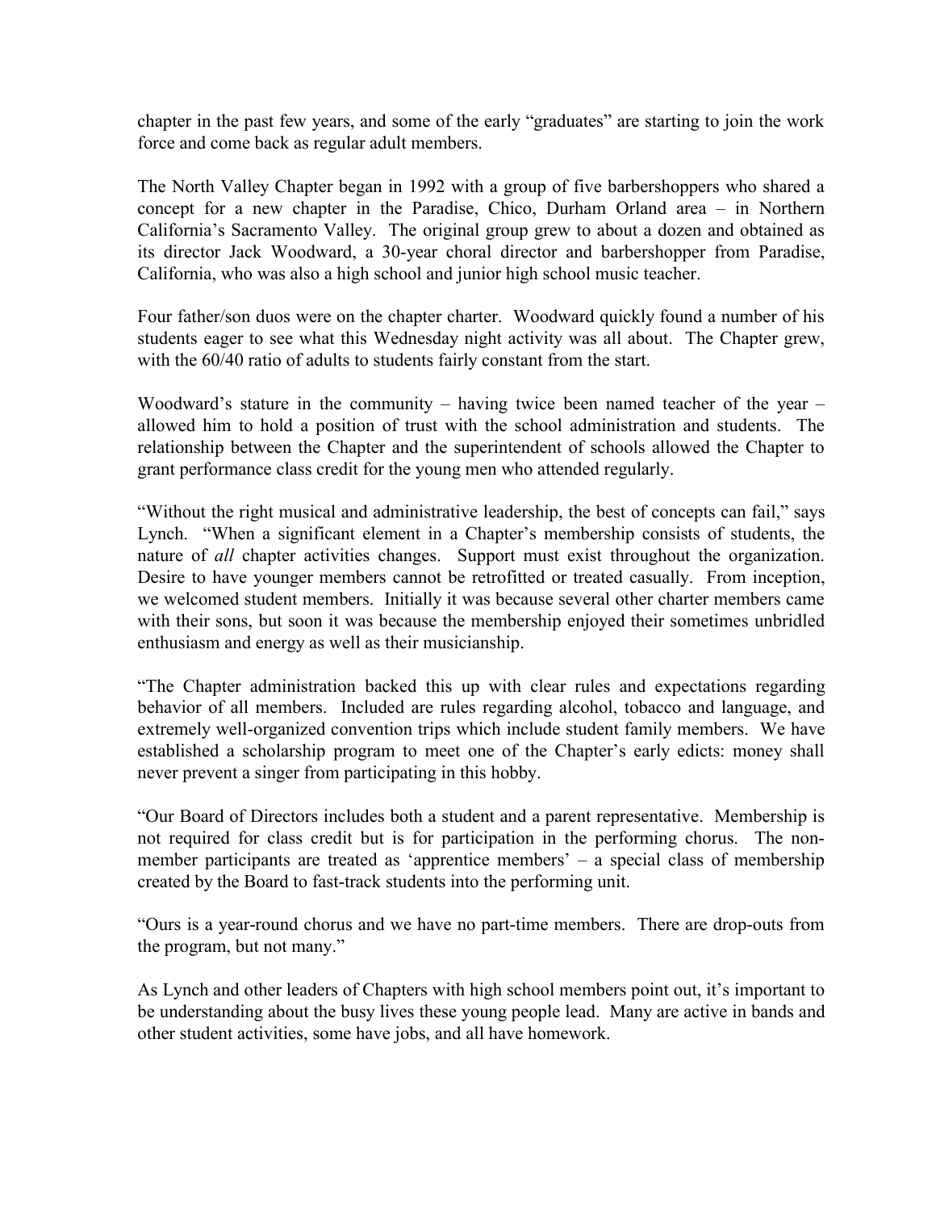chapter in the past few years, and some of the early "graduates" are starting to join the work force and come back as regular adult members.

The North Valley Chapter began in 1992 with a group of five barbershoppers who shared a concept for a new chapter in the Paradise, Chico, Durham Orland area – in Northern California's Sacramento Valley. The original group grew to about a dozen and obtained as its director Jack Woodward, a 30-year choral director and barbershopper from Paradise, California, who was also a high school and junior high school music teacher.

Four father/son duos were on the chapter charter. Woodward quickly found a number of his students eager to see what this Wednesday night activity was all about. The Chapter grew, with the 60/40 ratio of adults to students fairly constant from the start.

Woodward's stature in the community – having twice been named teacher of the year – allowed him to hold a position of trust with the school administration and students. The relationship between the Chapter and the superintendent of schools allowed the Chapter to grant performance class credit for the young men who attended regularly.

"Without the right musical and administrative leadership, the best of concepts can fail," says Lynch. "When a significant element in a Chapter's membership consists of students, the nature of *all* chapter activities changes. Support must exist throughout the organization. Desire to have younger members cannot be retrofitted or treated casually. From inception, we welcomed student members. Initially it was because several other charter members came with their sons, but soon it was because the membership enjoyed their sometimes unbridled enthusiasm and energy as well as their musicianship.

"The Chapter administration backed this up with clear rules and expectations regarding behavior of all members. Included are rules regarding alcohol, tobacco and language, and extremely well-organized convention trips which include student family members. We have established a scholarship program to meet one of the Chapter's early edicts: money shall never prevent a singer from participating in this hobby.

"Our Board of Directors includes both a student and a parent representative. Membership is not required for class credit but is for participation in the performing chorus. The non-member participants are treated as 'apprentice members' – a special class of membership created by the Board to fast-track students into the performing unit.

"Ours is a year-round chorus and we have no part-time members. There are drop-outs from the program, but not many."

As Lynch and other leaders of Chapters with high school members point out, it's important to be understanding about the busy lives these young people lead. Many are active in bands and other student activities, some have jobs, and all have homework.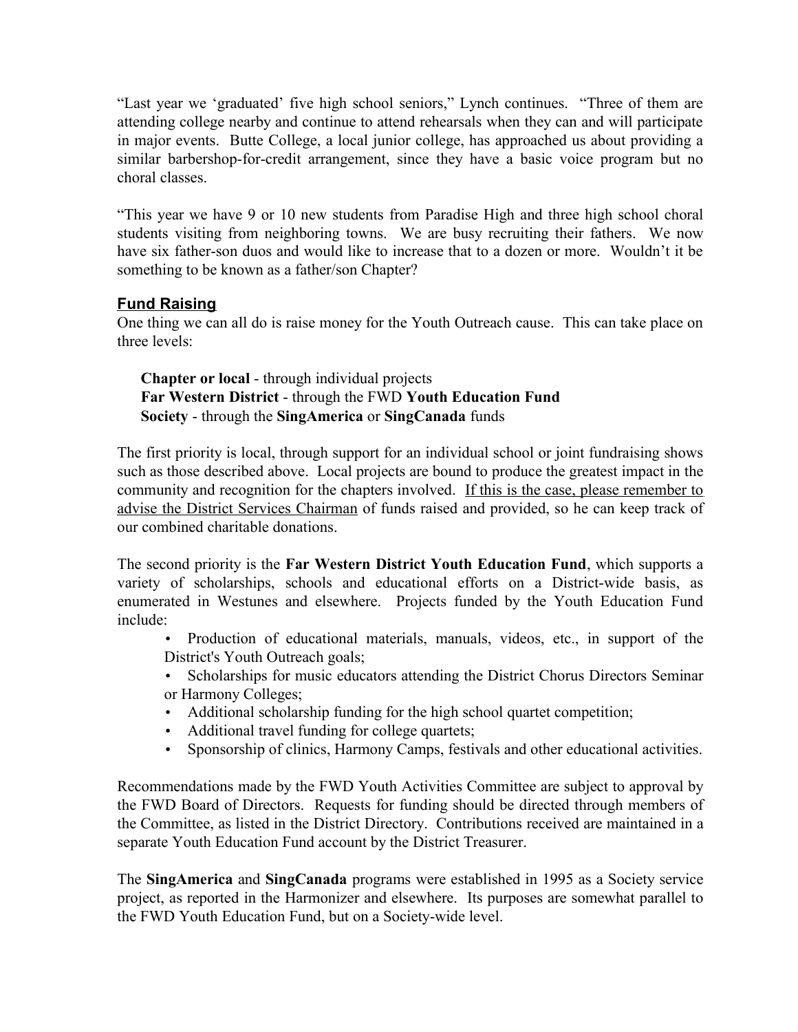"Last year we 'graduated' five high school seniors," Lynch continues. "Three of them are attending college nearby and continue to attend rehearsals when they can and will participate in major events. Butte College, a local junior college, has approached us about providing a similar barbershop-for-credit arrangement, since they have a basic voice program but no choral classes.

"This year we have 9 or 10 new students from Paradise High and three high school choral students visiting from neighboring towns. We are busy recruiting their fathers. We now have six father-son duos and would like to increase that to a dozen or more. Wouldn't it be something to be known as a father/son Chapter?

## Fund Raising

One thing we can all do is raise money for the Youth Outreach cause. This can take place on three levels:

**Chapter or local** - through individual projects
**Far Western District** - through the FWD **Youth Education Fund**
**Society** - through the **SingAmerica** or **SingCanada** funds

The first priority is local, through support for an individual school or joint fundraising shows such as those described above. Local projects are bound to produce the greatest impact in the community and recognition for the chapters involved. If this is the case, please remember to advise the District Services Chairman of funds raised and provided, so he can keep track of our combined charitable donations.

The second priority is the **Far Western District Youth Education Fund**, which supports a variety of scholarships, schools and educational efforts on a District-wide basis, as enumerated in Westunes and elsewhere. Projects funded by the Youth Education Fund include:

- Production of educational materials, manuals, videos, etc., in support of the District's Youth Outreach goals;
- Scholarships for music educators attending the District Chorus Directors Seminar or Harmony Colleges;
- Additional scholarship funding for the high school quartet competition;
- Additional travel funding for college quartets;
- Sponsorship of clinics, Harmony Camps, festivals and other educational activities.

Recommendations made by the FWD Youth Activities Committee are subject to approval by the FWD Board of Directors. Requests for funding should be directed through members of the Committee, as listed in the District Directory. Contributions received are maintained in a separate Youth Education Fund account by the District Treasurer.

The **SingAmerica** and **SingCanada** programs were established in 1995 as a Society service project, as reported in the Harmonizer and elsewhere. Its purposes are somewhat parallel to the FWD Youth Education Fund, but on a Society-wide level.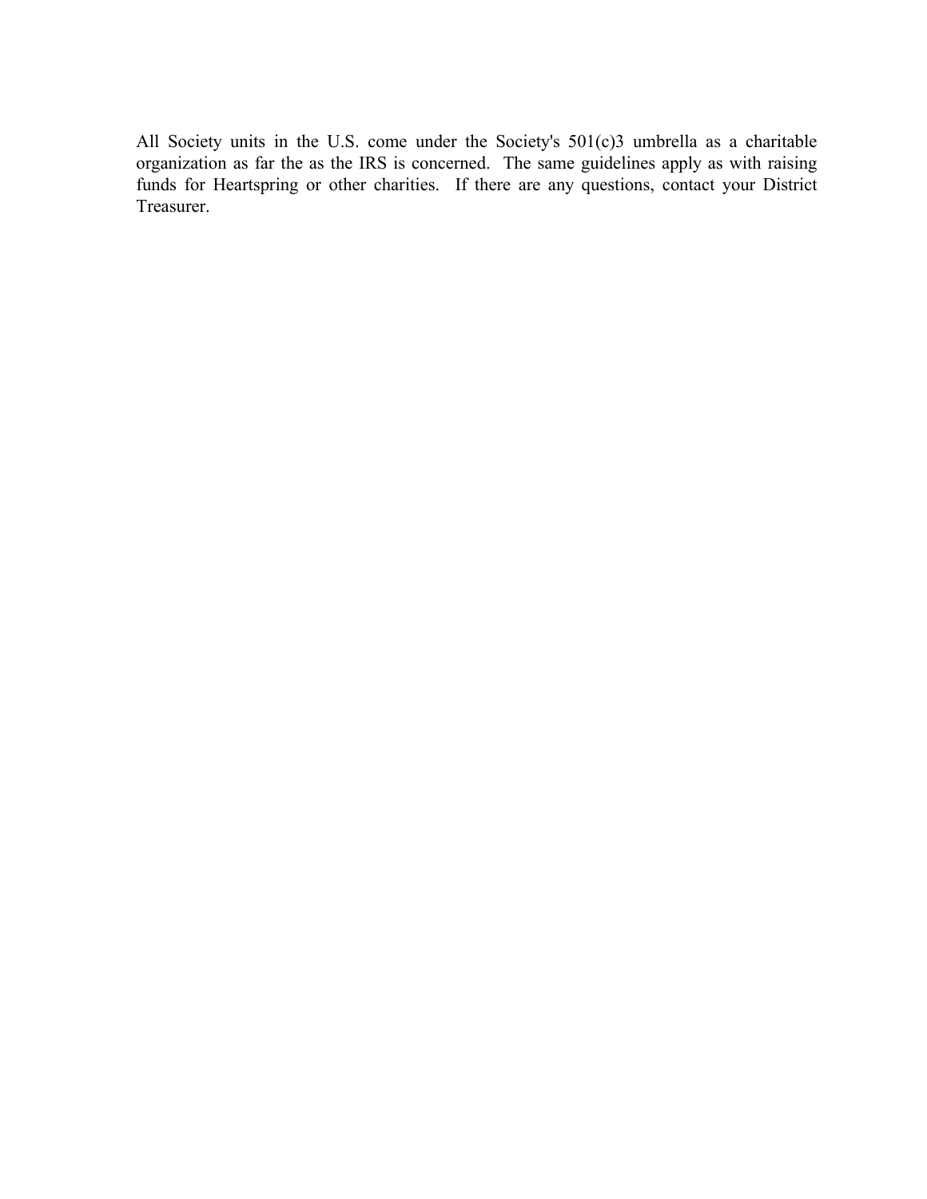All Society units in the U.S. come under the Society's 501(c)3 umbrella as a charitable organization as far the as the IRS is concerned. The same guidelines apply as with raising funds for Heartspring or other charities. If there are any questions, contact your District Treasurer.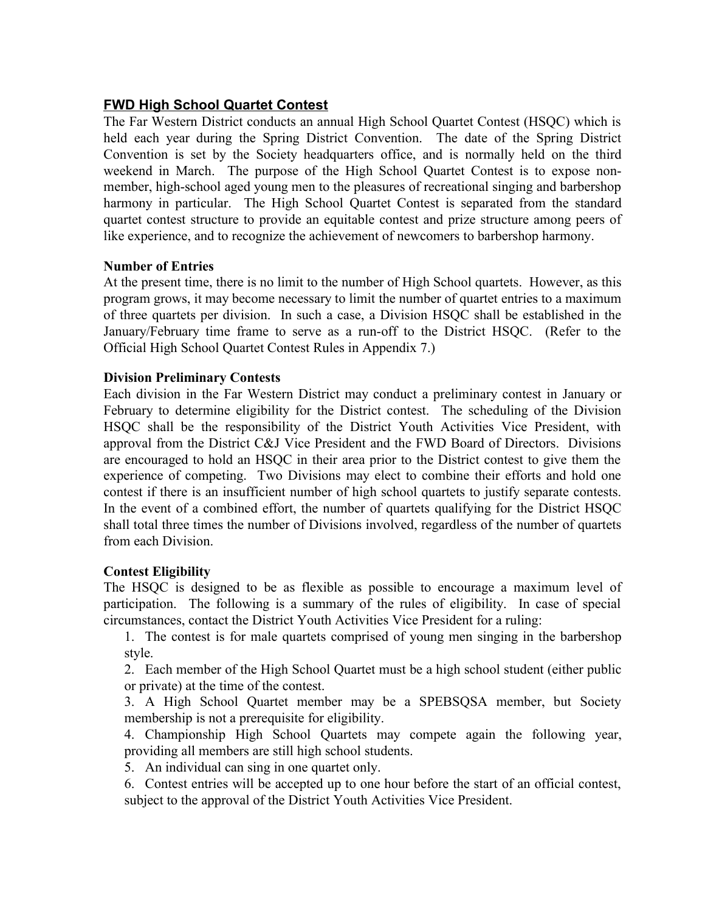## FWD High School Quartet Contest

The Far Western District conducts an annual High School Quartet Contest (HSQC) which is held each year during the Spring District Convention. The date of the Spring District Convention is set by the Society headquarters office, and is normally held on the third weekend in March. The purpose of the High School Quartet Contest is to expose non-member, high-school aged young men to the pleasures of recreational singing and barbershop harmony in particular. The High School Quartet Contest is separated from the standard quartet contest structure to provide an equitable contest and prize structure among peers of like experience, and to recognize the achievement of newcomers to barbershop harmony.

### Number of Entries

At the present time, there is no limit to the number of High School quartets. However, as this program grows, it may become necessary to limit the number of quartet entries to a maximum of three quartets per division. In such a case, a Division HSQC shall be established in the January/February time frame to serve as a run-off to the District HSQC. (Refer to the Official High School Quartet Contest Rules in Appendix 7.)

### Division Preliminary Contests

Each division in the Far Western District may conduct a preliminary contest in January or February to determine eligibility for the District contest. The scheduling of the Division HSQC shall be the responsibility of the District Youth Activities Vice President, with approval from the District C&J Vice President and the FWD Board of Directors. Divisions are encouraged to hold an HSQC in their area prior to the District contest to give them the experience of competing. Two Divisions may elect to combine their efforts and hold one contest if there is an insufficient number of high school quartets to justify separate contests. In the event of a combined effort, the number of quartets qualifying for the District HSQC shall total three times the number of Divisions involved, regardless of the number of quartets from each Division.

### Contest Eligibility

The HSQC is designed to be as flexible as possible to encourage a maximum level of participation. The following is a summary of the rules of eligibility. In case of special circumstances, contact the District Youth Activities Vice President for a ruling:

1. The contest is for male quartets comprised of young men singing in the barbershop style.
2. Each member of the High School Quartet must be a high school student (either public or private) at the time of the contest.
3. A High School Quartet member may be a SPEBSQSA member, but Society membership is not a prerequisite for eligibility.
4. Championship High School Quartets may compete again the following year, providing all members are still high school students.
5. An individual can sing in one quartet only.
6. Contest entries will be accepted up to one hour before the start of an official contest, subject to the approval of the District Youth Activities Vice President.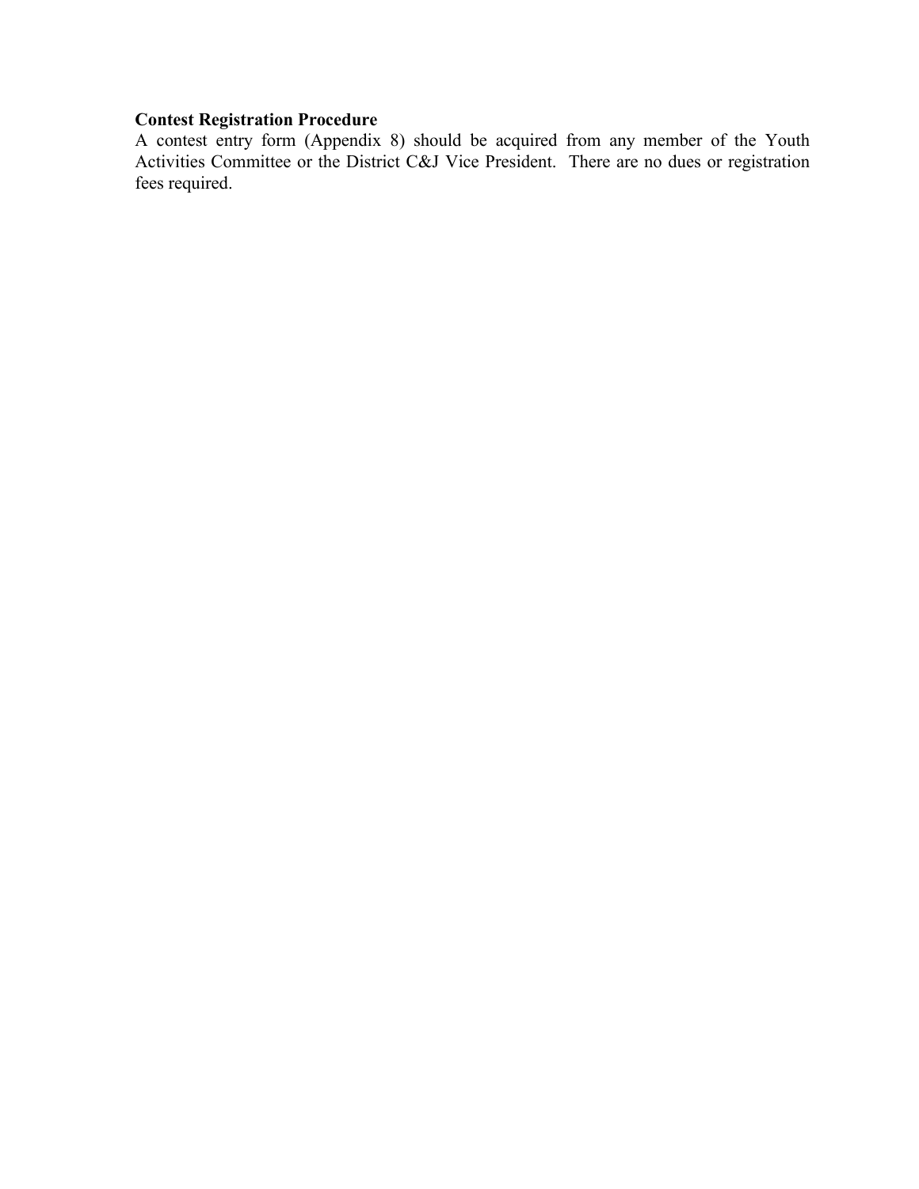**Contest Registration Procedure**

A contest entry form (Appendix 8) should be acquired from any member of the Youth Activities Committee or the District C&J Vice President. There are no dues or registration fees required.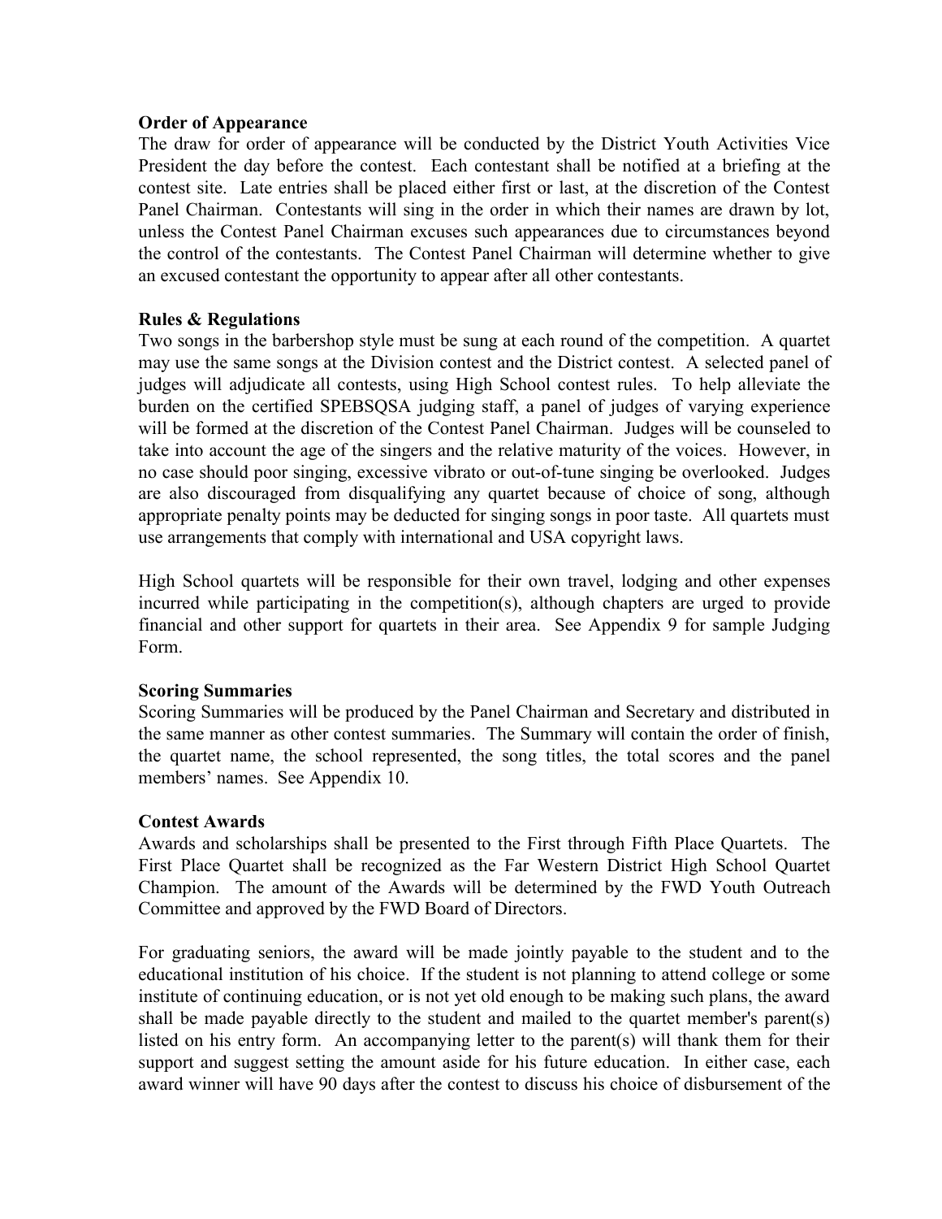**Order of Appearance**

The draw for order of appearance will be conducted by the District Youth Activities Vice President the day before the contest. Each contestant shall be notified at a briefing at the contest site. Late entries shall be placed either first or last, at the discretion of the Contest Panel Chairman. Contestants will sing in the order in which their names are drawn by lot, unless the Contest Panel Chairman excuses such appearances due to circumstances beyond the control of the contestants. The Contest Panel Chairman will determine whether to give an excused contestant the opportunity to appear after all other contestants.

**Rules & Regulations**

Two songs in the barbershop style must be sung at each round of the competition. A quartet may use the same songs at the Division contest and the District contest. A selected panel of judges will adjudicate all contests, using High School contest rules. To help alleviate the burden on the certified SPEBSQSA judging staff, a panel of judges of varying experience will be formed at the discretion of the Contest Panel Chairman. Judges will be counseled to take into account the age of the singers and the relative maturity of the voices. However, in no case should poor singing, excessive vibrato or out-of-tune singing be overlooked. Judges are also discouraged from disqualifying any quartet because of choice of song, although appropriate penalty points may be deducted for singing songs in poor taste. All quartets must use arrangements that comply with international and USA copyright laws.

High School quartets will be responsible for their own travel, lodging and other expenses incurred while participating in the competition(s), although chapters are urged to provide financial and other support for quartets in their area. See Appendix 9 for sample Judging Form.

**Scoring Summaries**

Scoring Summaries will be produced by the Panel Chairman and Secretary and distributed in the same manner as other contest summaries. The Summary will contain the order of finish, the quartet name, the school represented, the song titles, the total scores and the panel members' names. See Appendix 10.

**Contest Awards**

Awards and scholarships shall be presented to the First through Fifth Place Quartets. The First Place Quartet shall be recognized as the Far Western District High School Quartet Champion. The amount of the Awards will be determined by the FWD Youth Outreach Committee and approved by the FWD Board of Directors.

For graduating seniors, the award will be made jointly payable to the student and to the educational institution of his choice. If the student is not planning to attend college or some institute of continuing education, or is not yet old enough to be making such plans, the award shall be made payable directly to the student and mailed to the quartet member's parent(s) listed on his entry form. An accompanying letter to the parent(s) will thank them for their support and suggest setting the amount aside for his future education. In either case, each award winner will have 90 days after the contest to discuss his choice of disbursement of the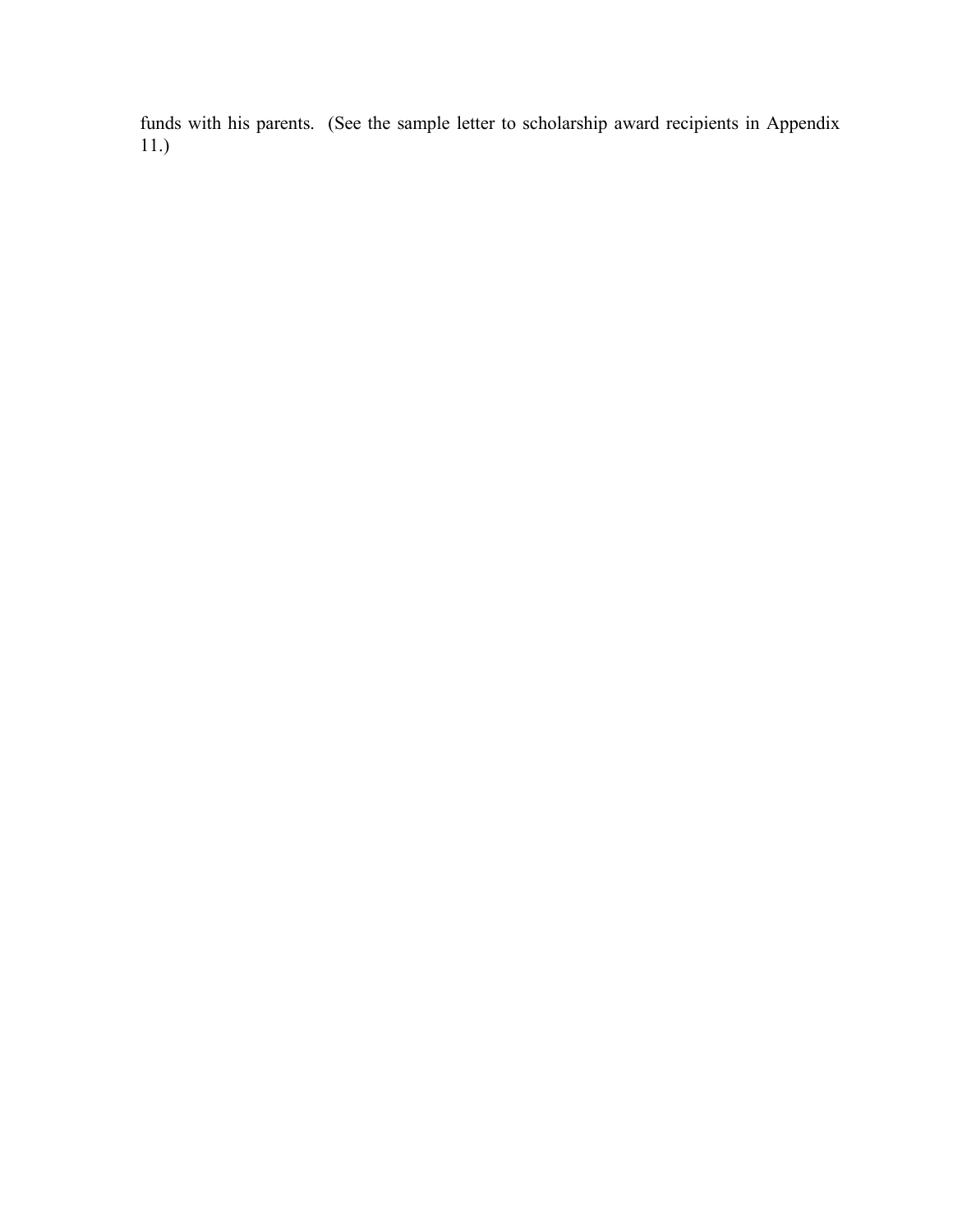funds with his parents.  (See the sample letter to scholarship award recipients in Appendix 11.)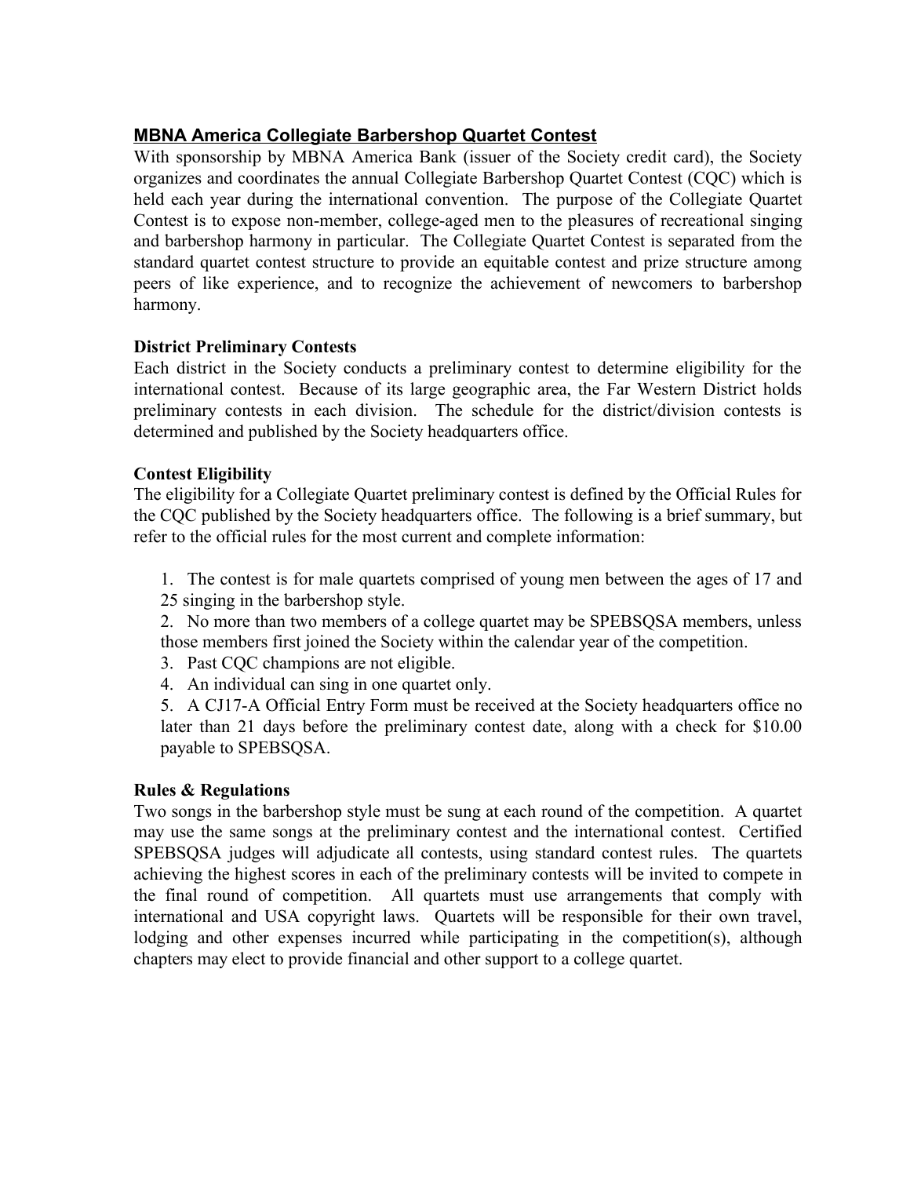## MBNA America Collegiate Barbershop Quartet Contest

With sponsorship by MBNA America Bank (issuer of the Society credit card), the Society organizes and coordinates the annual Collegiate Barbershop Quartet Contest (CQC) which is held each year during the international convention. The purpose of the Collegiate Quartet Contest is to expose non-member, college-aged men to the pleasures of recreational singing and barbershop harmony in particular. The Collegiate Quartet Contest is separated from the standard quartet contest structure to provide an equitable contest and prize structure among peers of like experience, and to recognize the achievement of newcomers to barbershop harmony.

### District Preliminary Contests

Each district in the Society conducts a preliminary contest to determine eligibility for the international contest. Because of its large geographic area, the Far Western District holds preliminary contests in each division. The schedule for the district/division contests is determined and published by the Society headquarters office.

### Contest Eligibility

The eligibility for a Collegiate Quartet preliminary contest is defined by the Official Rules for the CQC published by the Society headquarters office. The following is a brief summary, but refer to the official rules for the most current and complete information:

1. The contest is for male quartets comprised of young men between the ages of 17 and 25 singing in the barbershop style.
2. No more than two members of a college quartet may be SPEBSQSA members, unless those members first joined the Society within the calendar year of the competition.
3. Past CQC champions are not eligible.
4. An individual can sing in one quartet only.
5. A CJ17-A Official Entry Form must be received at the Society headquarters office no later than 21 days before the preliminary contest date, along with a check for $10.00 payable to SPEBSQSA.

### Rules & Regulations

Two songs in the barbershop style must be sung at each round of the competition. A quartet may use the same songs at the preliminary contest and the international contest. Certified SPEBSQSA judges will adjudicate all contests, using standard contest rules. The quartets achieving the highest scores in each of the preliminary contests will be invited to compete in the final round of competition. All quartets must use arrangements that comply with international and USA copyright laws. Quartets will be responsible for their own travel, lodging and other expenses incurred while participating in the competition(s), although chapters may elect to provide financial and other support to a college quartet.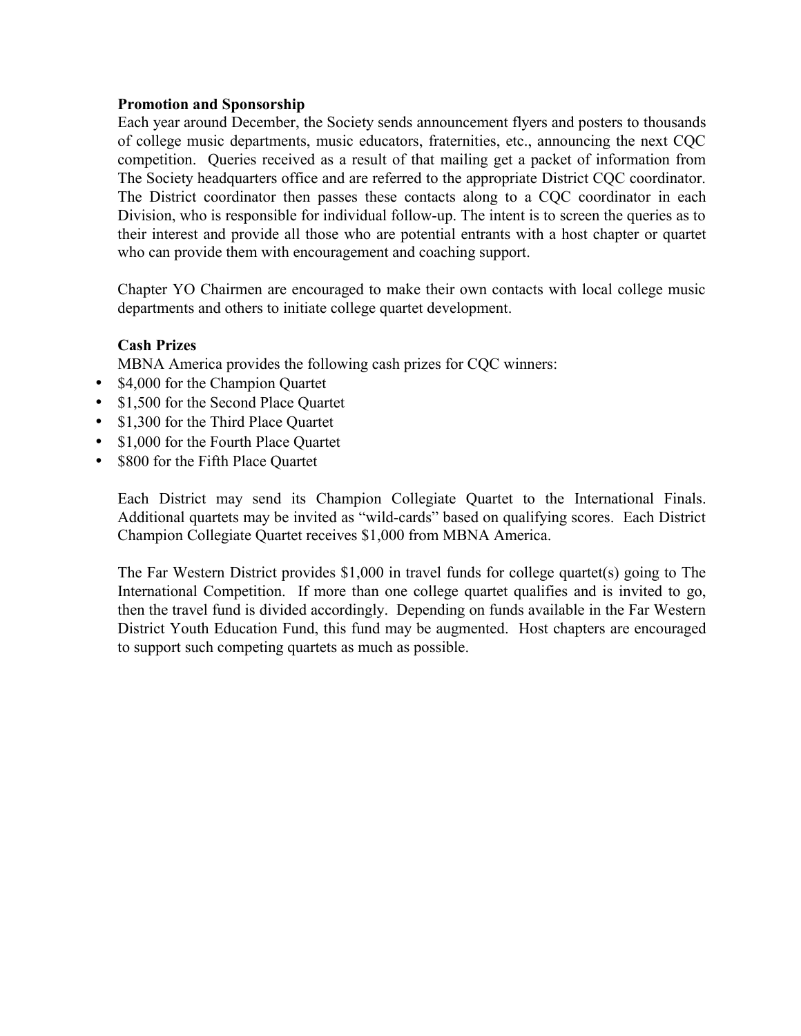**Promotion and Sponsorship**

Each year around December, the Society sends announcement flyers and posters to thousands of college music departments, music educators, fraternities, etc., announcing the next CQC competition. Queries received as a result of that mailing get a packet of information from The Society headquarters office and are referred to the appropriate District CQC coordinator. The District coordinator then passes these contacts along to a CQC coordinator in each Division, who is responsible for individual follow-up. The intent is to screen the queries as to their interest and provide all those who are potential entrants with a host chapter or quartet who can provide them with encouragement and coaching support.

Chapter YO Chairmen are encouraged to make their own contacts with local college music departments and others to initiate college quartet development.

**Cash Prizes**

MBNA America provides the following cash prizes for CQC winners:

- $4,000 for the Champion Quartet
- $1,500 for the Second Place Quartet
- $1,300 for the Third Place Quartet
- $1,000 for the Fourth Place Quartet
- $800 for the Fifth Place Quartet

Each District may send its Champion Collegiate Quartet to the International Finals. Additional quartets may be invited as "wild-cards" based on qualifying scores. Each District Champion Collegiate Quartet receives $1,000 from MBNA America.

The Far Western District provides $1,000 in travel funds for college quartet(s) going to The International Competition. If more than one college quartet qualifies and is invited to go, then the travel fund is divided accordingly. Depending on funds available in the Far Western District Youth Education Fund, this fund may be augmented. Host chapters are encouraged to support such competing quartets as much as possible.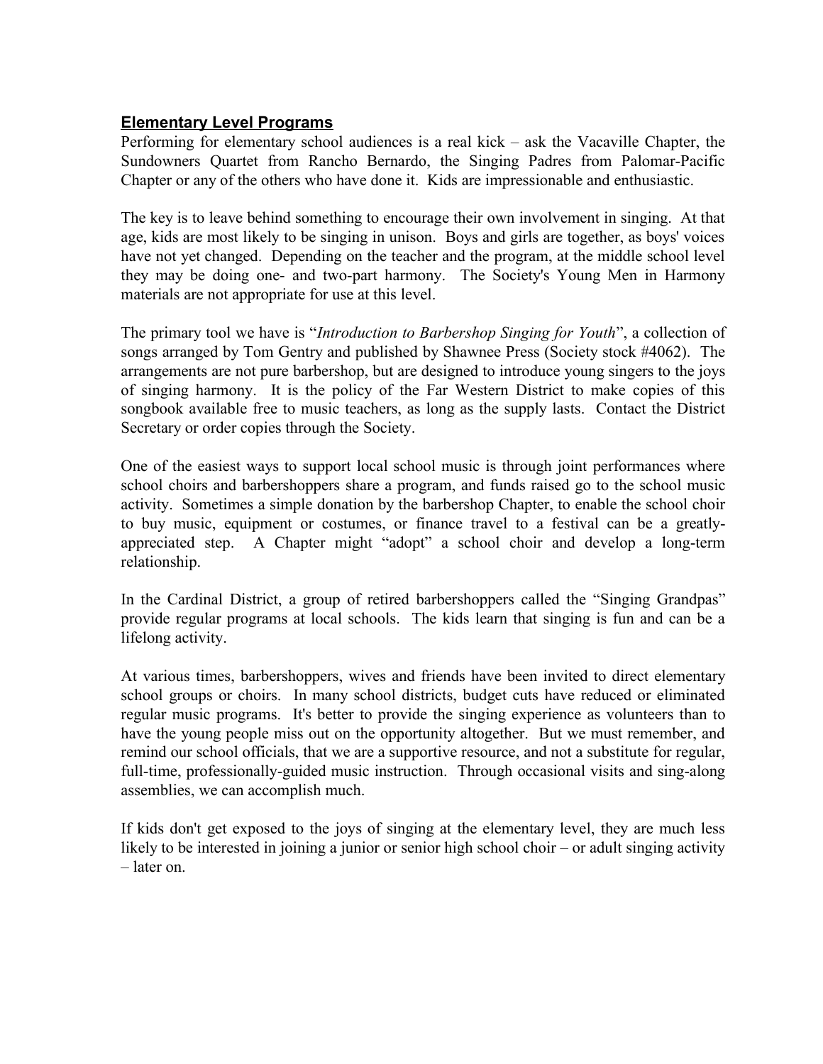## **Elementary Level Programs**

Performing for elementary school audiences is a real kick – ask the Vacaville Chapter, the Sundowners Quartet from Rancho Bernardo, the Singing Padres from Palomar-Pacific Chapter or any of the others who have done it. Kids are impressionable and enthusiastic.

The key is to leave behind something to encourage their own involvement in singing. At that age, kids are most likely to be singing in unison. Boys and girls are together, as boys' voices have not yet changed. Depending on the teacher and the program, at the middle school level they may be doing one- and two-part harmony. The Society's Young Men in Harmony materials are not appropriate for use at this level.

The primary tool we have is "*Introduction to Barbershop Singing for Youth*", a collection of songs arranged by Tom Gentry and published by Shawnee Press (Society stock #4062). The arrangements are not pure barbershop, but are designed to introduce young singers to the joys of singing harmony. It is the policy of the Far Western District to make copies of this songbook available free to music teachers, as long as the supply lasts. Contact the District Secretary or order copies through the Society.

One of the easiest ways to support local school music is through joint performances where school choirs and barbershoppers share a program, and funds raised go to the school music activity. Sometimes a simple donation by the barbershop Chapter, to enable the school choir to buy music, equipment or costumes, or finance travel to a festival can be a greatly-appreciated step. A Chapter might "adopt" a school choir and develop a long-term relationship.

In the Cardinal District, a group of retired barbershoppers called the "Singing Grandpas" provide regular programs at local schools. The kids learn that singing is fun and can be a lifelong activity.

At various times, barbershoppers, wives and friends have been invited to direct elementary school groups or choirs. In many school districts, budget cuts have reduced or eliminated regular music programs. It's better to provide the singing experience as volunteers than to have the young people miss out on the opportunity altogether. But we must remember, and remind our school officials, that we are a supportive resource, and not a substitute for regular, full-time, professionally-guided music instruction. Through occasional visits and sing-along assemblies, we can accomplish much.

If kids don't get exposed to the joys of singing at the elementary level, they are much less likely to be interested in joining a junior or senior high school choir – or adult singing activity – later on.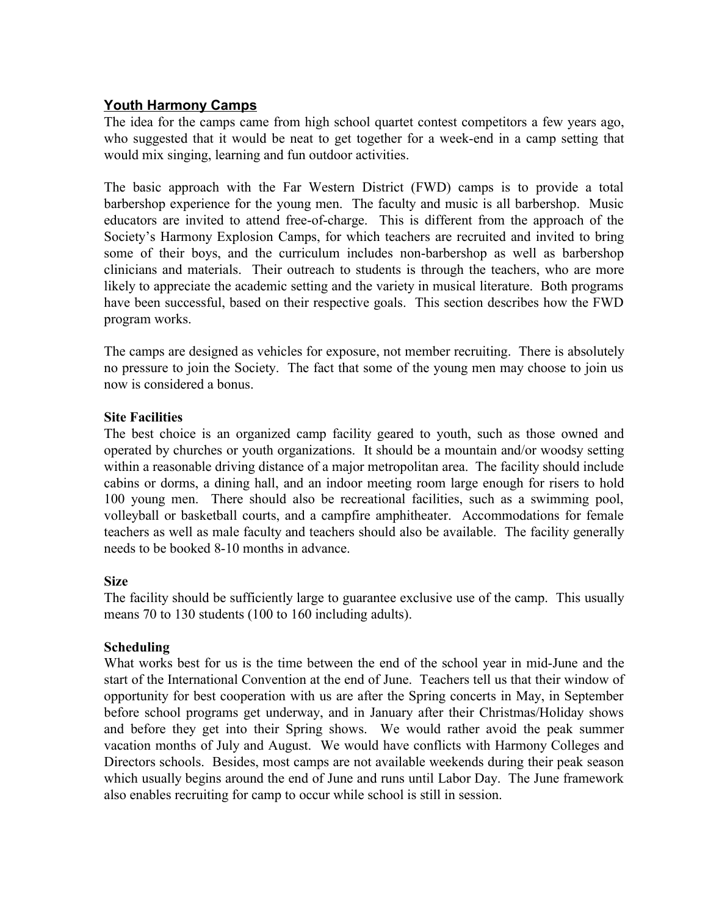## Youth Harmony Camps

The idea for the camps came from high school quartet contest competitors a few years ago, who suggested that it would be neat to get together for a week-end in a camp setting that would mix singing, learning and fun outdoor activities.

The basic approach with the Far Western District (FWD) camps is to provide a total barbershop experience for the young men. The faculty and music is all barbershop. Music educators are invited to attend free-of-charge. This is different from the approach of the Society's Harmony Explosion Camps, for which teachers are recruited and invited to bring some of their boys, and the curriculum includes non-barbershop as well as barbershop clinicians and materials. Their outreach to students is through the teachers, who are more likely to appreciate the academic setting and the variety in musical literature. Both programs have been successful, based on their respective goals. This section describes how the FWD program works.

The camps are designed as vehicles for exposure, not member recruiting. There is absolutely no pressure to join the Society. The fact that some of the young men may choose to join us now is considered a bonus.

**Site Facilities**

The best choice is an organized camp facility geared to youth, such as those owned and operated by churches or youth organizations. It should be a mountain and/or woodsy setting within a reasonable driving distance of a major metropolitan area. The facility should include cabins or dorms, a dining hall, and an indoor meeting room large enough for risers to hold 100 young men. There should also be recreational facilities, such as a swimming pool, volleyball or basketball courts, and a campfire amphitheater. Accommodations for female teachers as well as male faculty and teachers should also be available. The facility generally needs to be booked 8-10 months in advance.

**Size**

The facility should be sufficiently large to guarantee exclusive use of the camp. This usually means 70 to 130 students (100 to 160 including adults).

**Scheduling**

What works best for us is the time between the end of the school year in mid-June and the start of the International Convention at the end of June. Teachers tell us that their window of opportunity for best cooperation with us are after the Spring concerts in May, in September before school programs get underway, and in January after their Christmas/Holiday shows and before they get into their Spring shows. We would rather avoid the peak summer vacation months of July and August. We would have conflicts with Harmony Colleges and Directors schools. Besides, most camps are not available weekends during their peak season which usually begins around the end of June and runs until Labor Day. The June framework also enables recruiting for camp to occur while school is still in session.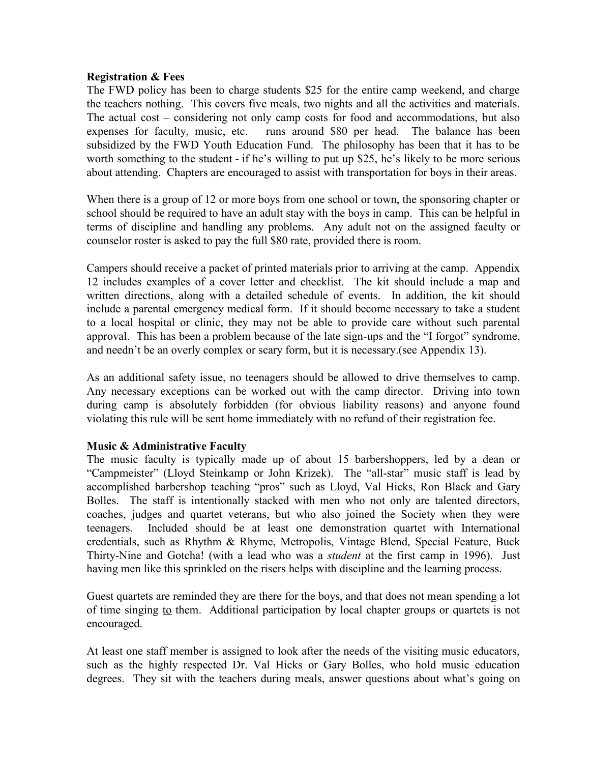**Registration & Fees**

The FWD policy has been to charge students $25 for the entire camp weekend, and charge the teachers nothing. This covers five meals, two nights and all the activities and materials. The actual cost – considering not only camp costs for food and accommodations, but also expenses for faculty, music, etc. – runs around $80 per head. The balance has been subsidized by the FWD Youth Education Fund. The philosophy has been that it has to be worth something to the student - if he's willing to put up $25, he's likely to be more serious about attending. Chapters are encouraged to assist with transportation for boys in their areas.

When there is a group of 12 or more boys from one school or town, the sponsoring chapter or school should be required to have an adult stay with the boys in camp. This can be helpful in terms of discipline and handling any problems. Any adult not on the assigned faculty or counselor roster is asked to pay the full $80 rate, provided there is room.

Campers should receive a packet of printed materials prior to arriving at the camp. Appendix 12 includes examples of a cover letter and checklist. The kit should include a map and written directions, along with a detailed schedule of events. In addition, the kit should include a parental emergency medical form. If it should become necessary to take a student to a local hospital or clinic, they may not be able to provide care without such parental approval. This has been a problem because of the late sign-ups and the "I forgot" syndrome, and needn't be an overly complex or scary form, but it is necessary.(see Appendix 13).

As an additional safety issue, no teenagers should be allowed to drive themselves to camp. Any necessary exceptions can be worked out with the camp director. Driving into town during camp is absolutely forbidden (for obvious liability reasons) and anyone found violating this rule will be sent home immediately with no refund of their registration fee.

**Music & Administrative Faculty**

The music faculty is typically made up of about 15 barbershoppers, led by a dean or "Campmeister" (Lloyd Steinkamp or John Krizek). The "all-star" music staff is lead by accomplished barbershop teaching "pros" such as Lloyd, Val Hicks, Ron Black and Gary Bolles. The staff is intentionally stacked with men who not only are talented directors, coaches, judges and quartet veterans, but who also joined the Society when they were teenagers. Included should be at least one demonstration quartet with International credentials, such as Rhythm & Rhyme, Metropolis, Vintage Blend, Special Feature, Buck Thirty-Nine and Gotcha! (with a lead who was a *student* at the first camp in 1996). Just having men like this sprinkled on the risers helps with discipline and the learning process.

Guest quartets are reminded they are there for the boys, and that does not mean spending a lot of time singing <u>to</u> them. Additional participation by local chapter groups or quartets is not encouraged.

At least one staff member is assigned to look after the needs of the visiting music educators, such as the highly respected Dr. Val Hicks or Gary Bolles, who hold music education degrees. They sit with the teachers during meals, answer questions about what's going on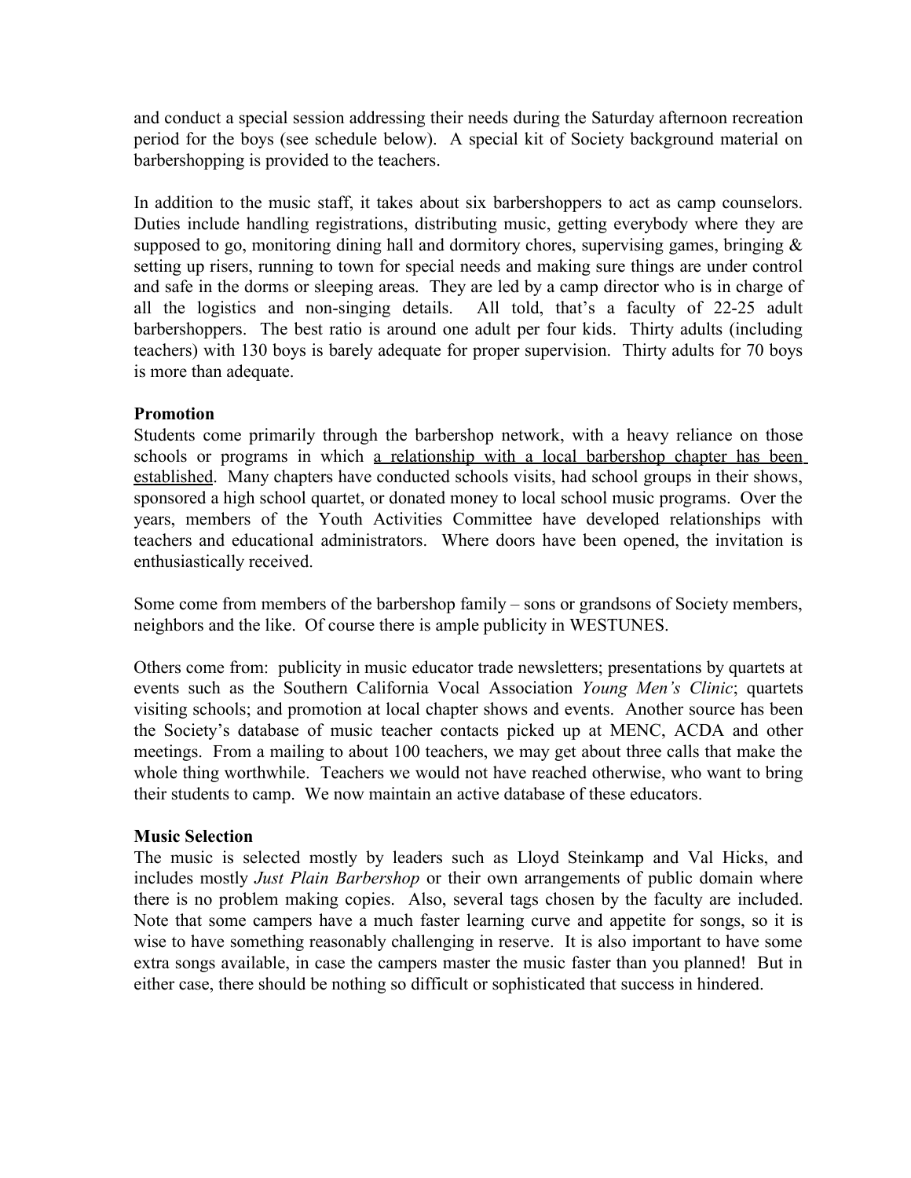and conduct a special session addressing their needs during the Saturday afternoon recreation period for the boys (see schedule below). A special kit of Society background material on barbershopping is provided to the teachers.

In addition to the music staff, it takes about six barbershoppers to act as camp counselors. Duties include handling registrations, distributing music, getting everybody where they are supposed to go, monitoring dining hall and dormitory chores, supervising games, bringing & setting up risers, running to town for special needs and making sure things are under control and safe in the dorms or sleeping areas. They are led by a camp director who is in charge of all the logistics and non-singing details. All told, that's a faculty of 22-25 adult barbershoppers. The best ratio is around one adult per four kids. Thirty adults (including teachers) with 130 boys is barely adequate for proper supervision. Thirty adults for 70 boys is more than adequate.

**Promotion**

Students come primarily through the barbershop network, with a heavy reliance on those schools or programs in which <u>a relationship with a local barbershop chapter has been established</u>. Many chapters have conducted schools visits, had school groups in their shows, sponsored a high school quartet, or donated money to local school music programs. Over the years, members of the Youth Activities Committee have developed relationships with teachers and educational administrators. Where doors have been opened, the invitation is enthusiastically received.

Some come from members of the barbershop family – sons or grandsons of Society members, neighbors and the like. Of course there is ample publicity in WESTUNES.

Others come from: publicity in music educator trade newsletters; presentations by quartets at events such as the Southern California Vocal Association *Young Men's Clinic*; quartets visiting schools; and promotion at local chapter shows and events. Another source has been the Society's database of music teacher contacts picked up at MENC, ACDA and other meetings. From a mailing to about 100 teachers, we may get about three calls that make the whole thing worthwhile. Teachers we would not have reached otherwise, who want to bring their students to camp. We now maintain an active database of these educators.

**Music Selection**

The music is selected mostly by leaders such as Lloyd Steinkamp and Val Hicks, and includes mostly *Just Plain Barbershop* or their own arrangements of public domain where there is no problem making copies. Also, several tags chosen by the faculty are included. Note that some campers have a much faster learning curve and appetite for songs, so it is wise to have something reasonably challenging in reserve. It is also important to have some extra songs available, in case the campers master the music faster than you planned! But in either case, there should be nothing so difficult or sophisticated that success in hindered.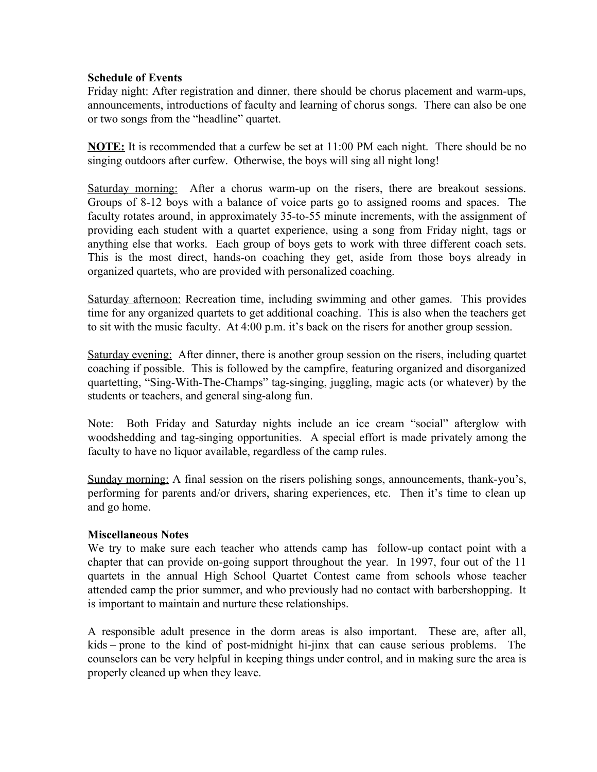**Schedule of Events**

Friday night: After registration and dinner, there should be chorus placement and warm-ups, announcements, introductions of faculty and learning of chorus songs. There can also be one or two songs from the "headline" quartet.

**NOTE:** It is recommended that a curfew be set at 11:00 PM each night. There should be no singing outdoors after curfew. Otherwise, the boys will sing all night long!

Saturday morning: After a chorus warm-up on the risers, there are breakout sessions. Groups of 8-12 boys with a balance of voice parts go to assigned rooms and spaces. The faculty rotates around, in approximately 35-to-55 minute increments, with the assignment of providing each student with a quartet experience, using a song from Friday night, tags or anything else that works. Each group of boys gets to work with three different coach sets. This is the most direct, hands-on coaching they get, aside from those boys already in organized quartets, who are provided with personalized coaching.

Saturday afternoon: Recreation time, including swimming and other games. This provides time for any organized quartets to get additional coaching. This is also when the teachers get to sit with the music faculty. At 4:00 p.m. it's back on the risers for another group session.

Saturday evening: After dinner, there is another group session on the risers, including quartet coaching if possible. This is followed by the campfire, featuring organized and disorganized quartetting, "Sing-With-The-Champs" tag-singing, juggling, magic acts (or whatever) by the students or teachers, and general sing-along fun.

Note: Both Friday and Saturday nights include an ice cream "social" afterglow with woodshedding and tag-singing opportunities. A special effort is made privately among the faculty to have no liquor available, regardless of the camp rules.

Sunday morning: A final session on the risers polishing songs, announcements, thank-you's, performing for parents and/or drivers, sharing experiences, etc. Then it's time to clean up and go home.

**Miscellaneous Notes**

We try to make sure each teacher who attends camp has follow-up contact point with a chapter that can provide on-going support throughout the year. In 1997, four out of the 11 quartets in the annual High School Quartet Contest came from schools whose teacher attended camp the prior summer, and who previously had no contact with barbershopping. It is important to maintain and nurture these relationships.

A responsible adult presence in the dorm areas is also important. These are, after all, kids – prone to the kind of post-midnight hi-jinx that can cause serious problems. The counselors can be very helpful in keeping things under control, and in making sure the area is properly cleaned up when they leave.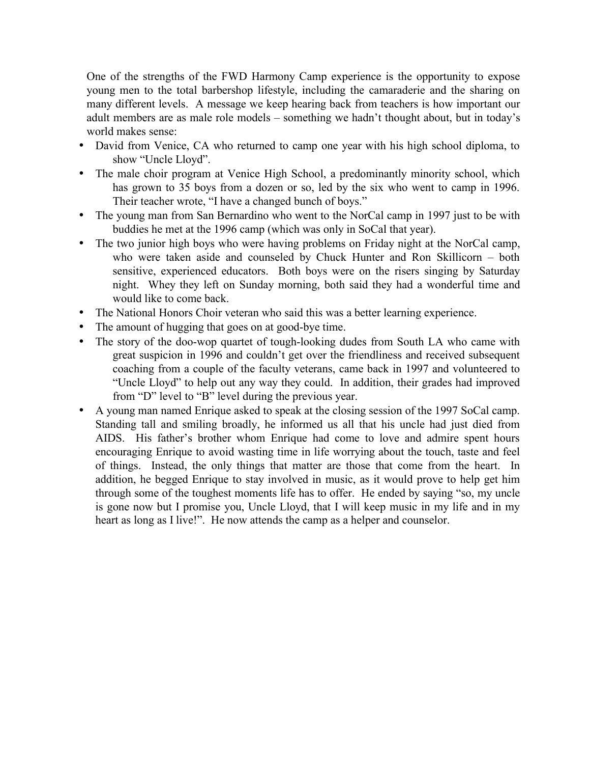One of the strengths of the FWD Harmony Camp experience is the opportunity to expose young men to the total barbershop lifestyle, including the camaraderie and the sharing on many different levels. A message we keep hearing back from teachers is how important our adult members are as male role models – something we hadn't thought about, but in today's world makes sense:

- David from Venice, CA who returned to camp one year with his high school diploma, to show "Uncle Lloyd".
- The male choir program at Venice High School, a predominantly minority school, which has grown to 35 boys from a dozen or so, led by the six who went to camp in 1996. Their teacher wrote, "I have a changed bunch of boys."
- The young man from San Bernardino who went to the NorCal camp in 1997 just to be with buddies he met at the 1996 camp (which was only in SoCal that year).
- The two junior high boys who were having problems on Friday night at the NorCal camp, who were taken aside and counseled by Chuck Hunter and Ron Skillicorn – both sensitive, experienced educators. Both boys were on the risers singing by Saturday night. Whey they left on Sunday morning, both said they had a wonderful time and would like to come back.
- The National Honors Choir veteran who said this was a better learning experience.
- The amount of hugging that goes on at good-bye time.
- The story of the doo-wop quartet of tough-looking dudes from South LA who came with great suspicion in 1996 and couldn't get over the friendliness and received subsequent coaching from a couple of the faculty veterans, came back in 1997 and volunteered to "Uncle Lloyd" to help out any way they could. In addition, their grades had improved from "D" level to "B" level during the previous year.
- A young man named Enrique asked to speak at the closing session of the 1997 SoCal camp. Standing tall and smiling broadly, he informed us all that his uncle had just died from AIDS. His father's brother whom Enrique had come to love and admire spent hours encouraging Enrique to avoid wasting time in life worrying about the touch, taste and feel of things. Instead, the only things that matter are those that come from the heart. In addition, he begged Enrique to stay involved in music, as it would prove to help get him through some of the toughest moments life has to offer. He ended by saying "so, my uncle is gone now but I promise you, Uncle Lloyd, that I will keep music in my life and in my heart as long as I live!". He now attends the camp as a helper and counselor.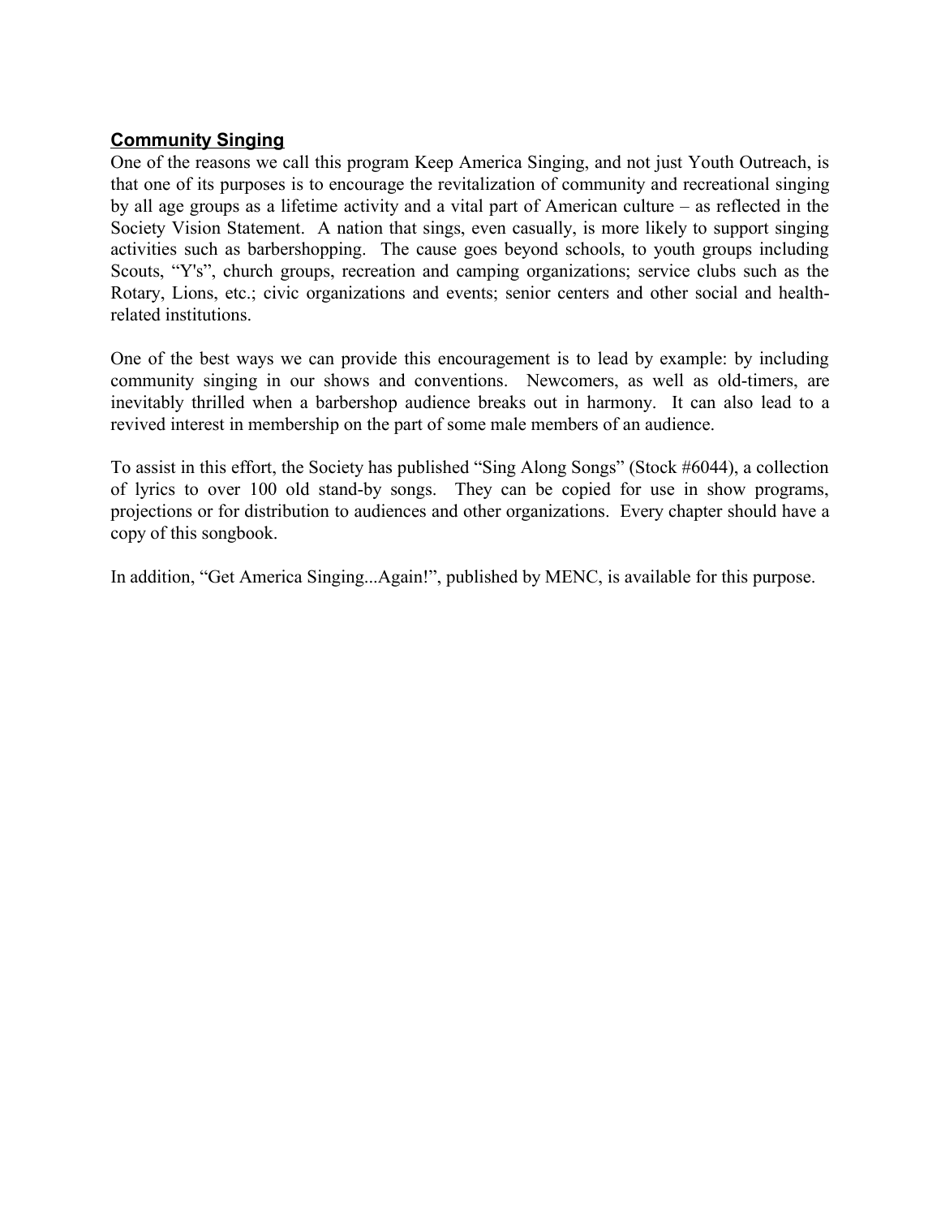## Community Singing

One of the reasons we call this program Keep America Singing, and not just Youth Outreach, is that one of its purposes is to encourage the revitalization of community and recreational singing by all age groups as a lifetime activity and a vital part of American culture – as reflected in the Society Vision Statement. A nation that sings, even casually, is more likely to support singing activities such as barbershopping. The cause goes beyond schools, to youth groups including Scouts, "Y's", church groups, recreation and camping organizations; service clubs such as the Rotary, Lions, etc.; civic organizations and events; senior centers and other social and health-related institutions.

One of the best ways we can provide this encouragement is to lead by example: by including community singing in our shows and conventions. Newcomers, as well as old-timers, are inevitably thrilled when a barbershop audience breaks out in harmony. It can also lead to a revived interest in membership on the part of some male members of an audience.

To assist in this effort, the Society has published "Sing Along Songs" (Stock #6044), a collection of lyrics to over 100 old stand-by songs. They can be copied for use in show programs, projections or for distribution to audiences and other organizations. Every chapter should have a copy of this songbook.

In addition, "Get America Singing...Again!", published by MENC, is available for this purpose.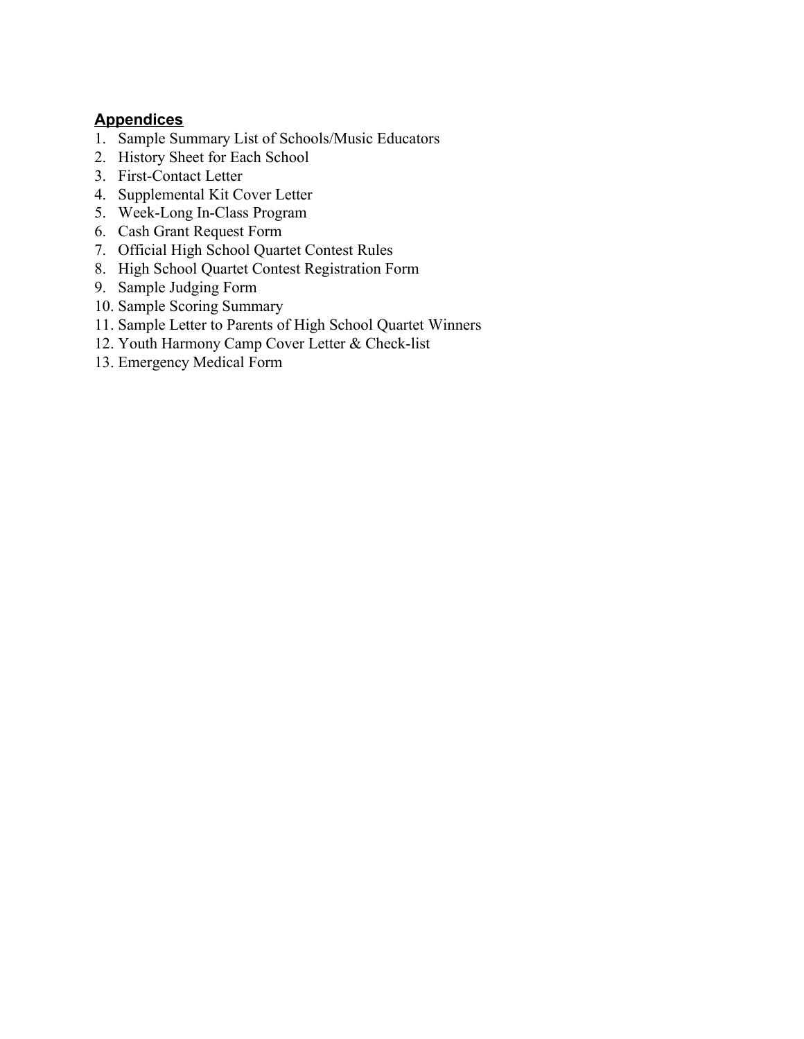## Appendices

1. Sample Summary List of Schools/Music Educators
2. History Sheet for Each School
3. First-Contact Letter
4. Supplemental Kit Cover Letter
5. Week-Long In-Class Program
6. Cash Grant Request Form
7. Official High School Quartet Contest Rules
8. High School Quartet Contest Registration Form
9. Sample Judging Form
10. Sample Scoring Summary
11. Sample Letter to Parents of High School Quartet Winners
12. Youth Harmony Camp Cover Letter & Check-list
13. Emergency Medical Form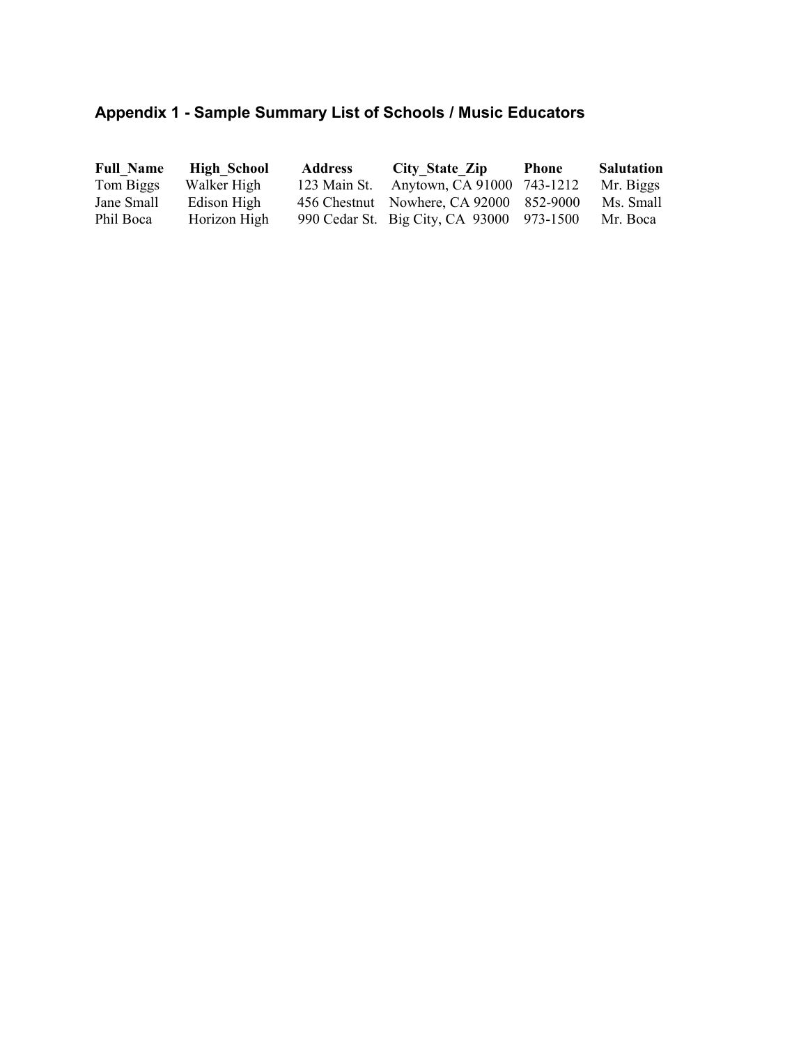## Appendix 1 - Sample Summary List of Schools / Music Educators

| Full_Name | High_School | Address | City_State_Zip | Phone | Salutation |
|---|---|---|---|---|---|
| Tom Biggs | Walker High | 123 Main St. | Anytown, CA 91000 | 743-1212 | Mr. Biggs |
| Jane Small | Edison High | 456 Chestnut | Nowhere, CA 92000 | 852-9000 | Ms. Small |
| Phil Boca | Horizon High | 990 Cedar St. | Big City, CA 93000 | 973-1500 | Mr. Boca |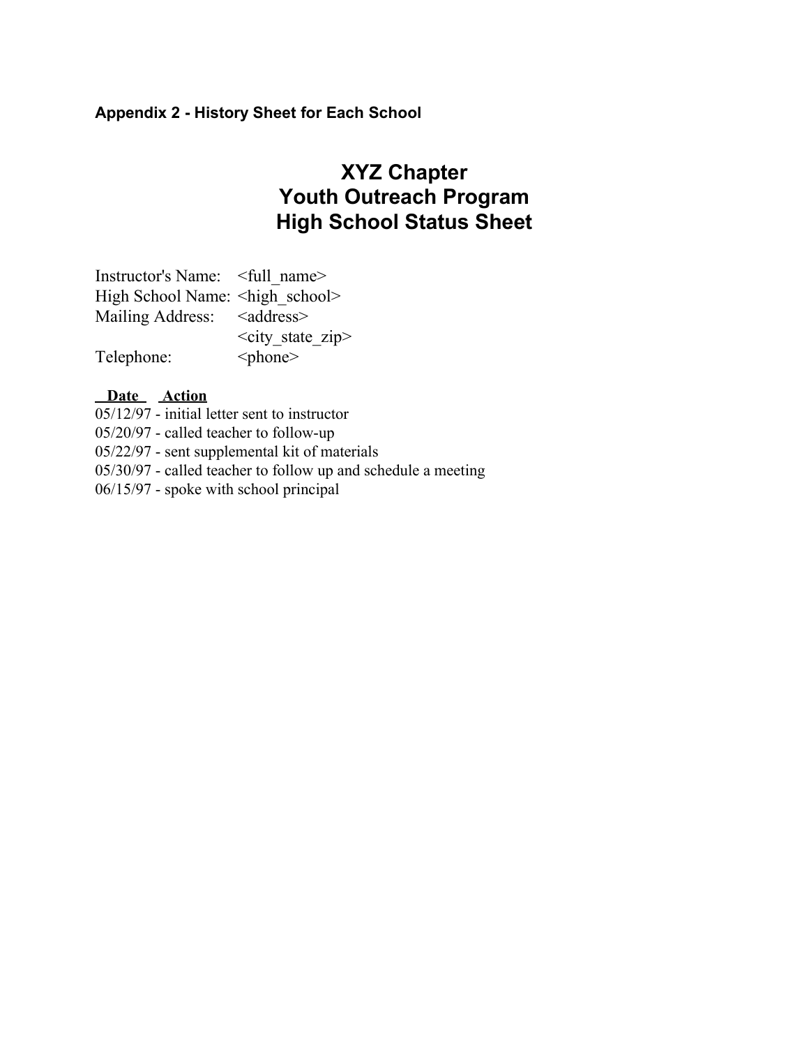**Appendix 2 - History Sheet for Each School**

# XYZ Chapter
# Youth Outreach Program
# High School Status Sheet

Instructor's Name: <full_name>
High School Name: <high_school>
Mailing Address: <address>
<city_state_zip>
Telephone: <phone>

**<u>Date</u>** **<u>Action</u>**

05/12/97 - initial letter sent to instructor
05/20/97 - called teacher to follow-up
05/22/97 - sent supplemental kit of materials
05/30/97 - called teacher to follow up and schedule a meeting
06/15/97 - spoke with school principal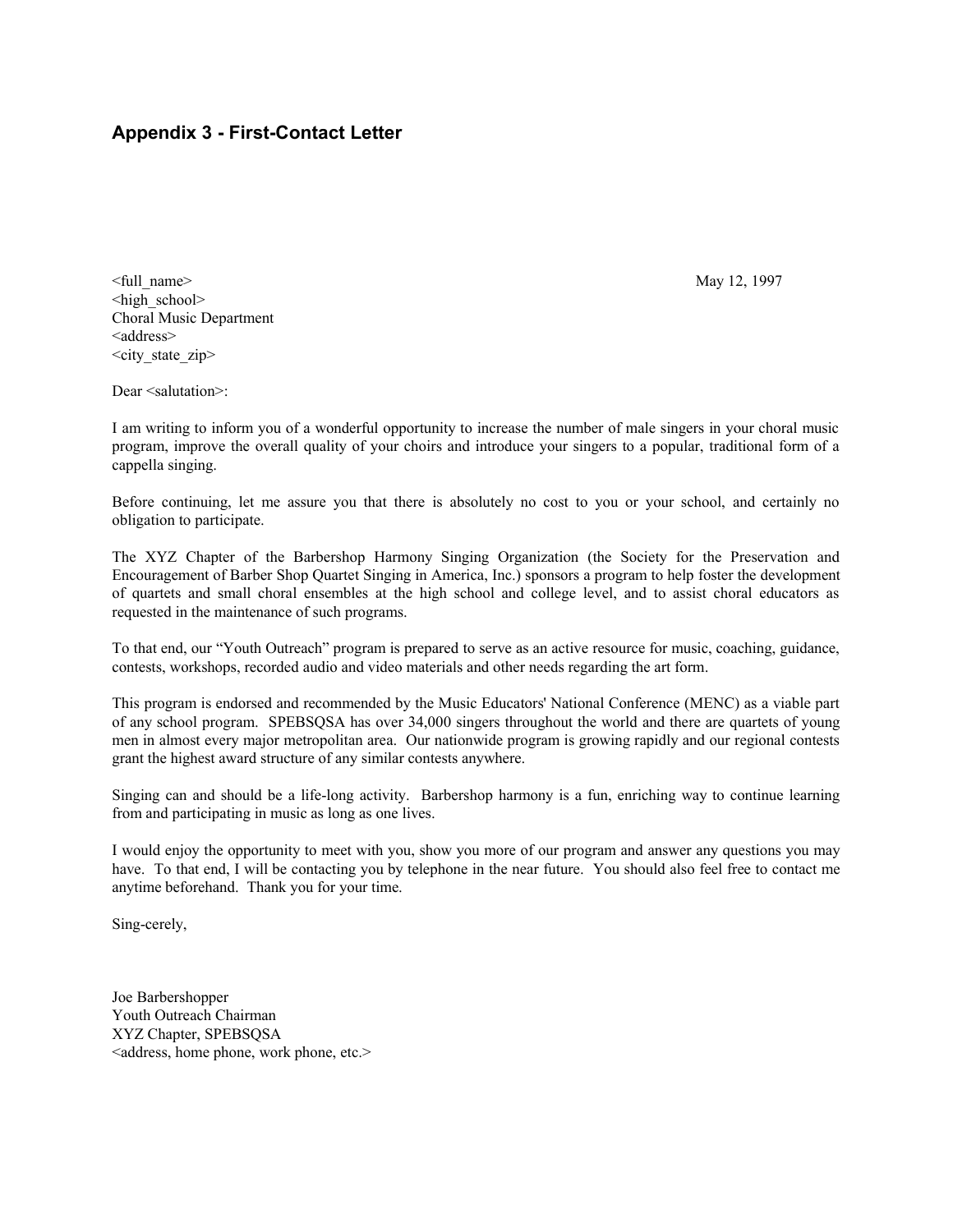## Appendix 3 - First-Contact Letter

<full_name>
<high_school>
Choral Music Department
<address>
<city_state_zip>

May 12, 1997

Dear <salutation>:

I am writing to inform you of a wonderful opportunity to increase the number of male singers in your choral music program, improve the overall quality of your choirs and introduce your singers to a popular, traditional form of a cappella singing.

Before continuing, let me assure you that there is absolutely no cost to you or your school, and certainly no obligation to participate.

The XYZ Chapter of the Barbershop Harmony Singing Organization (the Society for the Preservation and Encouragement of Barber Shop Quartet Singing in America, Inc.) sponsors a program to help foster the development of quartets and small choral ensembles at the high school and college level, and to assist choral educators as requested in the maintenance of such programs.

To that end, our “Youth Outreach” program is prepared to serve as an active resource for music, coaching, guidance, contests, workshops, recorded audio and video materials and other needs regarding the art form.

This program is endorsed and recommended by the Music Educators' National Conference (MENC) as a viable part of any school program. SPEBSQSA has over 34,000 singers throughout the world and there are quartets of young men in almost every major metropolitan area. Our nationwide program is growing rapidly and our regional contests grant the highest award structure of any similar contests anywhere.

Singing can and should be a life-long activity. Barbershop harmony is a fun, enriching way to continue learning from and participating in music as long as one lives.

I would enjoy the opportunity to meet with you, show you more of our program and answer any questions you may have. To that end, I will be contacting you by telephone in the near future. You should also feel free to contact me anytime beforehand. Thank you for your time.

Sing-cerely,

Joe Barbershopper
Youth Outreach Chairman
XYZ Chapter, SPEBSQSA
<address, home phone, work phone, etc.>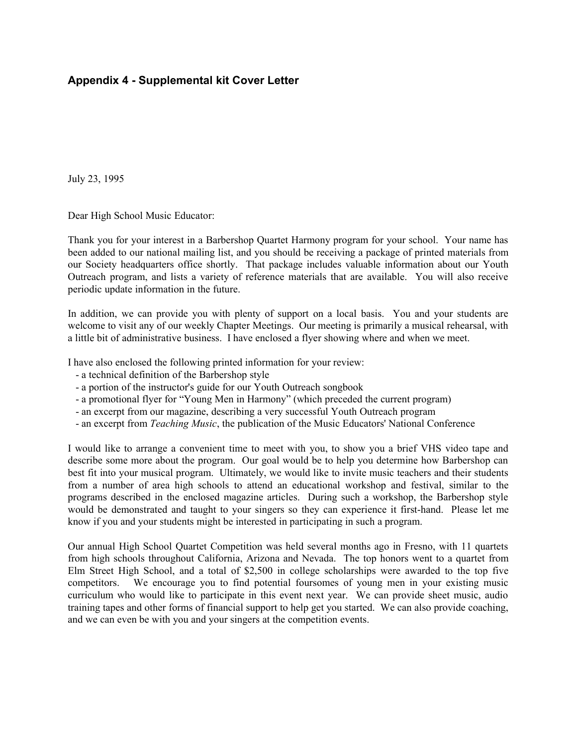## Appendix 4 - Supplemental kit Cover Letter

July 23, 1995

Dear High School Music Educator:

Thank you for your interest in a Barbershop Quartet Harmony program for your school. Your name has been added to our national mailing list, and you should be receiving a package of printed materials from our Society headquarters office shortly. That package includes valuable information about our Youth Outreach program, and lists a variety of reference materials that are available. You will also receive periodic update information in the future.

In addition, we can provide you with plenty of support on a local basis. You and your students are welcome to visit any of our weekly Chapter Meetings. Our meeting is primarily a musical rehearsal, with a little bit of administrative business. I have enclosed a flyer showing where and when we meet.

I have also enclosed the following printed information for your review:

- a technical definition of the Barbershop style
- a portion of the instructor's guide for our Youth Outreach songbook
- a promotional flyer for "Young Men in Harmony" (which preceded the current program)
- an excerpt from our magazine, describing a very successful Youth Outreach program
- an excerpt from *Teaching Music*, the publication of the Music Educators' National Conference

I would like to arrange a convenient time to meet with you, to show you a brief VHS video tape and describe some more about the program. Our goal would be to help you determine how Barbershop can best fit into your musical program. Ultimately, we would like to invite music teachers and their students from a number of area high schools to attend an educational workshop and festival, similar to the programs described in the enclosed magazine articles. During such a workshop, the Barbershop style would be demonstrated and taught to your singers so they can experience it first-hand. Please let me know if you and your students might be interested in participating in such a program.

Our annual High School Quartet Competition was held several months ago in Fresno, with 11 quartets from high schools throughout California, Arizona and Nevada. The top honors went to a quartet from Elm Street High School, and a total of $2,500 in college scholarships were awarded to the top five competitors. We encourage you to find potential foursomes of young men in your existing music curriculum who would like to participate in this event next year. We can provide sheet music, audio training tapes and other forms of financial support to help get you started. We can also provide coaching, and we can even be with you and your singers at the competition events.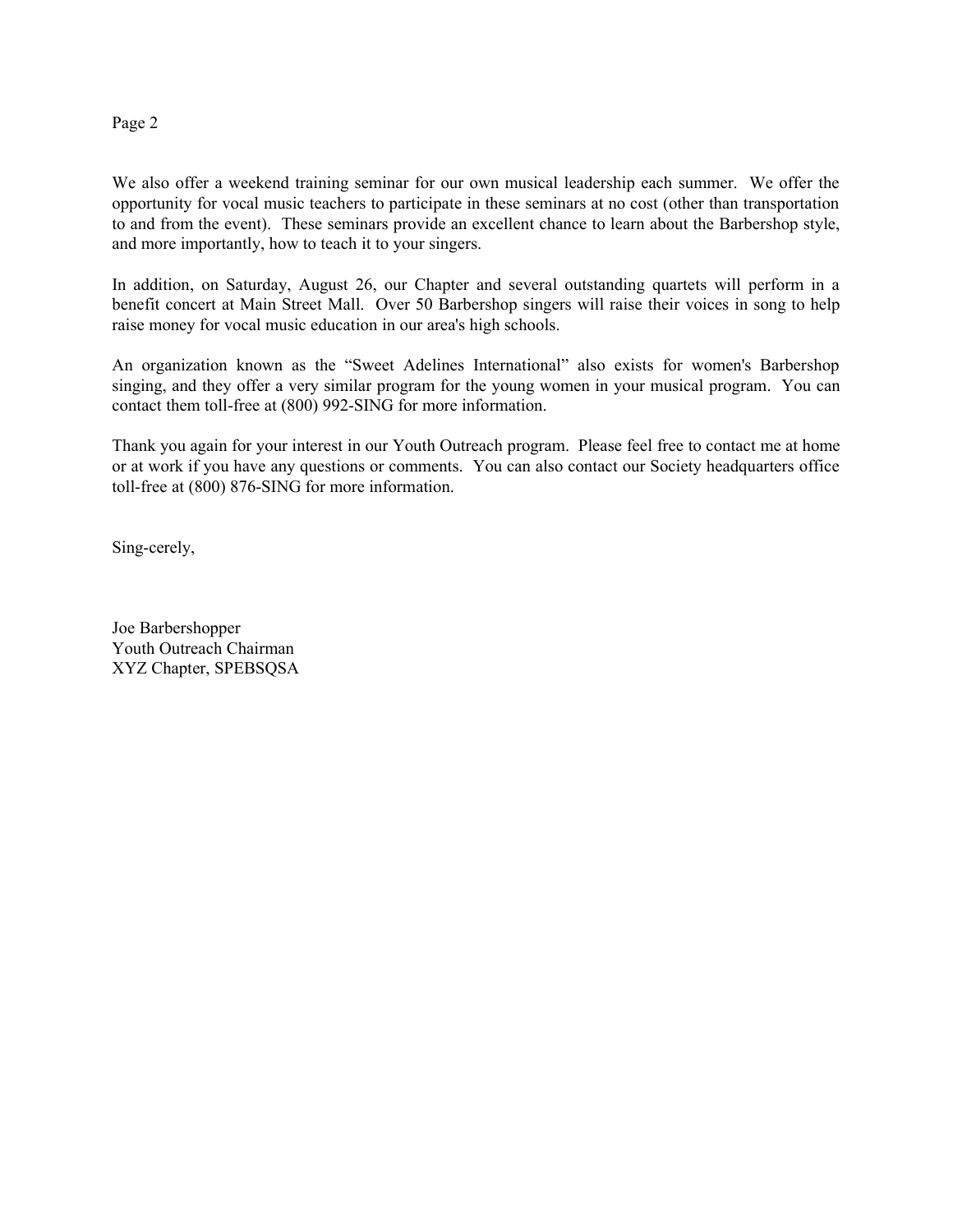We also offer a weekend training seminar for our own musical leadership each summer. We offer the opportunity for vocal music teachers to participate in these seminars at no cost (other than transportation to and from the event). These seminars provide an excellent chance to learn about the Barbershop style, and more importantly, how to teach it to your singers.

In addition, on Saturday, August 26, our Chapter and several outstanding quartets will perform in a benefit concert at Main Street Mall. Over 50 Barbershop singers will raise their voices in song to help raise money for vocal music education in our area's high schools.

An organization known as the "Sweet Adelines International" also exists for women's Barbershop singing, and they offer a very similar program for the young women in your musical program. You can contact them toll-free at (800) 992-SING for more information.

Thank you again for your interest in our Youth Outreach program. Please feel free to contact me at home or at work if you have any questions or comments. You can also contact our Society headquarters office toll-free at (800) 876-SING for more information.

Sing-cerely,

Joe Barbershopper
Youth Outreach Chairman
XYZ Chapter, SPEBSQSA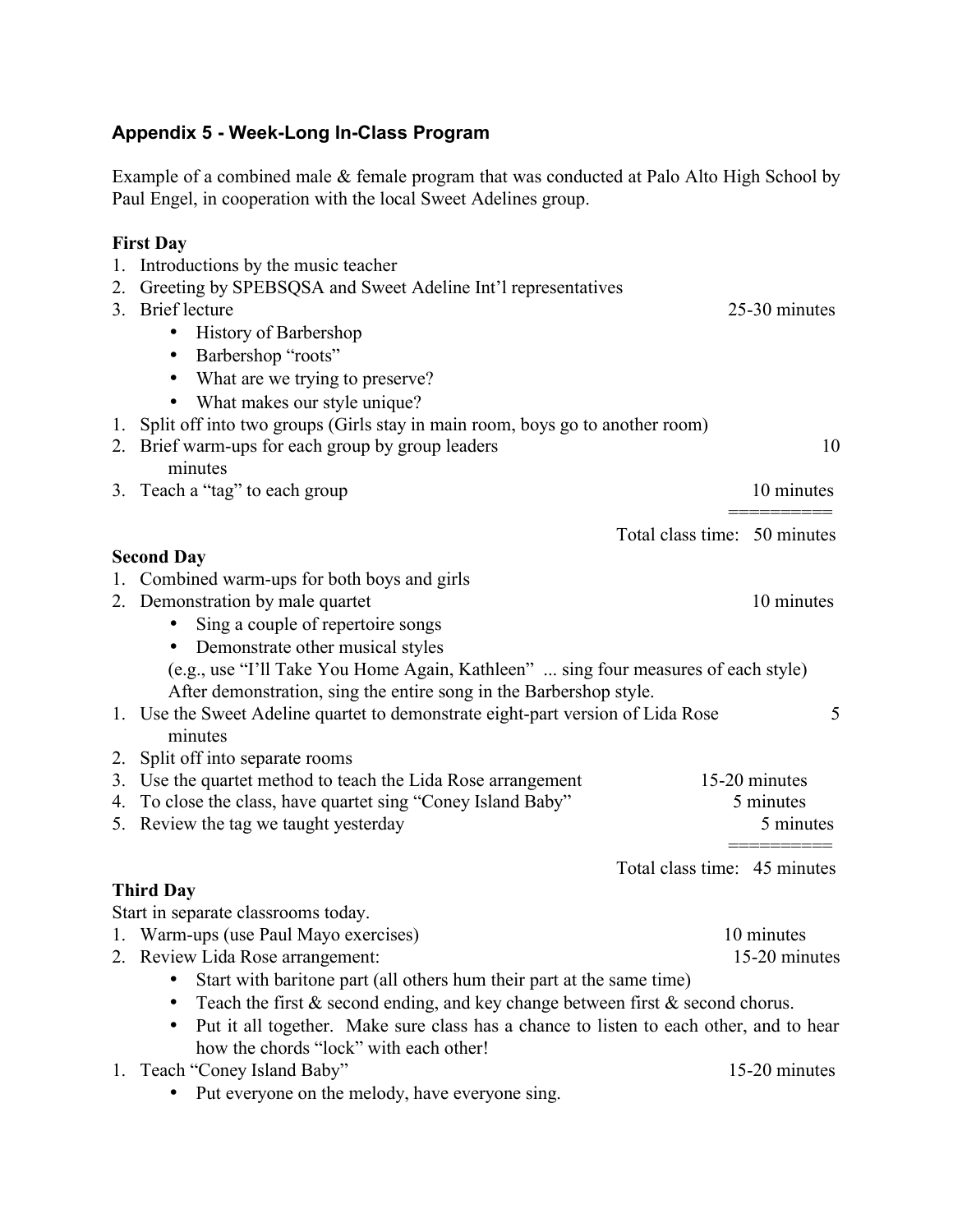## Appendix 5 - Week-Long In-Class Program

Example of a combined male & female program that was conducted at Palo Alto High School by Paul Engel, in cooperation with the local Sweet Adelines group.

**First Day**

1. Introductions by the music teacher
2. Greeting by SPEBSQSA and Sweet Adeline Int'l representatives
3. Brief lecture — 25-30 minutes
    - History of Barbershop
    - Barbershop "roots"
    - What are we trying to preserve?
    - What makes our style unique?
1. Split off into two groups (Girls stay in main room, boys go to another room)
2. Brief warm-ups for each group by group leaders — 10 minutes
3. Teach a "tag" to each group — 10 minutes

==========

Total class time: 50 minutes

**Second Day**

1. Combined warm-ups for both boys and girls
2. Demonstration by male quartet — 10 minutes
    - Sing a couple of repertoire songs
    - Demonstrate other musical styles

    (e.g., use "I'll Take You Home Again, Kathleen" ... sing four measures of each style) After demonstration, sing the entire song in the Barbershop style.
1. Use the Sweet Adeline quartet to demonstrate eight-part version of Lida Rose — 5 minutes
2. Split off into separate rooms
3. Use the quartet method to teach the Lida Rose arrangement — 15-20 minutes
4. To close the class, have quartet sing "Coney Island Baby" — 5 minutes
5. Review the tag we taught yesterday — 5 minutes

==========

Total class time: 45 minutes

**Third Day**

Start in separate classrooms today.

1. Warm-ups (use Paul Mayo exercises) — 10 minutes
2. Review Lida Rose arrangement: — 15-20 minutes
    - Start with baritone part (all others hum their part at the same time)
    - Teach the first & second ending, and key change between first & second chorus.
    - Put it all together. Make sure class has a chance to listen to each other, and to hear how the chords "lock" with each other!
1. Teach "Coney Island Baby" — 15-20 minutes
    - Put everyone on the melody, have everyone sing.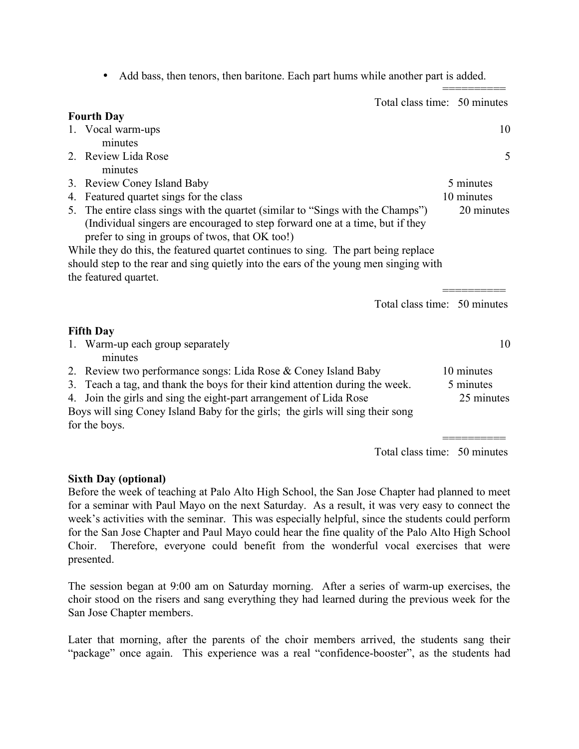- Add bass, then tenors, then baritone. Each part hums while another part is added.

==========
Total class time: 50 minutes

**Fourth Day**

1. Vocal warm-ups — 10 minutes
2. Review Lida Rose — 5 minutes
3. Review Coney Island Baby — 5 minutes
4. Featured quartet sings for the class — 10 minutes
5. The entire class sings with the quartet (similar to "Sings with the Champs") — 20 minutes
   (Individual singers are encouraged to step forward one at a time, but if they prefer to sing in groups of twos, that OK too!)

While they do this, the featured quartet continues to sing. The part being replace should step to the rear and sing quietly into the ears of the young men singing with the featured quartet.

==========
Total class time: 50 minutes

**Fifth Day**

1. Warm-up each group separately — 10 minutes
2. Review two performance songs: Lida Rose & Coney Island Baby — 10 minutes
3. Teach a tag, and thank the boys for their kind attention during the week. — 5 minutes
4. Join the girls and sing the eight-part arrangement of Lida Rose — 25 minutes

Boys will sing Coney Island Baby for the girls; the girls will sing their song for the boys.

==========
Total class time: 50 minutes

**Sixth Day (optional)**

Before the week of teaching at Palo Alto High School, the San Jose Chapter had planned to meet for a seminar with Paul Mayo on the next Saturday. As a result, it was very easy to connect the week's activities with the seminar. This was especially helpful, since the students could perform for the San Jose Chapter and Paul Mayo could hear the fine quality of the Palo Alto High School Choir. Therefore, everyone could benefit from the wonderful vocal exercises that were presented.

The session began at 9:00 am on Saturday morning. After a series of warm-up exercises, the choir stood on the risers and sang everything they had learned during the previous week for the San Jose Chapter members.

Later that morning, after the parents of the choir members arrived, the students sang their "package" once again. This experience was a real "confidence-booster", as the students had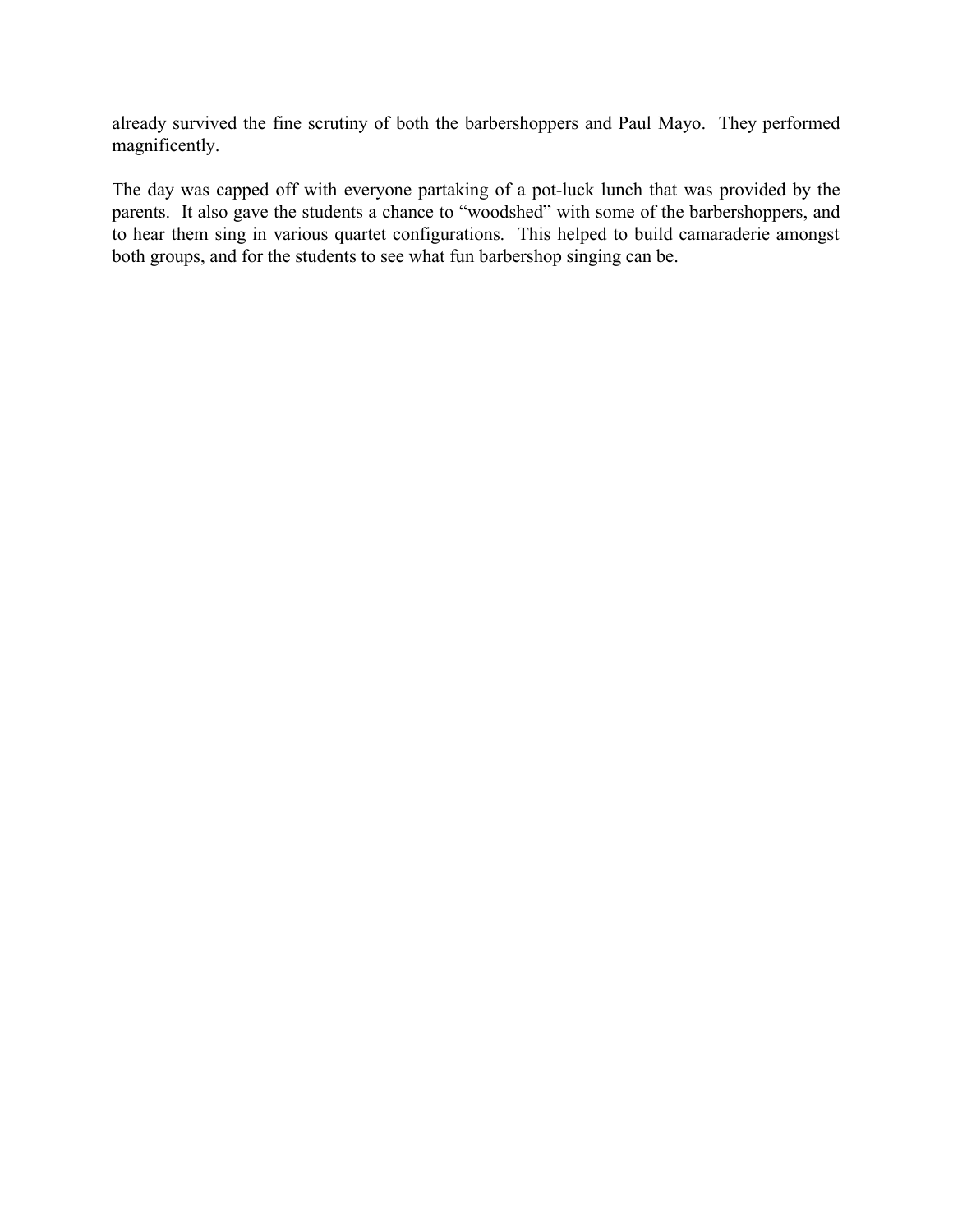already survived the fine scrutiny of both the barbershoppers and Paul Mayo. They performed magnificently.

The day was capped off with everyone partaking of a pot-luck lunch that was provided by the parents. It also gave the students a chance to "woodshed" with some of the barbershoppers, and to hear them sing in various quartet configurations. This helped to build camaraderie amongst both groups, and for the students to see what fun barbershop singing can be.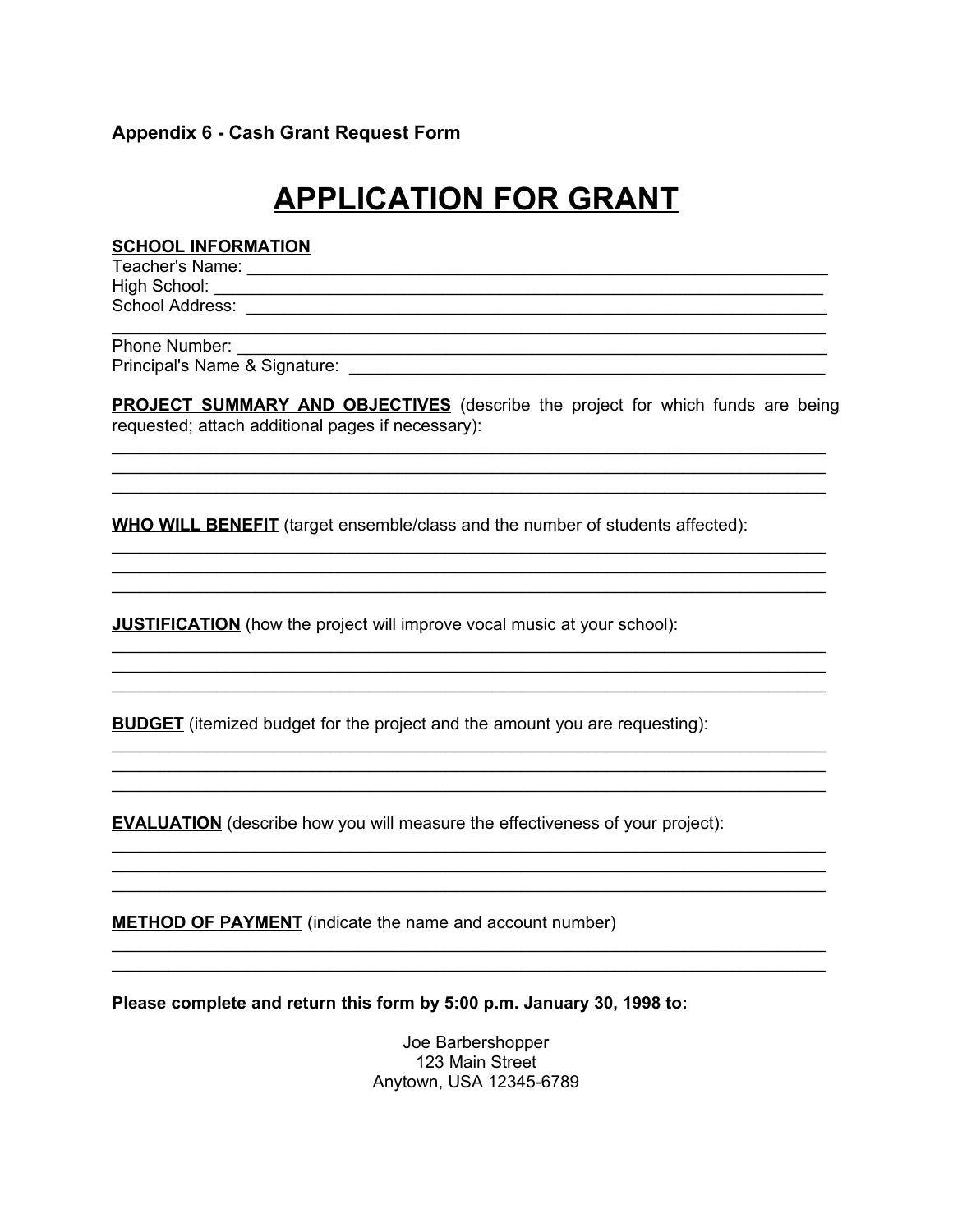**Appendix 6 - Cash Grant Request Form**

# APPLICATION FOR GRANT

**SCHOOL INFORMATION**

Teacher's Name: ________________________________________________________________

High School: ___________________________________________________________________

School Address: ________________________________________________________________

_______________________________________________________________________________

Phone Number: _________________________________________________________________

Principal's Name & Signature: ____________________________________________________

**PROJECT SUMMARY AND OBJECTIVES** (describe the project for which funds are being requested; attach additional pages if necessary):

_______________________________________________________________________________

_______________________________________________________________________________

_______________________________________________________________________________

**WHO WILL BENEFIT** (target ensemble/class and the number of students affected):

_______________________________________________________________________________

_______________________________________________________________________________

_______________________________________________________________________________

**JUSTIFICATION** (how the project will improve vocal music at your school):

_______________________________________________________________________________

_______________________________________________________________________________

_______________________________________________________________________________

**BUDGET** (itemized budget for the project and the amount you are requesting):

_______________________________________________________________________________

_______________________________________________________________________________

_______________________________________________________________________________

**EVALUATION** (describe how you will measure the effectiveness of your project):

_______________________________________________________________________________

_______________________________________________________________________________

_______________________________________________________________________________

**METHOD OF PAYMENT** (indicate the name and account number)

_______________________________________________________________________________

_______________________________________________________________________________

**Please complete and return this form by 5:00 p.m. January 30, 1998 to:**

Joe Barbershopper
123 Main Street
Anytown, USA 12345-6789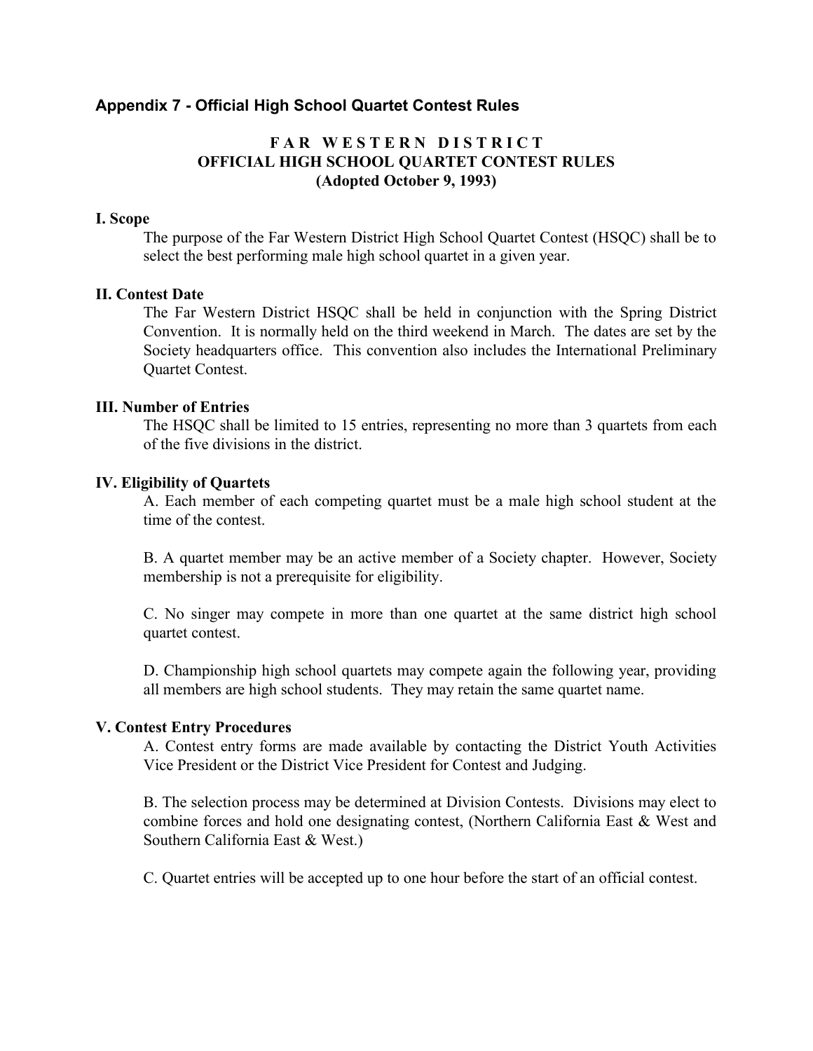## Appendix 7 - Official High School Quartet Contest Rules

**F A R   W E S T E R N   D I S T R I C T**
**OFFICIAL HIGH SCHOOL QUARTET CONTEST RULES**
**(Adopted October 9, 1993)**

### I. Scope

The purpose of the Far Western District High School Quartet Contest (HSQC) shall be to select the best performing male high school quartet in a given year.

### II. Contest Date

The Far Western District HSQC shall be held in conjunction with the Spring District Convention. It is normally held on the third weekend in March. The dates are set by the Society headquarters office. This convention also includes the International Preliminary Quartet Contest.

### III. Number of Entries

The HSQC shall be limited to 15 entries, representing no more than 3 quartets from each of the five divisions in the district.

### IV. Eligibility of Quartets

A. Each member of each competing quartet must be a male high school student at the time of the contest.

B. A quartet member may be an active member of a Society chapter. However, Society membership is not a prerequisite for eligibility.

C. No singer may compete in more than one quartet at the same district high school quartet contest.

D. Championship high school quartets may compete again the following year, providing all members are high school students. They may retain the same quartet name.

### V. Contest Entry Procedures

A. Contest entry forms are made available by contacting the District Youth Activities Vice President or the District Vice President for Contest and Judging.

B. The selection process may be determined at Division Contests. Divisions may elect to combine forces and hold one designating contest, (Northern California East & West and Southern California East & West.)

C. Quartet entries will be accepted up to one hour before the start of an official contest.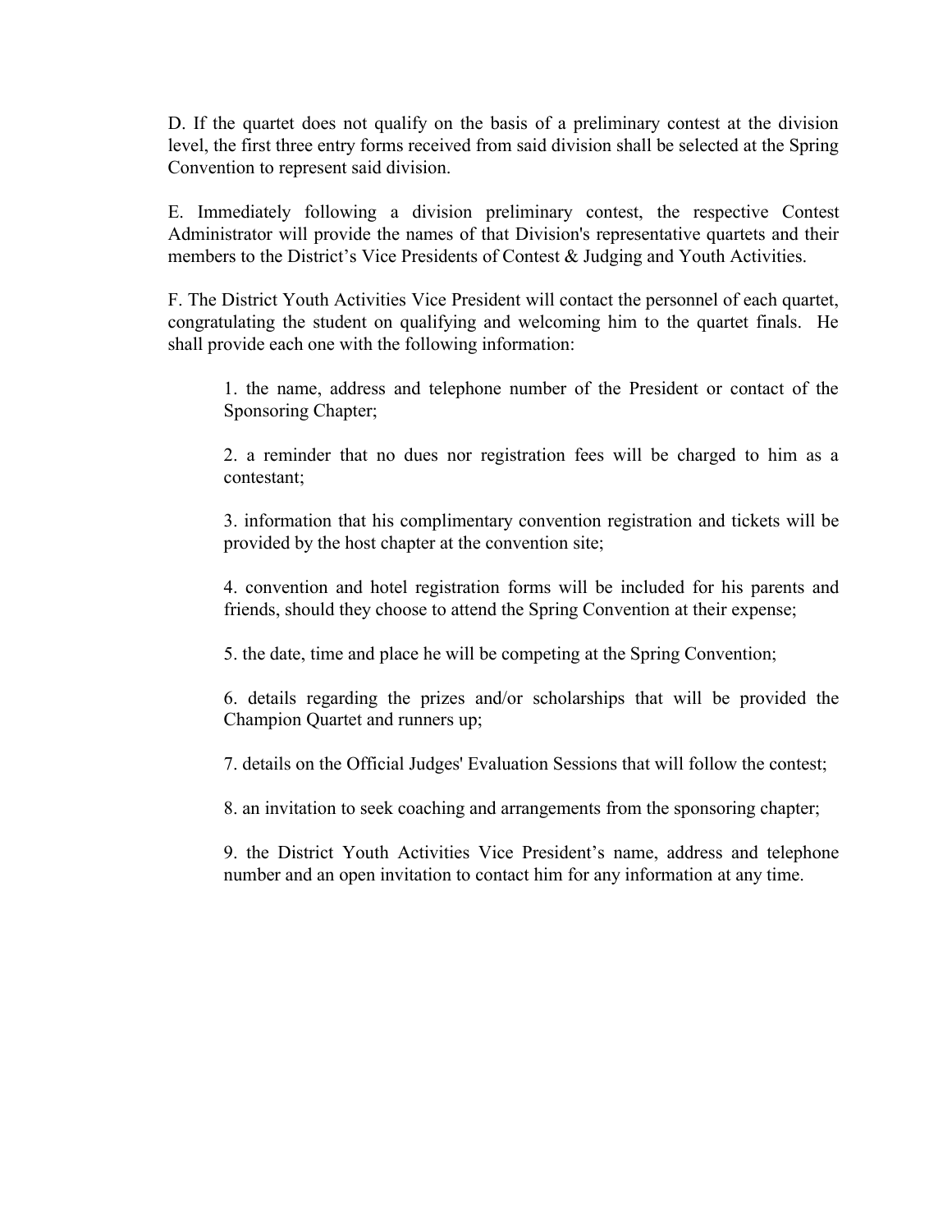D. If the quartet does not qualify on the basis of a preliminary contest at the division level, the first three entry forms received from said division shall be selected at the Spring Convention to represent said division.

E. Immediately following a division preliminary contest, the respective Contest Administrator will provide the names of that Division's representative quartets and their members to the District's Vice Presidents of Contest & Judging and Youth Activities.

F. The District Youth Activities Vice President will contact the personnel of each quartet, congratulating the student on qualifying and welcoming him to the quartet finals. He shall provide each one with the following information:

1. the name, address and telephone number of the President or contact of the Sponsoring Chapter;

2. a reminder that no dues nor registration fees will be charged to him as a contestant;

3. information that his complimentary convention registration and tickets will be provided by the host chapter at the convention site;

4. convention and hotel registration forms will be included for his parents and friends, should they choose to attend the Spring Convention at their expense;

5. the date, time and place he will be competing at the Spring Convention;

6. details regarding the prizes and/or scholarships that will be provided the Champion Quartet and runners up;

7. details on the Official Judges' Evaluation Sessions that will follow the contest;

8. an invitation to seek coaching and arrangements from the sponsoring chapter;

9. the District Youth Activities Vice President's name, address and telephone number and an open invitation to contact him for any information at any time.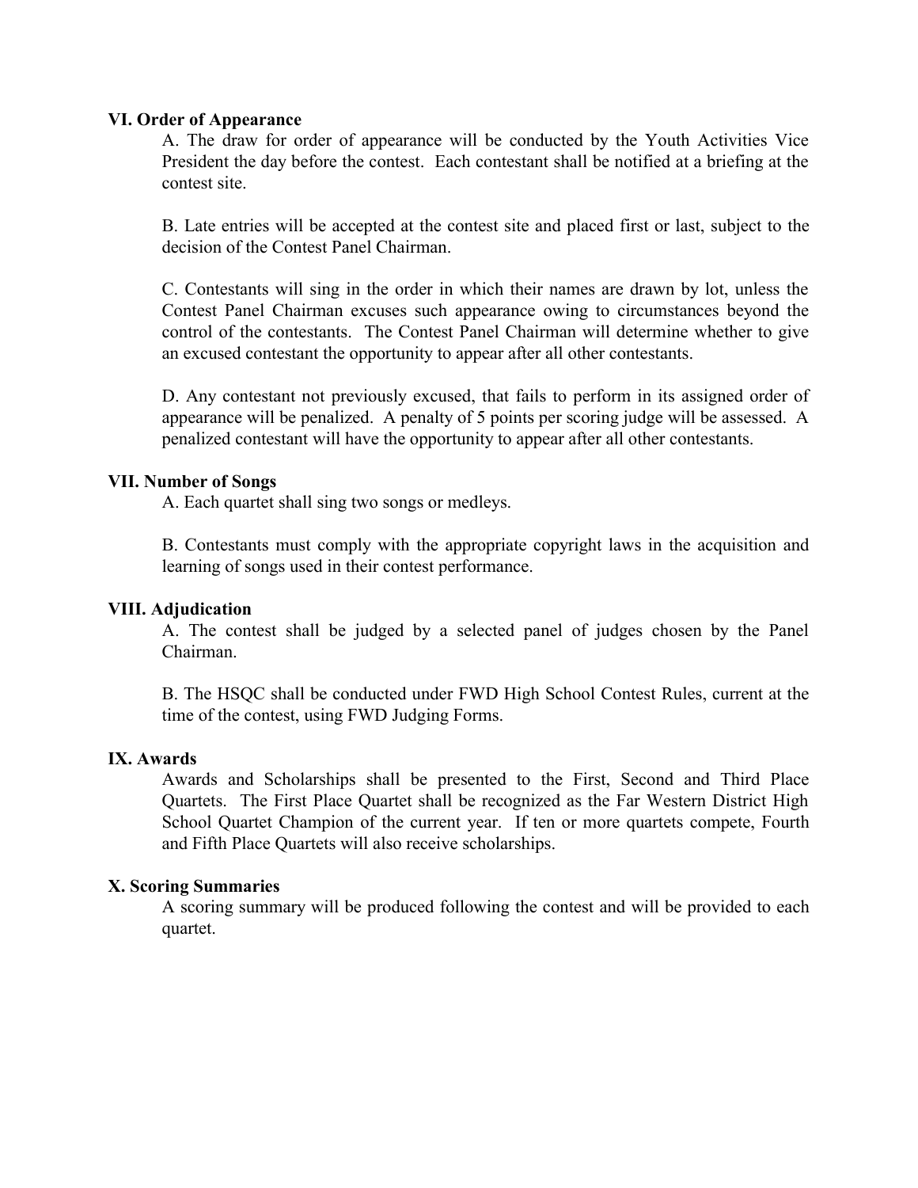**VI. Order of Appearance**

A. The draw for order of appearance will be conducted by the Youth Activities Vice President the day before the contest. Each contestant shall be notified at a briefing at the contest site.

B. Late entries will be accepted at the contest site and placed first or last, subject to the decision of the Contest Panel Chairman.

C. Contestants will sing in the order in which their names are drawn by lot, unless the Contest Panel Chairman excuses such appearance owing to circumstances beyond the control of the contestants. The Contest Panel Chairman will determine whether to give an excused contestant the opportunity to appear after all other contestants.

D. Any contestant not previously excused, that fails to perform in its assigned order of appearance will be penalized. A penalty of 5 points per scoring judge will be assessed. A penalized contestant will have the opportunity to appear after all other contestants.

**VII. Number of Songs**

A. Each quartet shall sing two songs or medleys.

B. Contestants must comply with the appropriate copyright laws in the acquisition and learning of songs used in their contest performance.

**VIII. Adjudication**

A. The contest shall be judged by a selected panel of judges chosen by the Panel Chairman.

B. The HSQC shall be conducted under FWD High School Contest Rules, current at the time of the contest, using FWD Judging Forms.

**IX. Awards**

Awards and Scholarships shall be presented to the First, Second and Third Place Quartets. The First Place Quartet shall be recognized as the Far Western District High School Quartet Champion of the current year. If ten or more quartets compete, Fourth and Fifth Place Quartets will also receive scholarships.

**X. Scoring Summaries**

A scoring summary will be produced following the contest and will be provided to each quartet.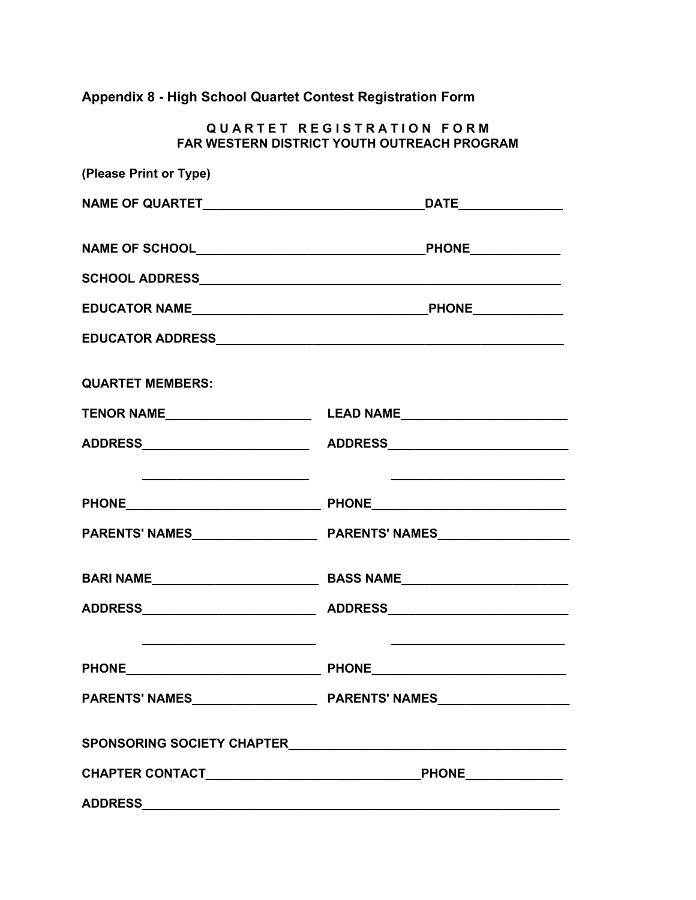## Appendix 8 - High School Quartet Contest Registration Form

**Q U A R T E T   R E G I S T R A T I O N   F O R M**
**FAR WESTERN DISTRICT YOUTH OUTREACH PROGRAM**

**(Please Print or Type)**

**NAME OF QUARTET**_________________________________**DATE**______________

**NAME OF SCHOOL**__________________________________**PHONE**____________

**SCHOOL ADDRESS**_________________________________________________

**EDUCATOR NAME**__________________________________**PHONE**____________

**EDUCATOR ADDRESS**_______________________________________________

**QUARTET MEMBERS:**

| | |
|---|---|
| **TENOR NAME**____________________ | **LEAD NAME**______________________ |
| **ADDRESS**_______________________ | **ADDRESS**_______________________ |
| _______________________ | _______________________ |
| **PHONE**_________________________ | **PHONE**_________________________ |
| **PARENTS' NAMES**________________ | **PARENTS' NAMES**________________ |
| **BARI NAME**_____________________ | **BASS NAME**_____________________ |
| **ADDRESS**_______________________ | **ADDRESS**_______________________ |
| _______________________ | _______________________ |
| **PHONE**_________________________ | **PHONE**_________________________ |
| **PARENTS' NAMES**________________ | **PARENTS' NAMES**________________ |

**SPONSORING SOCIETY CHAPTER**____________________________________

**CHAPTER CONTACT**_______________________________**PHONE**_____________

**ADDRESS**______________________________________________________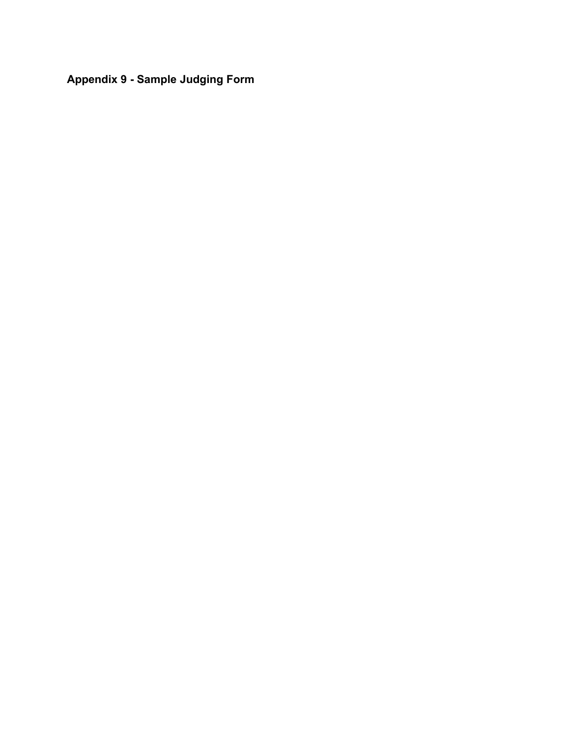## Appendix 9 - Sample Judging Form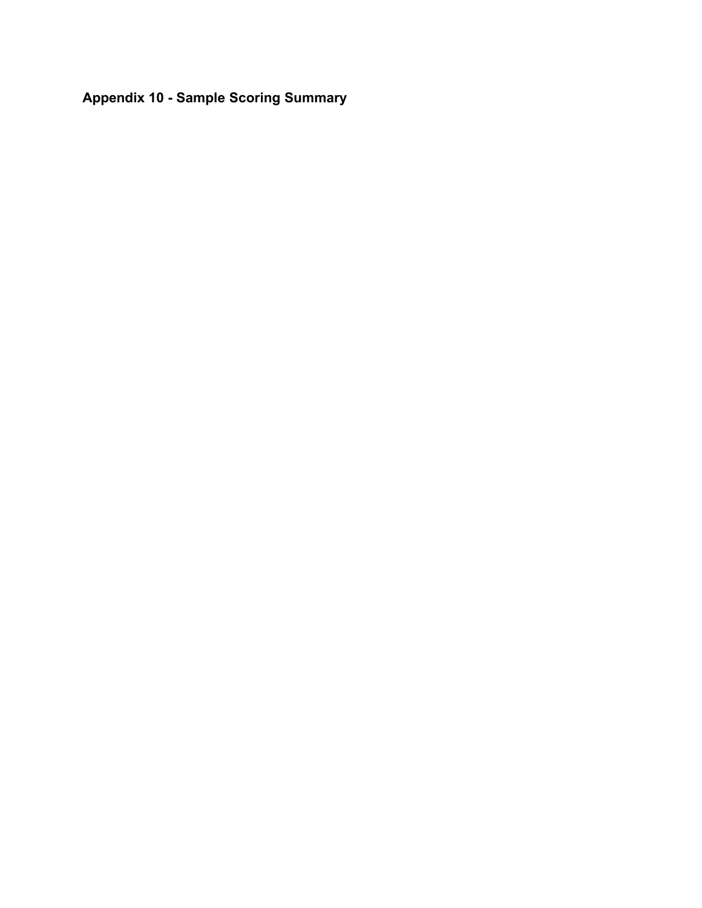## Appendix 10 - Sample Scoring Summary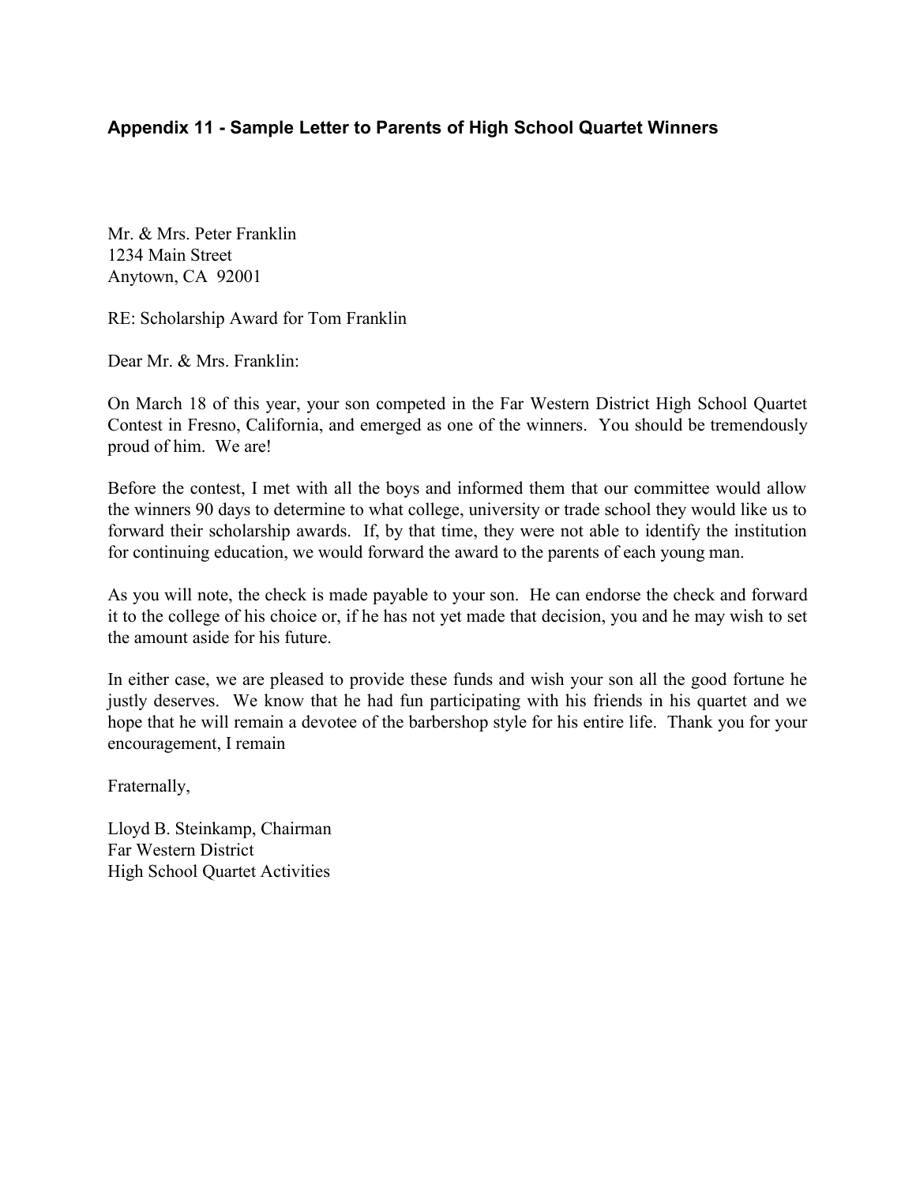### Appendix 11 - Sample Letter to Parents of High School Quartet Winners

Mr. & Mrs. Peter Franklin
1234 Main Street
Anytown, CA 92001

RE: Scholarship Award for Tom Franklin

Dear Mr. & Mrs. Franklin:

On March 18 of this year, your son competed in the Far Western District High School Quartet Contest in Fresno, California, and emerged as one of the winners. You should be tremendously proud of him. We are!

Before the contest, I met with all the boys and informed them that our committee would allow the winners 90 days to determine to what college, university or trade school they would like us to forward their scholarship awards. If, by that time, they were not able to identify the institution for continuing education, we would forward the award to the parents of each young man.

As you will note, the check is made payable to your son. He can endorse the check and forward it to the college of his choice or, if he has not yet made that decision, you and he may wish to set the amount aside for his future.

In either case, we are pleased to provide these funds and wish your son all the good fortune he justly deserves. We know that he had fun participating with his friends in his quartet and we hope that he will remain a devotee of the barbershop style for his entire life. Thank you for your encouragement, I remain

Fraternally,

Lloyd B. Steinkamp, Chairman
Far Western District
High School Quartet Activities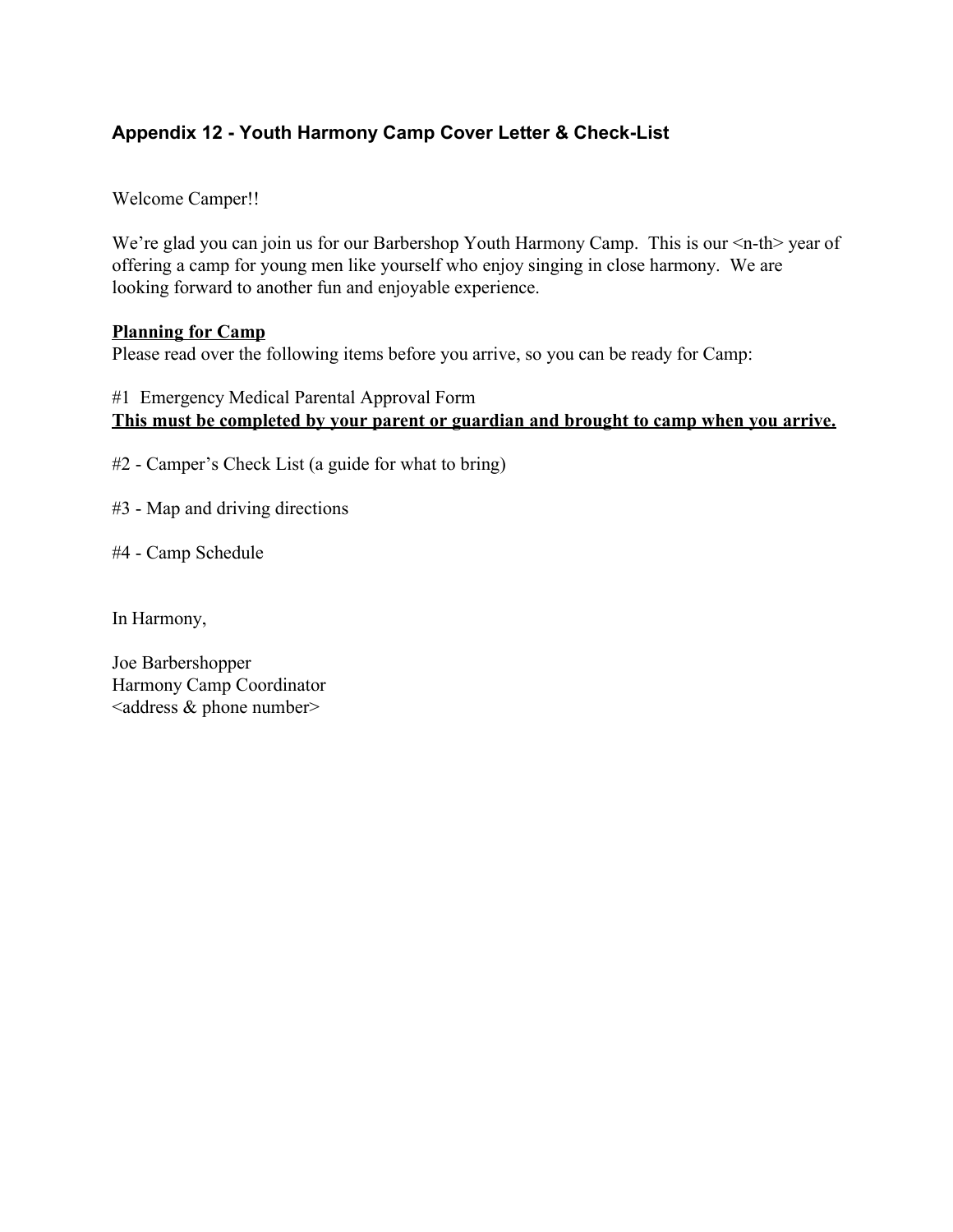## Appendix 12 - Youth Harmony Camp Cover Letter & Check-List

Welcome Camper!!

We're glad you can join us for our Barbershop Youth Harmony Camp. This is our <n-th> year of offering a camp for young men like yourself who enjoy singing in close harmony. We are looking forward to another fun and enjoyable experience.

**Planning for Camp**

Please read over the following items before you arrive, so you can be ready for Camp:

#1 Emergency Medical Parental Approval Form

**This must be completed by your parent or guardian and brought to camp when you arrive.**

#2 - Camper's Check List (a guide for what to bring)

#3 - Map and driving directions

#4 - Camp Schedule

In Harmony,

Joe Barbershopper
Harmony Camp Coordinator
<address & phone number>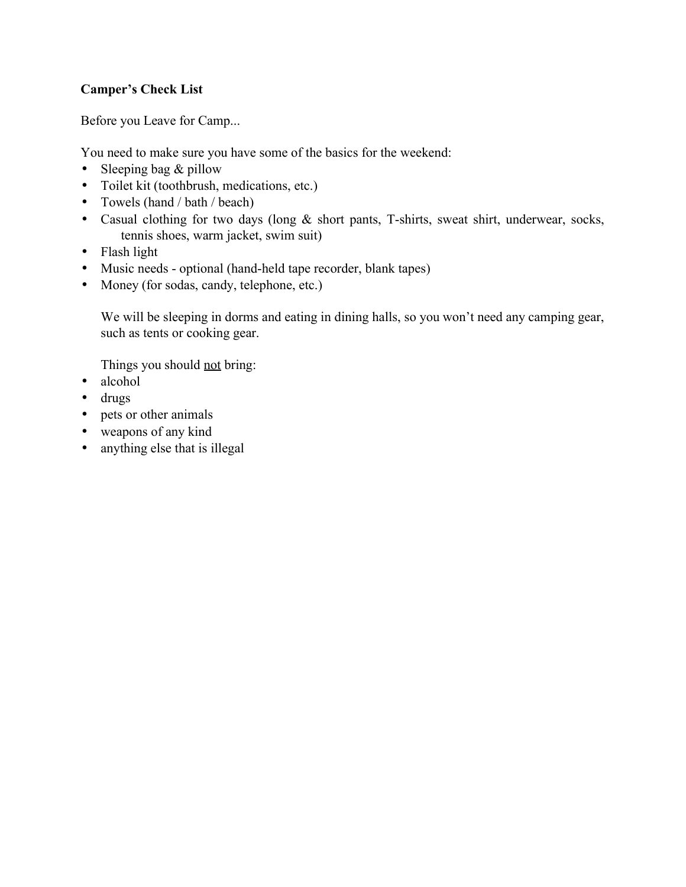**Camper's Check List**

Before you Leave for Camp...

You need to make sure you have some of the basics for the weekend:

- Sleeping bag & pillow
- Toilet kit (toothbrush, medications, etc.)
- Towels (hand / bath / beach)
- Casual clothing for two days (long & short pants, T-shirts, sweat shirt, underwear, socks, tennis shoes, warm jacket, swim suit)
- Flash light
- Music needs - optional (hand-held tape recorder, blank tapes)
- Money (for sodas, candy, telephone, etc.)

We will be sleeping in dorms and eating in dining halls, so you won't need any camping gear, such as tents or cooking gear.

Things you should <u>not</u> bring:

- alcohol
- drugs
- pets or other animals
- weapons of any kind
- anything else that is illegal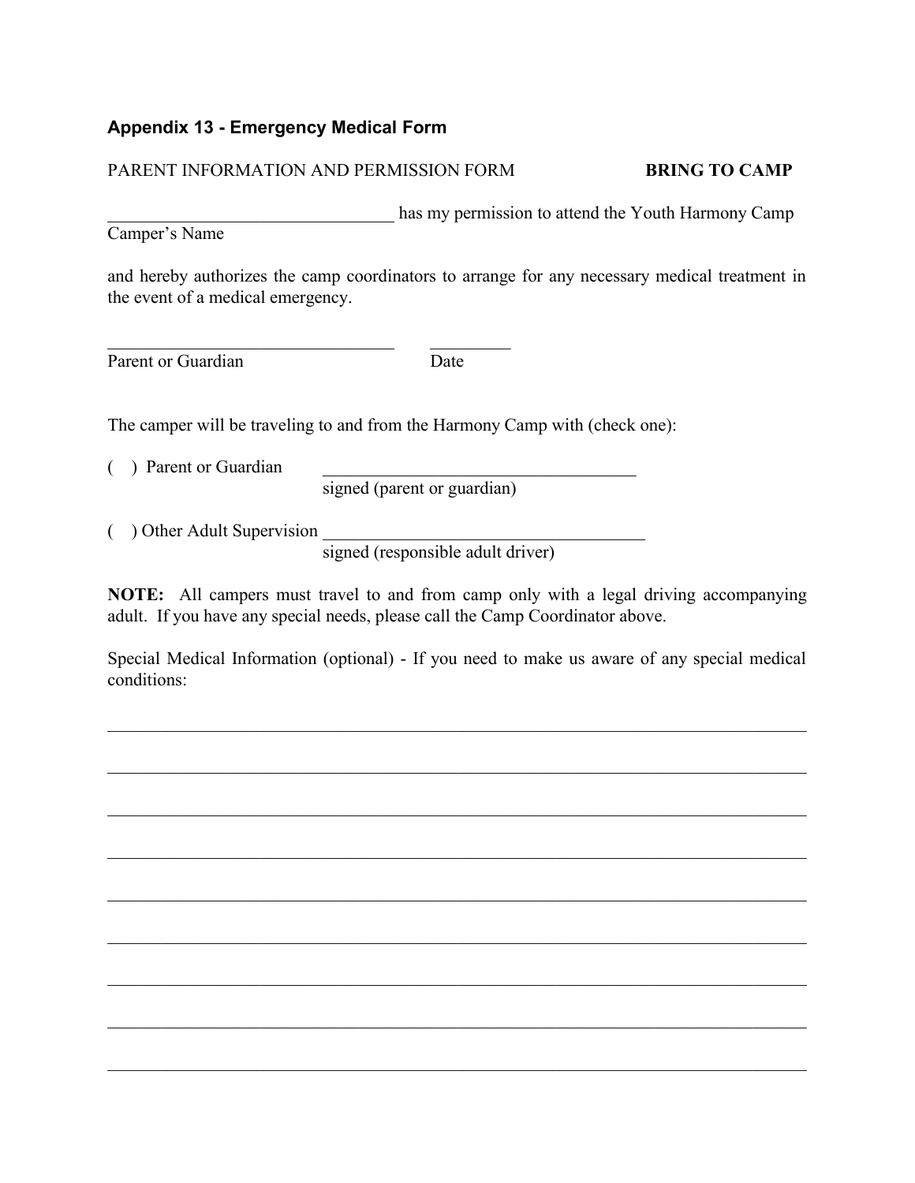### Appendix 13 - Emergency Medical Form

PARENT INFORMATION AND PERMISSION FORM **BRING TO CAMP**

________________________________ has my permission to attend the Youth Harmony Camp
Camper's Name

and hereby authorizes the camp coordinators to arrange for any necessary medical treatment in the event of a medical emergency.

________________________________ _________
Parent or Guardian Date

The camper will be traveling to and from the Harmony Camp with (check one):

( ) Parent or Guardian ____________________________________
signed (parent or guardian)

( ) Other Adult Supervision ____________________________________
signed (responsible adult driver)

**NOTE:** All campers must travel to and from camp only with a legal driving accompanying adult. If you have any special needs, please call the Camp Coordinator above.

Special Medical Information (optional) - If you need to make us aware of any special medical conditions:

______________________________________________________________________________

______________________________________________________________________________

______________________________________________________________________________

______________________________________________________________________________

______________________________________________________________________________

______________________________________________________________________________

______________________________________________________________________________

______________________________________________________________________________

______________________________________________________________________________